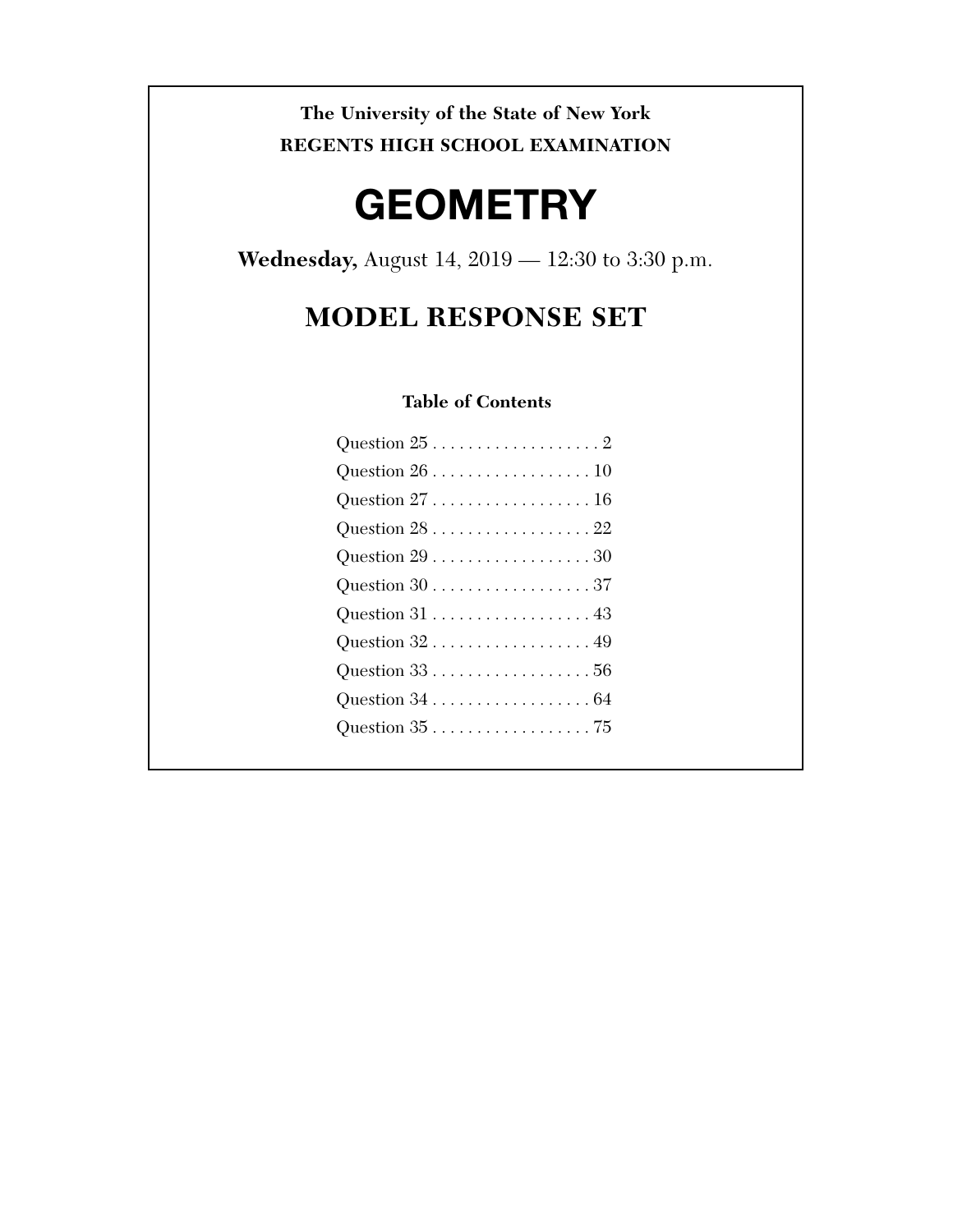**The University of the State of New York**

**REGENTS HIGH SCHOOL EXAMINATION**

# GEOMETRY

**Wednesday,** August 14, 2019 — 12:30 to 3:30 p.m.

## MODEL RESPONSE SET

### Table of Contents

Question 25 . . . . . . . . . . . . . . . . . . . 2
Question 26 . . . . . . . . . . . . . . . . . . 10
Question 27 . . . . . . . . . . . . . . . . . . 16
Question 28 . . . . . . . . . . . . . . . . . . 22
Question 29 . . . . . . . . . . . . . . . . . . 30
Question 30 . . . . . . . . . . . . . . . . . . 37
Question 31 . . . . . . . . . . . . . . . . . . 43
Question 32 . . . . . . . . . . . . . . . . . . 49
Question 33 . . . . . . . . . . . . . . . . . . 56
Question 34 . . . . . . . . . . . . . . . . . . 64
Question 35 . . . . . . . . . . . . . . . . . . 75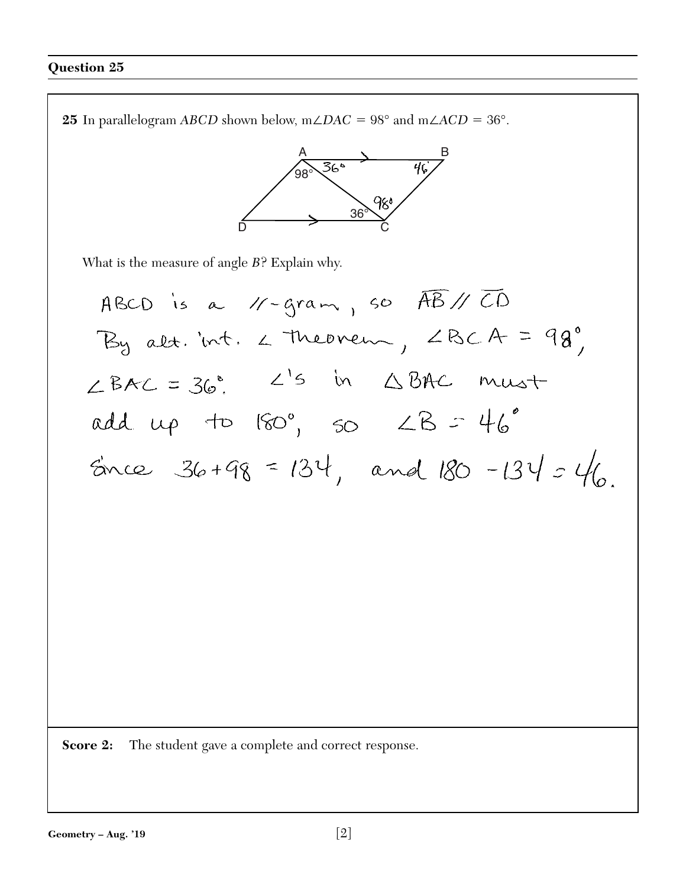## Question 25

**25** In parallelogram *ABCD* shown below, m∠*DAC* = 98° and m∠*ACD* = 36°.

What is the measure of angle *B*? Explain why.

ABCD is a //-gram, so $\overline{AB} \parallel \overline{CD}$

By alt. int. ∠ Theorem, ∠BCA = 98°,

∠BAC = 36°. ∠'s in △BAC must

add up to 180°, so ∠B = 46°

Since 36 + 98 = 134, and 180 − 134 = 46.

**Score 2:** The student gave a complete and correct response.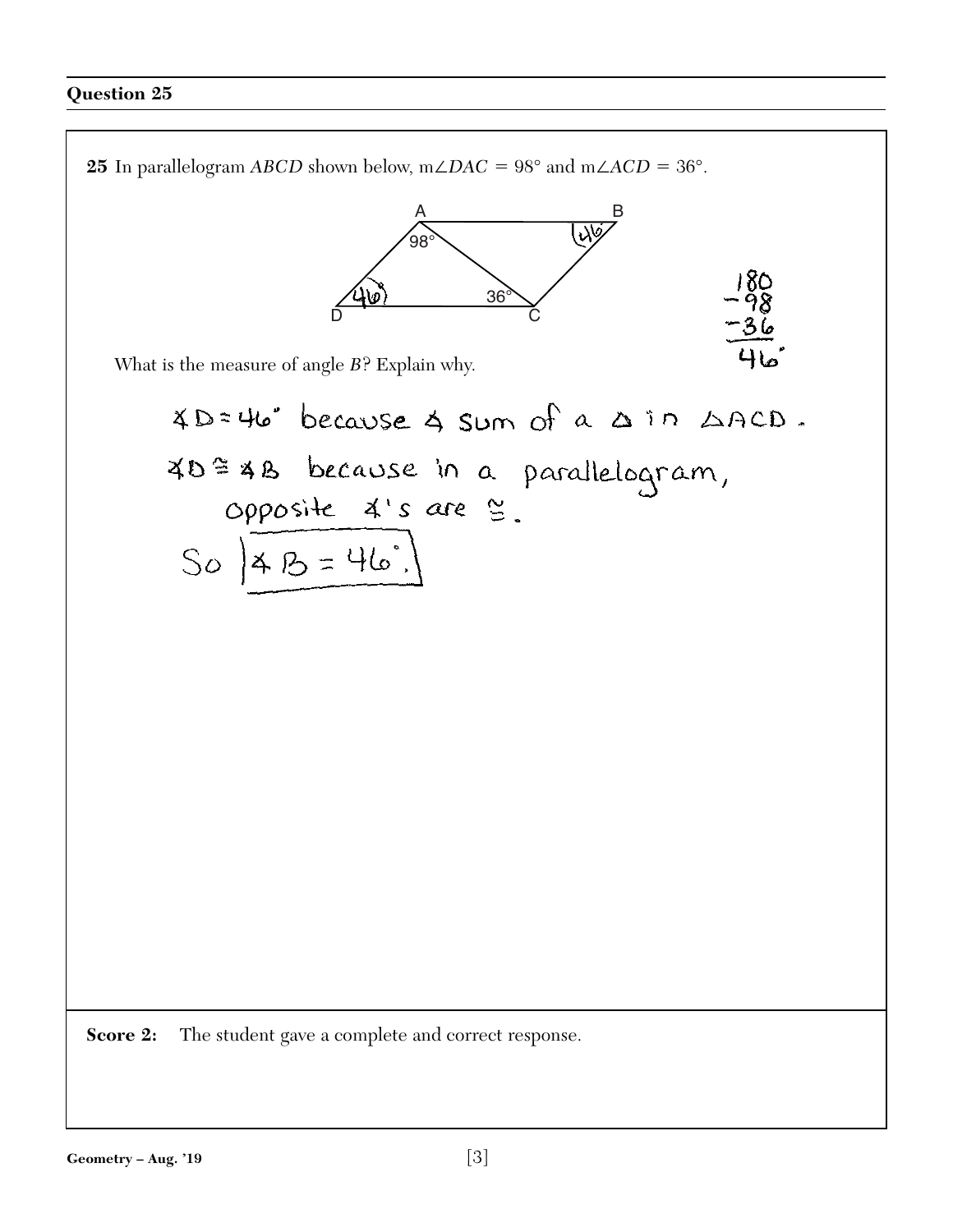## Question 25

**25** In parallelogram *ABCD* shown below, m∠*DAC* = 98° and m∠*ACD* = 36°.

What is the measure of angle *B*? Explain why.

180
−98
−36
46°

∡D = 46° because ∡ sum of a △ in △ACD.

∡D ≅ ∡B because in a parallelogram, opposite ∡'s are ≅.

So ∡B = 46°.

**Score 2:** The student gave a complete and correct response.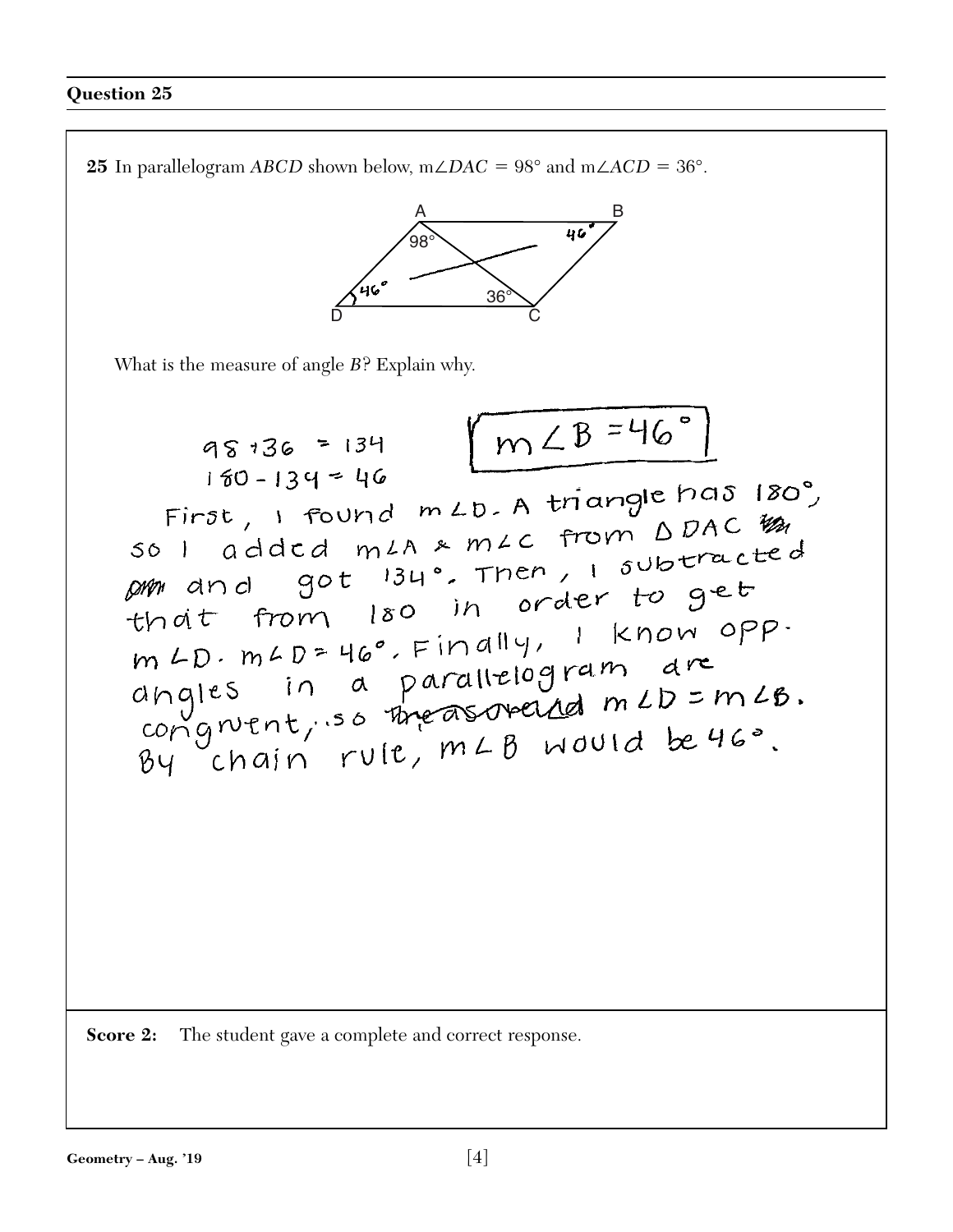## Question 25

**25** In parallelogram $ABCD$ shown below, $m\angle DAC = 98°$ and $m\angle ACD = 36°$.

What is the measure of angle $B$? Explain why.

$98 + 36 = 134$

$180 - 134 = 46$

$m\angle B = 46°$

First, I found $m\angle D$. A triangle has 180°, so I added $m\angle A$ & $m\angle C$ from $\triangle DAC$ and got 134°. Then, I subtracted that from 180 in order to get $m\angle D$. $m\angle D = 46°$. Finally, I know opp. angles in a parallelogram are congruent, so $m\angle D = m\angle B$. By chain rule, $m\angle B$ would be 46°.

**Score 2:** The student gave a complete and correct response.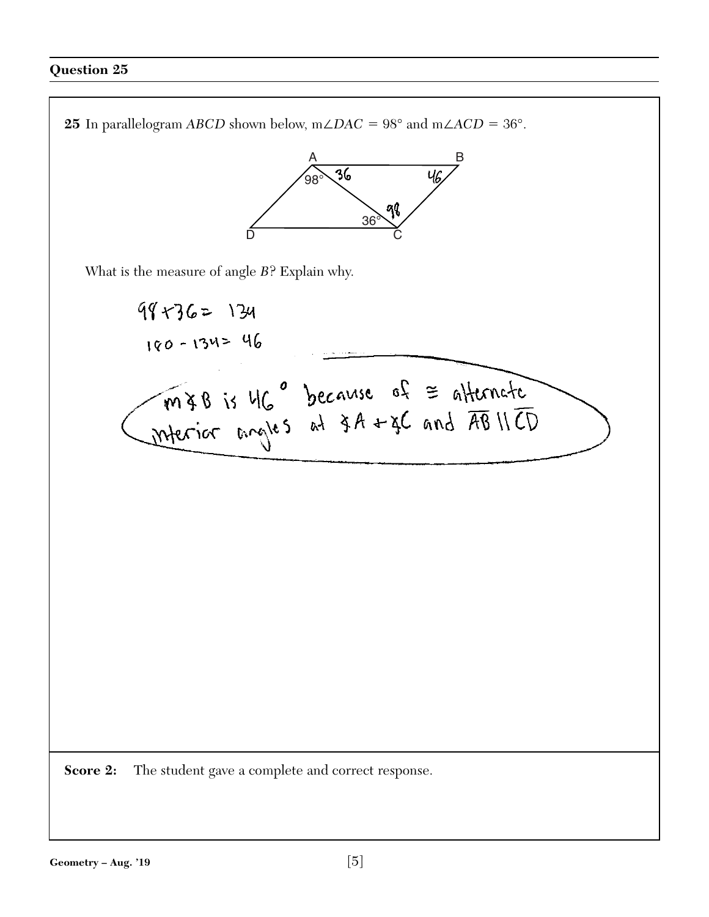## Question 25

**25** In parallelogram *ABCD* shown below, m∠$DAC$ = 98° and m∠$ACD$ = 36°.

What is the measure of angle *B*? Explain why.

$98 + 36 = 134$

$180 - 134 = 46$

m∡B is 46° because of ≅ alternate interior angles at ∡A + ∡C and $\overline{AB} \parallel \overline{CD}$

**Score 2:** The student gave a complete and correct response.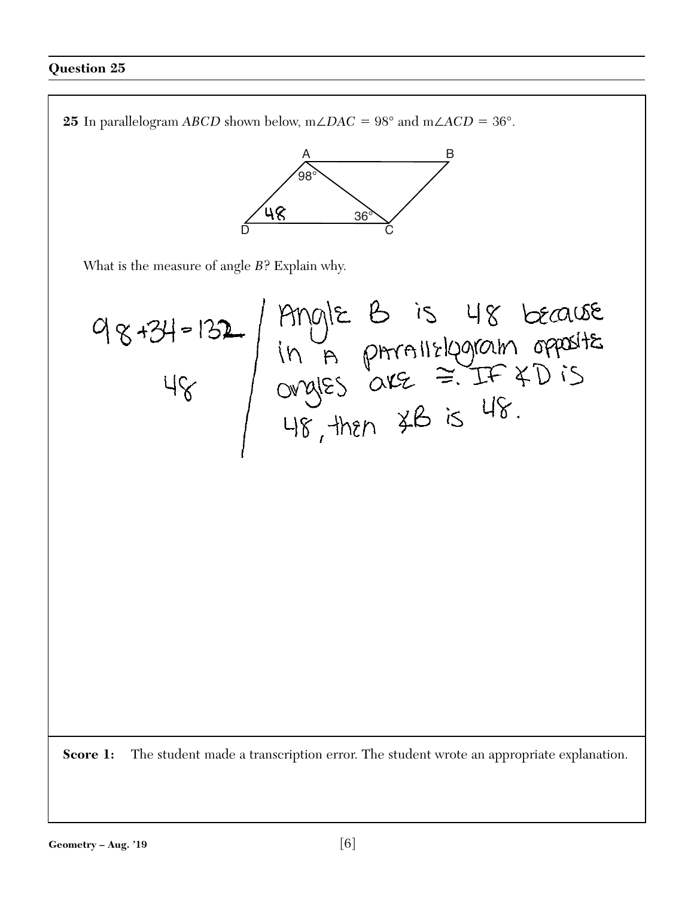## Question 25

**25** In parallelogram *ABCD* shown below, m∠*DAC* = 98° and m∠*ACD* = 36°.

A B

98°

48

36°

D C

What is the measure of angle *B*? Explain why.

98+34=132

48

Angle B is 48 because in a parallelogram opposite angles are ≅. If ∡D is 48, then ∡B is 48.

**Score 1:** The student made a transcription error. The student wrote an appropriate explanation.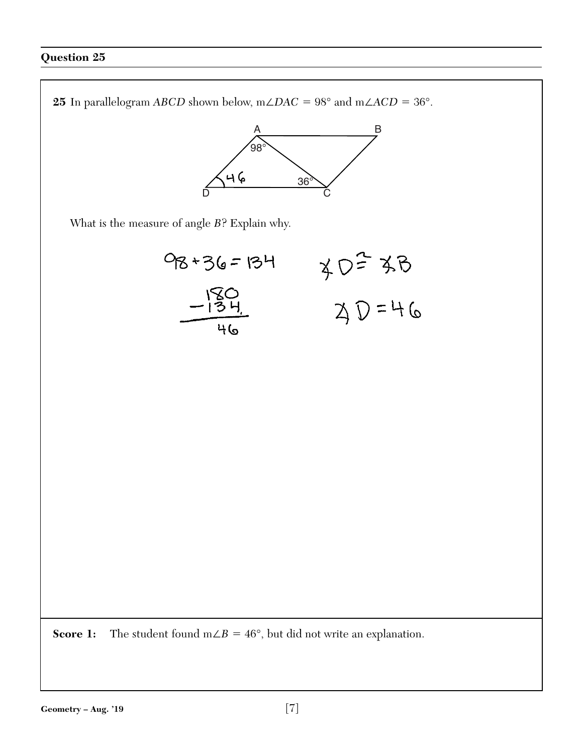## Question 25

**25** In parallelogram $ABCD$ shown below, $m\angle DAC = 98°$ and $m\angle ACD = 36°$.

What is the measure of angle $B$? Explain why.

$98 + 36 = 134$

$$\begin{array}{r} 180 \\ -134 \\ \hline 46 \end{array}$$

$\angle D \stackrel{?}{=} \angle B$

$\angle D = 46$

**Score 1:** The student found $m\angle B = 46°$, but did not write an explanation.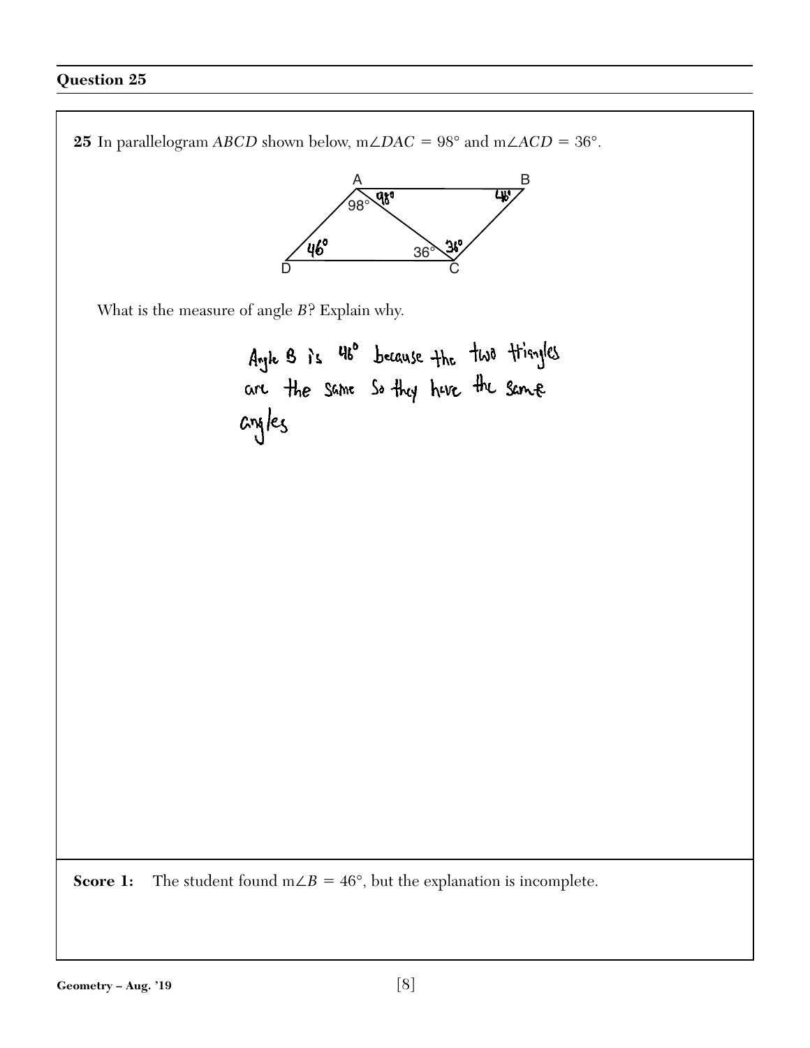## Question 25

**25** In parallelogram *ABCD* shown below, $m\angle DAC = 98°$ and $m\angle ACD = 36°$.

What is the measure of angle *B*? Explain why.

Angle B is 46° because the two triangles are the same so they have the same angles

**Score 1:** The student found $m\angle B = 46°$, but the explanation is incomplete.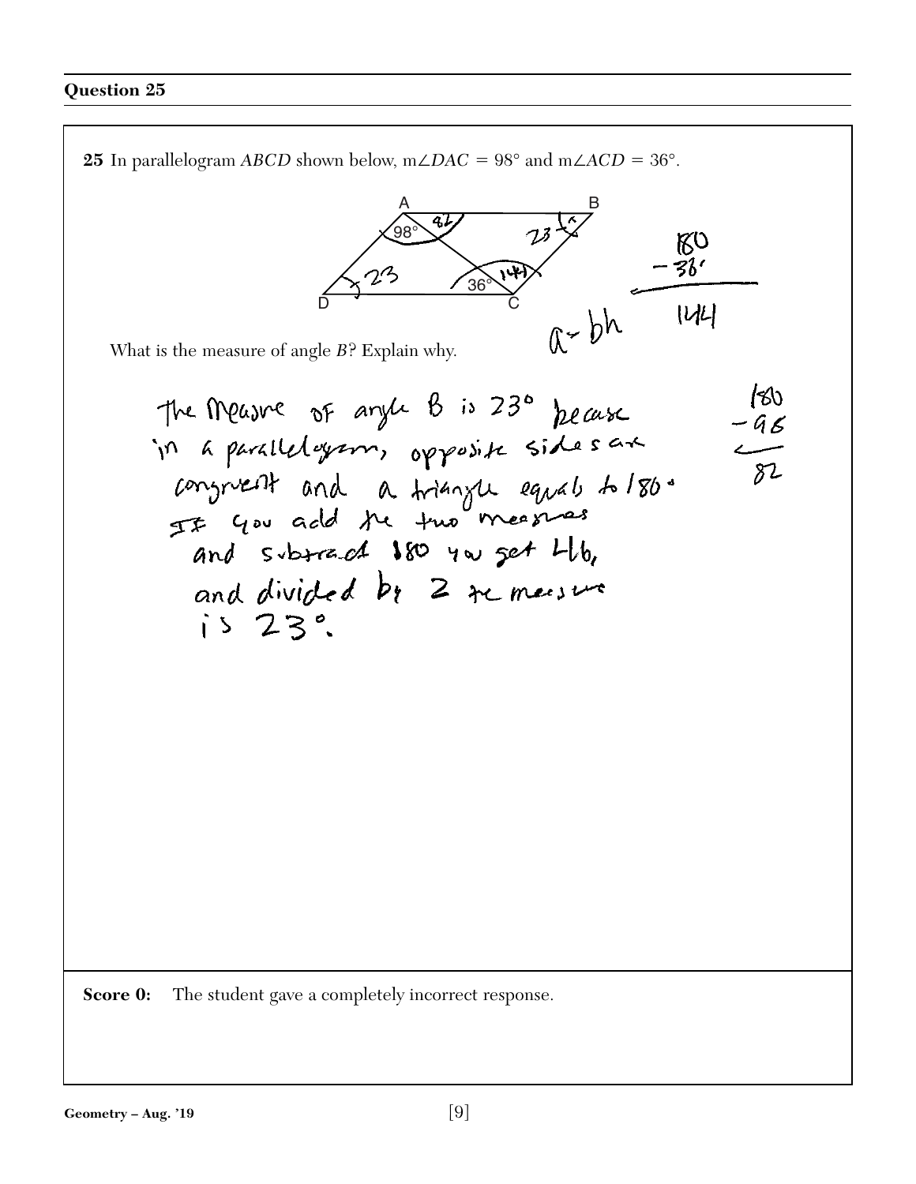## Question 25

**25** In parallelogram *ABCD* shown below, m∠*DAC* = 98° and m∠*ACD* = 36°.

What is the measure of angle *B*? Explain why.

The Measure of angle B is 23° because in a parallelogram, opposite sides are congruent and a triangle equals to 180°. If you add the two measures and subtract 180 you get 46, and divided by 2 the measure is 23°.

$180 - 36 = 144$

$a = bh$

$180 - 98 = 82$

**Score 0:** The student gave a completely incorrect response.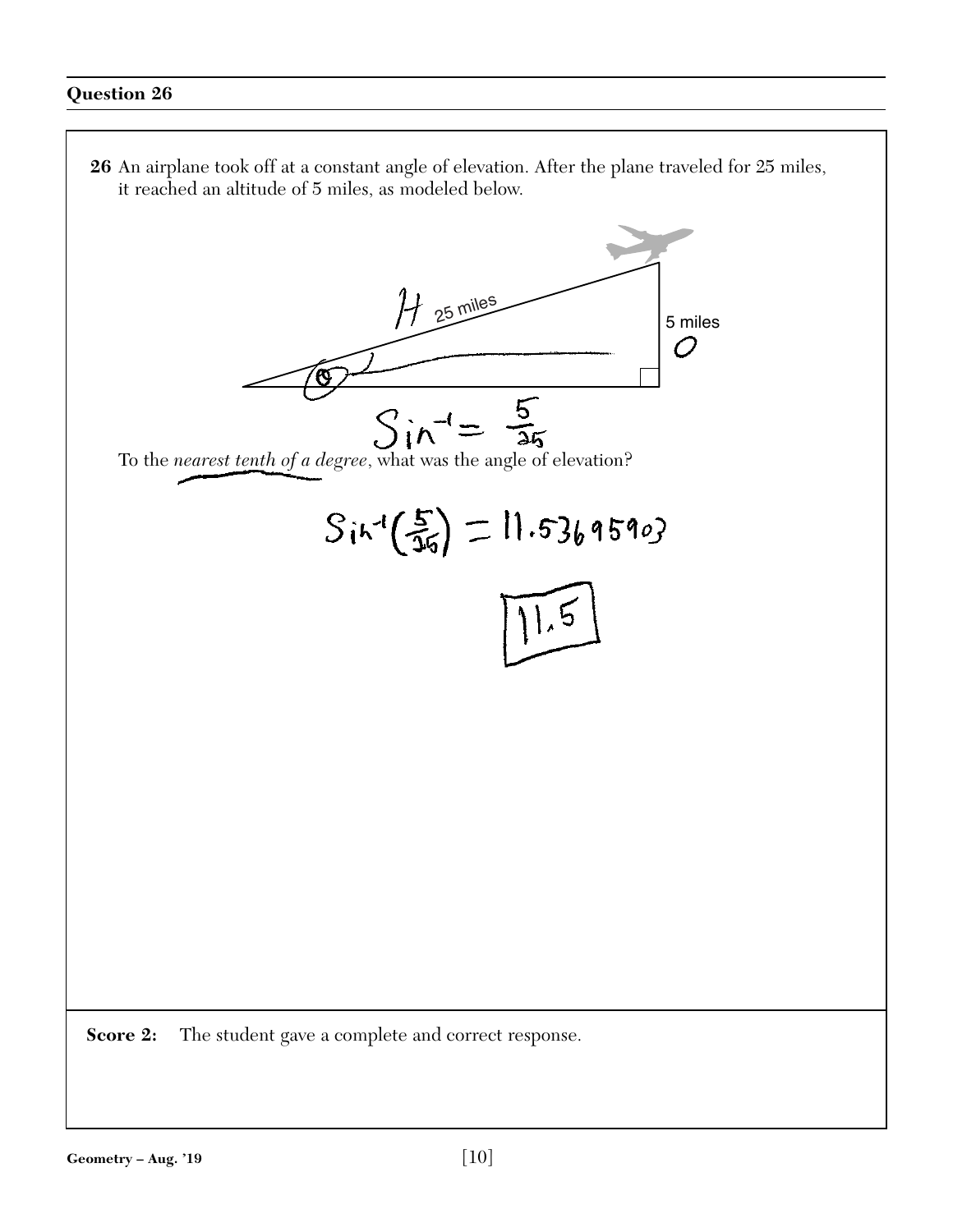## Question 26

**26** An airplane took off at a constant angle of elevation. After the plane traveled for 25 miles, it reached an altitude of 5 miles, as modeled below.

H 25 miles

5 miles

O

$\theta$

$\sin^{-1} = \frac{5}{25}$

To the *nearest tenth of a degree*, what was the angle of elevation?

$\sin^{-1}\left(\frac{5}{25}\right) = 11.53695903$

**11.5**

**Score 2:** The student gave a complete and correct response.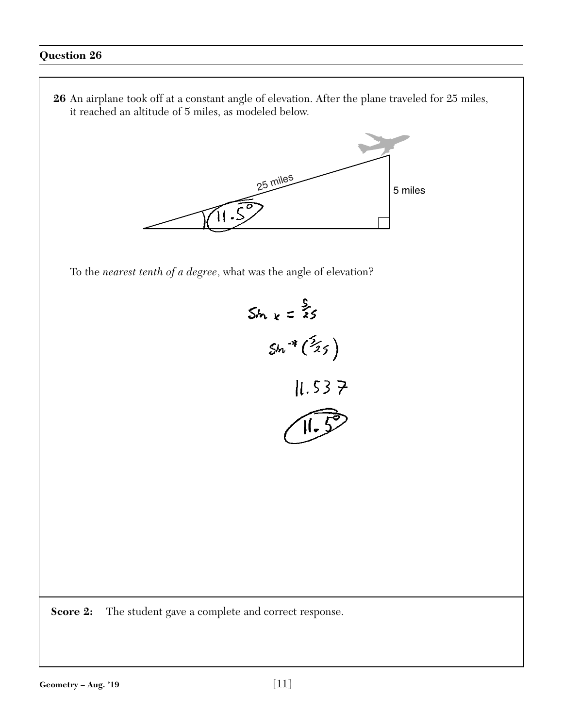## Question 26

**26** An airplane took off at a constant angle of elevation. After the plane traveled for 25 miles, it reached an altitude of 5 miles, as modeled below.

25 miles

5 miles

$11.5^\circ$

To the *nearest tenth of a degree*, what was the angle of elevation?

$\sin x = \frac{5}{25}$

$\sin^{-1}\left(\frac{5}{25}\right)$

$11.537$

$11.5^\circ$

**Score 2:** The student gave a complete and correct response.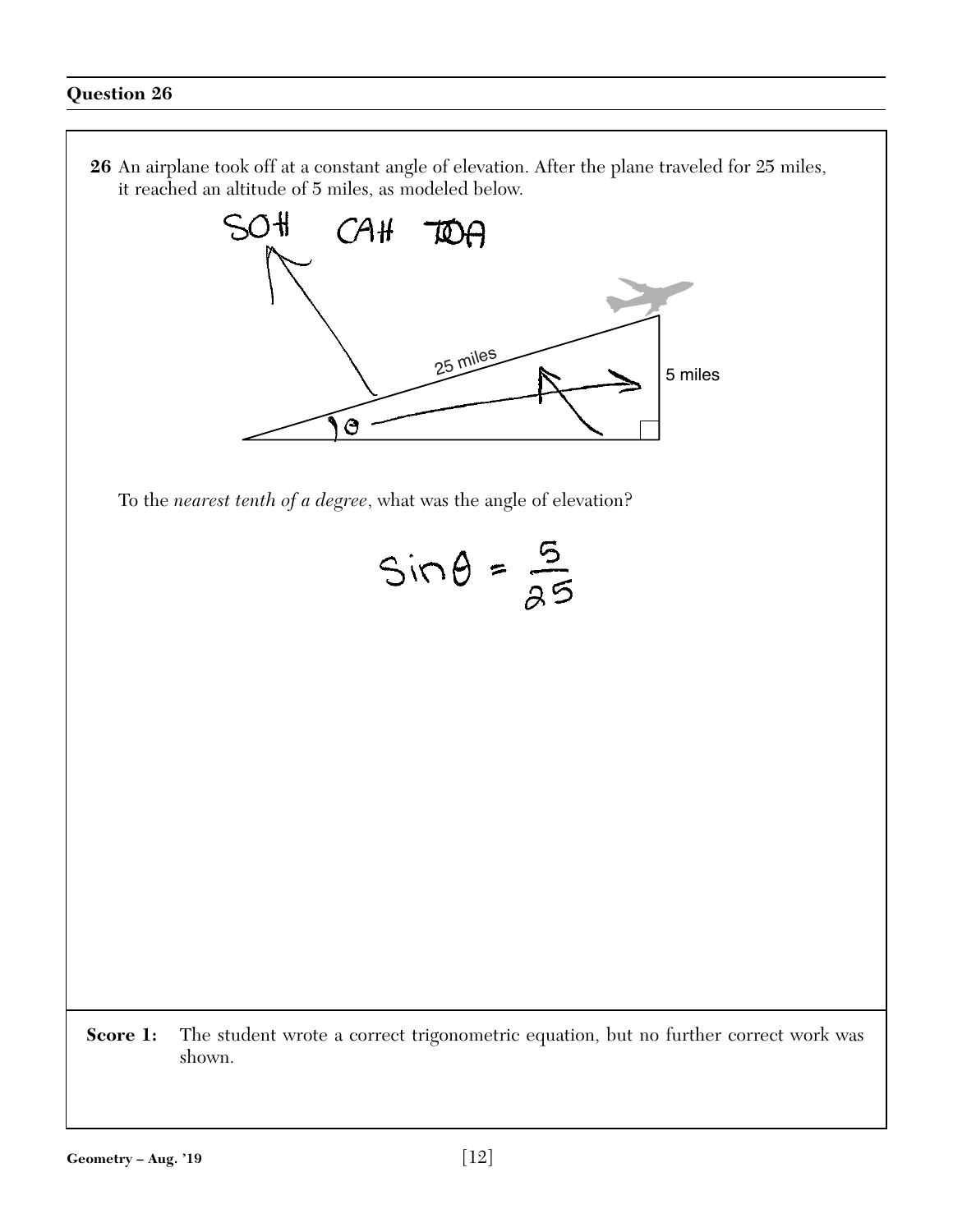## Question 26

**26** An airplane took off at a constant angle of elevation. After the plane traveled for 25 miles, it reached an altitude of 5 miles, as modeled below.

SOH CAH TOA

25 miles

5 miles

$\theta$

To the *nearest tenth of a degree*, what was the angle of elevation?

$$\sin\theta = \frac{5}{25}$$

**Score 1:** The student wrote a correct trigonometric equation, but no further correct work was shown.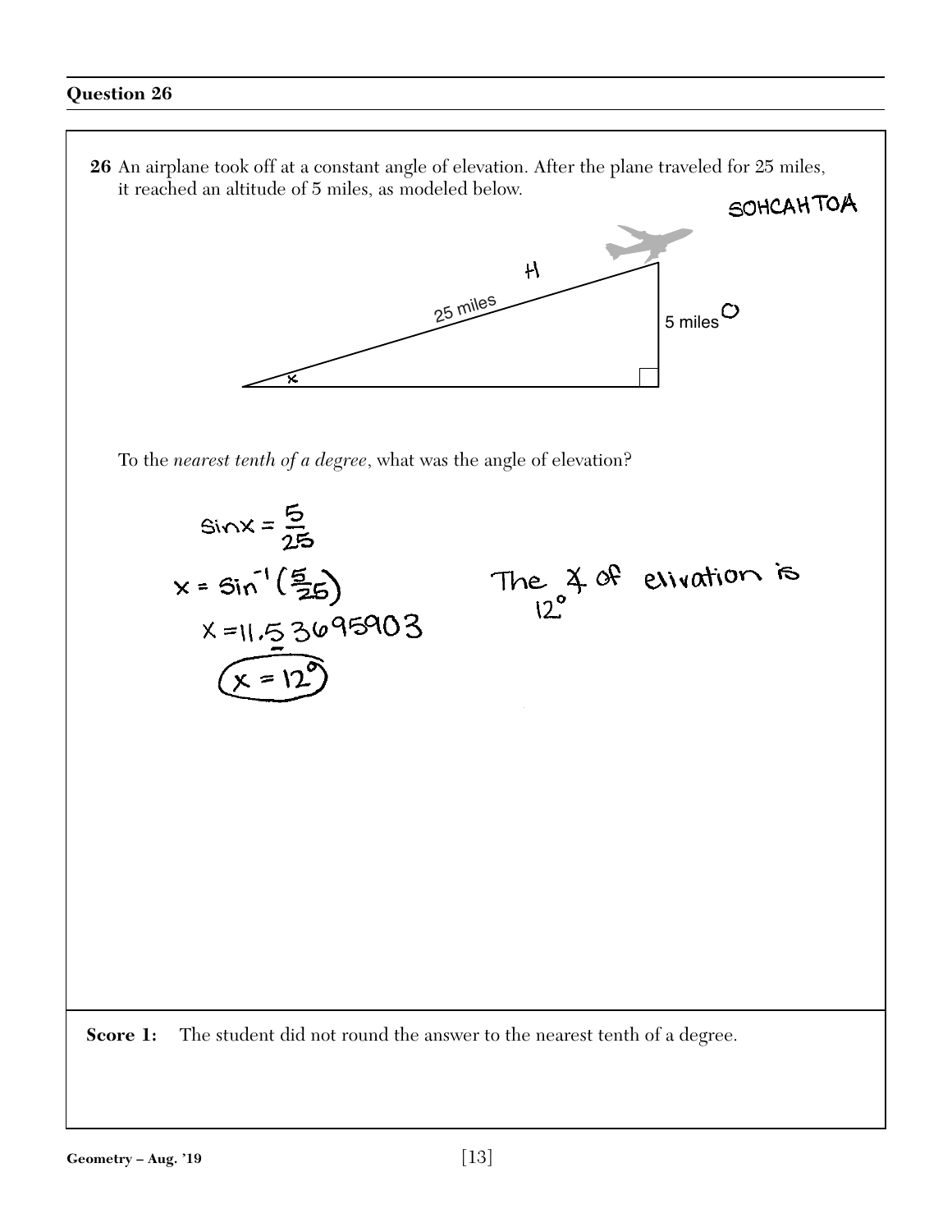## Question 26

**26** An airplane took off at a constant angle of elevation. After the plane traveled for 25 miles, it reached an altitude of 5 miles, as modeled below.

SOHCAHTOA

H

25 miles

5 miles O

x

To the *nearest tenth of a degree*, what was the angle of elevation?

$\sin x = \frac{5}{25}$

$x = \sin^{-1}\left(\frac{5}{25}\right)$

$x = 11.53695903$

$x = 12°$

The ∡ of elivation is 12°

**Score 1:** The student did not round the answer to the nearest tenth of a degree.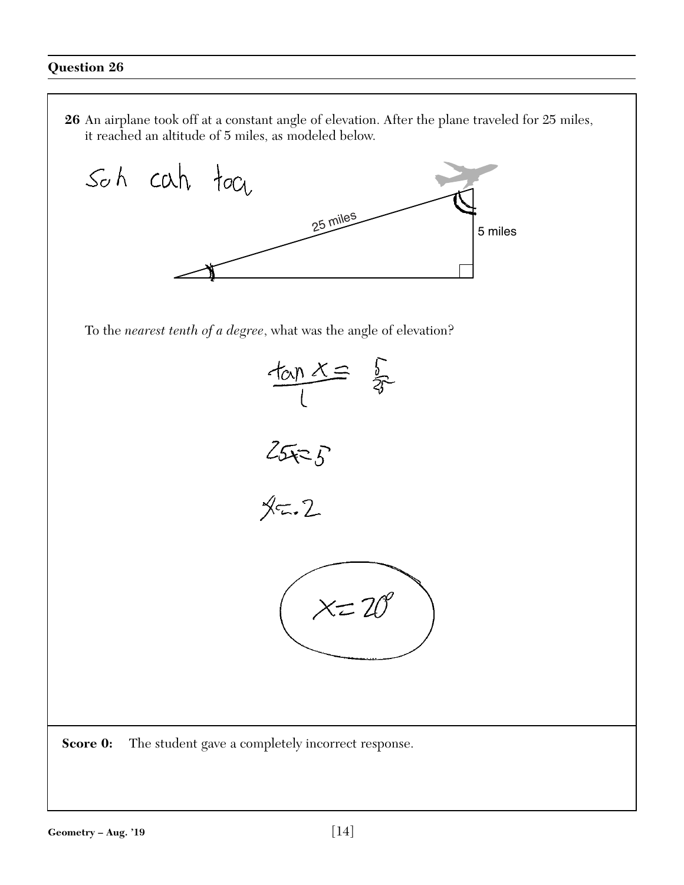## Question 26

**26** An airplane took off at a constant angle of elevation. After the plane traveled for 25 miles, it reached an altitude of 5 miles, as modeled below.

Soh cah toa

25 miles

5 miles

To the *nearest tenth of a degree*, what was the angle of elevation?

$$\frac{\tan x}{1} = \frac{5}{25}$$

$$25x = 5$$

$$x = .2$$

$$x = 20^\circ$$

**Score 0:** The student gave a completely incorrect response.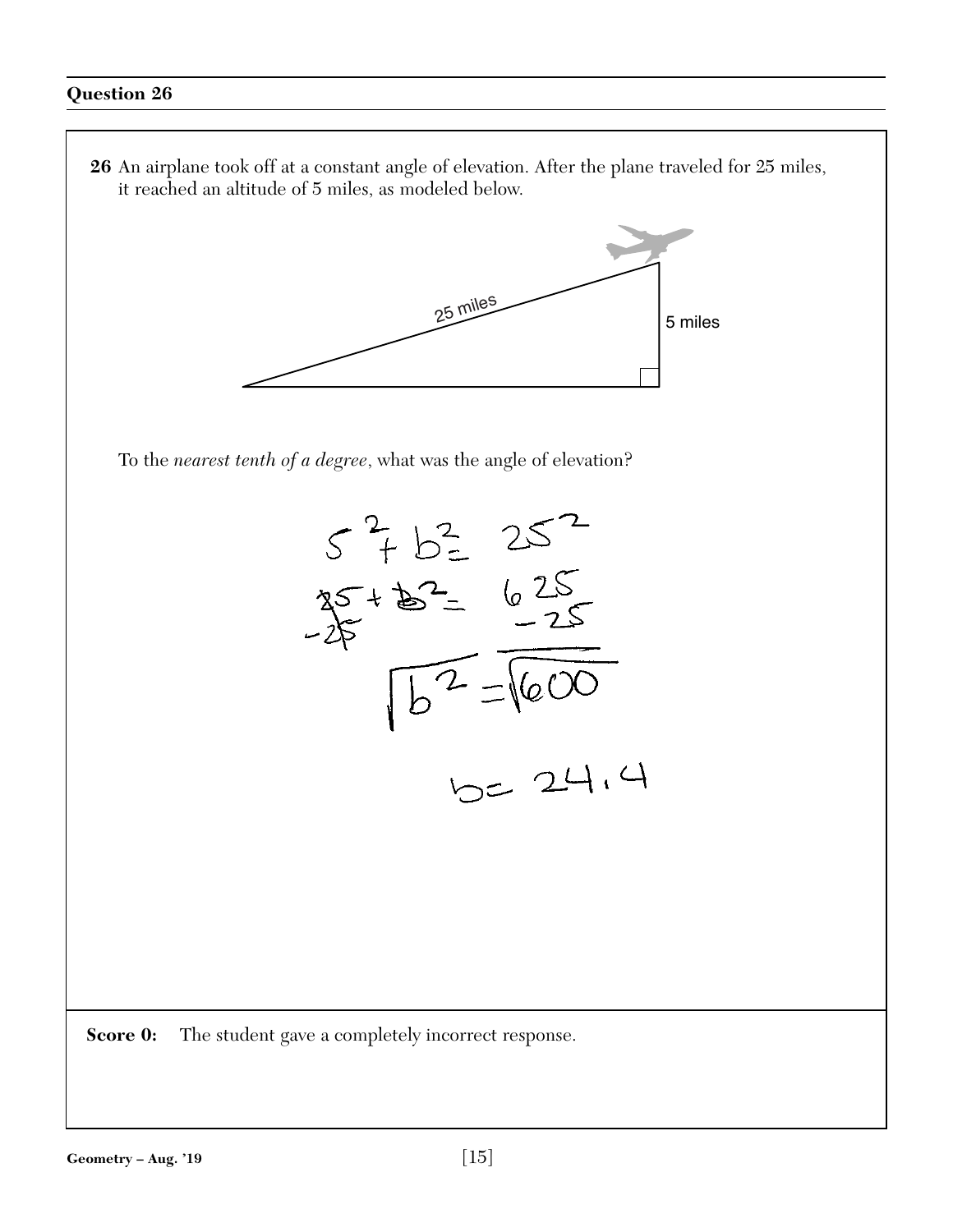## Question 26

**26** An airplane took off at a constant angle of elevation. After the plane traveled for 25 miles, it reached an altitude of 5 miles, as modeled below.

25 miles

5 miles

To the *nearest tenth of a degree*, what was the angle of elevation?

$$5^2 + b^2 = 25^2$$

$$25 + b^2 = 625$$
$$-25 \quad\quad -25$$

$$\sqrt{b^2} = \sqrt{600}$$

$$b = 24.4$$

**Score 0:** The student gave a completely incorrect response.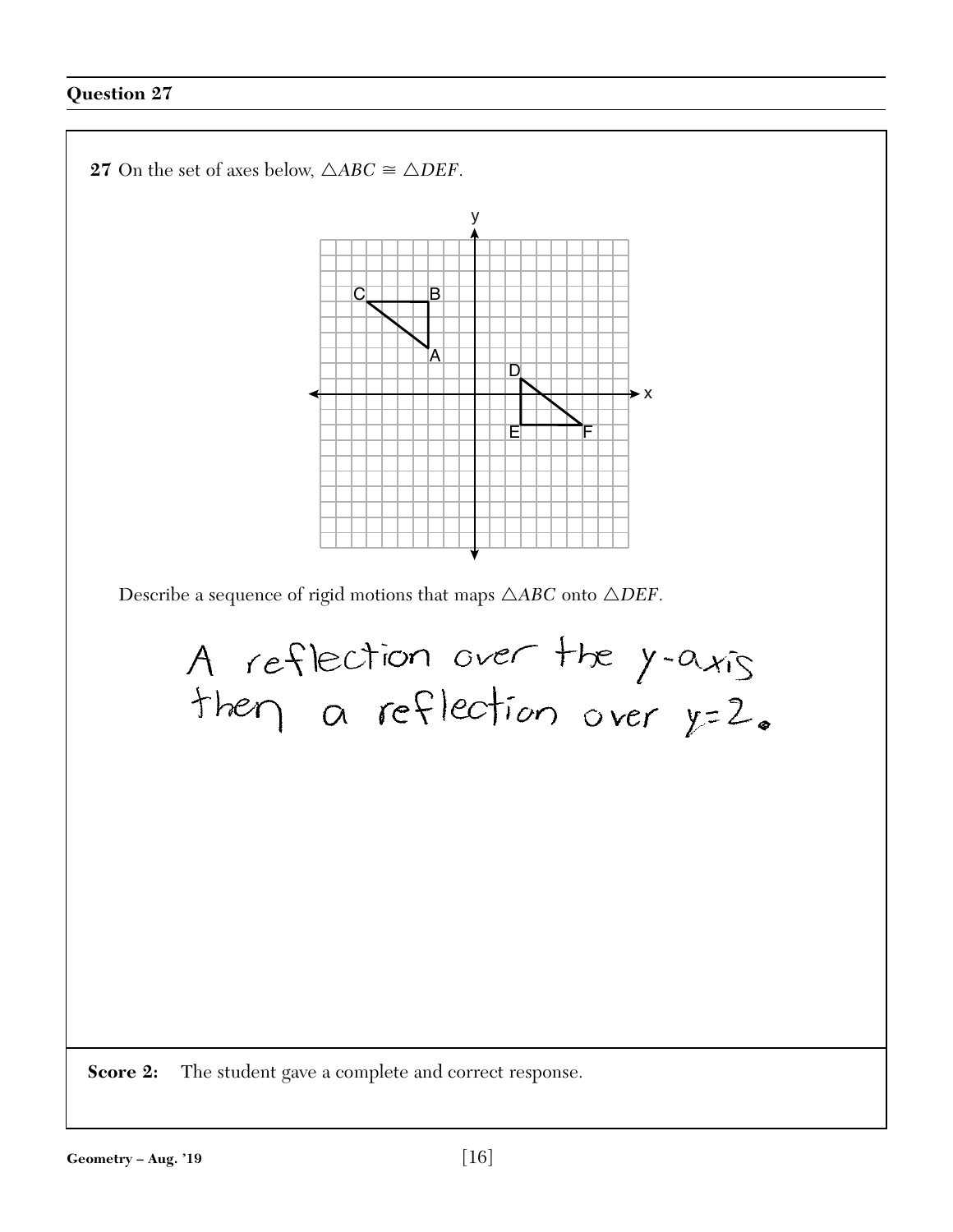## Question 27

**27** On the set of axes below, $\triangle ABC \cong \triangle DEF$.

Describe a sequence of rigid motions that maps $\triangle ABC$ onto $\triangle DEF$.

A reflection over the y-axis then a reflection over $y = 2$.

**Score 2:** The student gave a complete and correct response.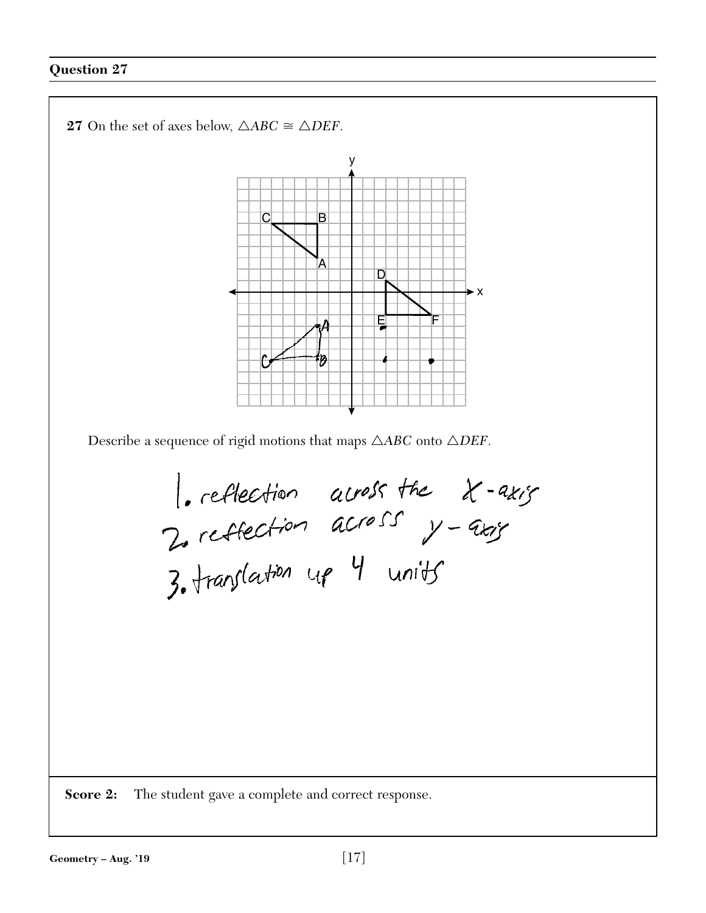## Question 27

**27** On the set of axes below, $\triangle ABC \cong \triangle DEF$.

Describe a sequence of rigid motions that maps $\triangle ABC$ onto $\triangle DEF$.

1. reflection across the X-axis
2. reflection across y-axis
3. translation up 4 units

**Score 2:** The student gave a complete and correct response.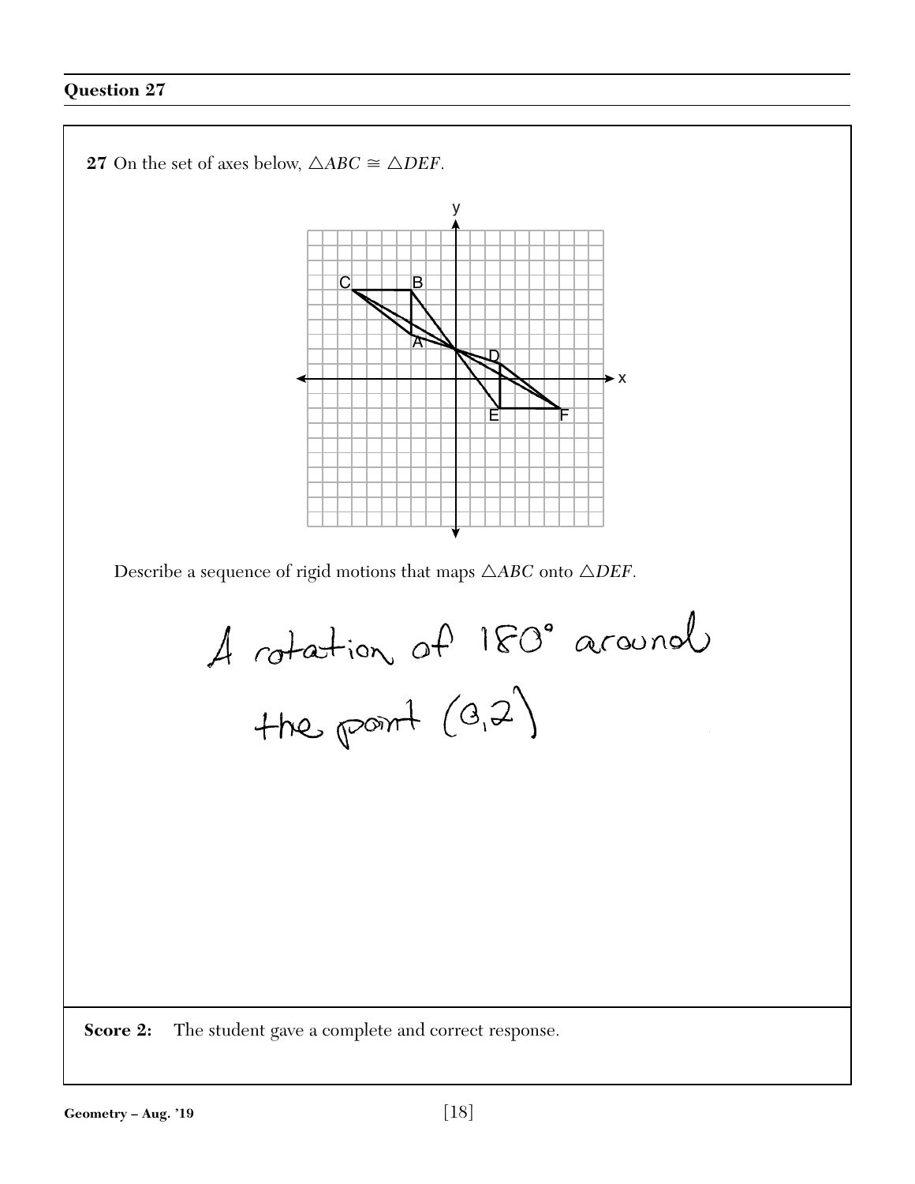## Question 27

**27** On the set of axes below, $\triangle ABC \cong \triangle DEF$.

Describe a sequence of rigid motions that maps $\triangle ABC$ onto $\triangle DEF$.

A rotation of 180° around the point (0,2)

**Score 2:** The student gave a complete and correct response.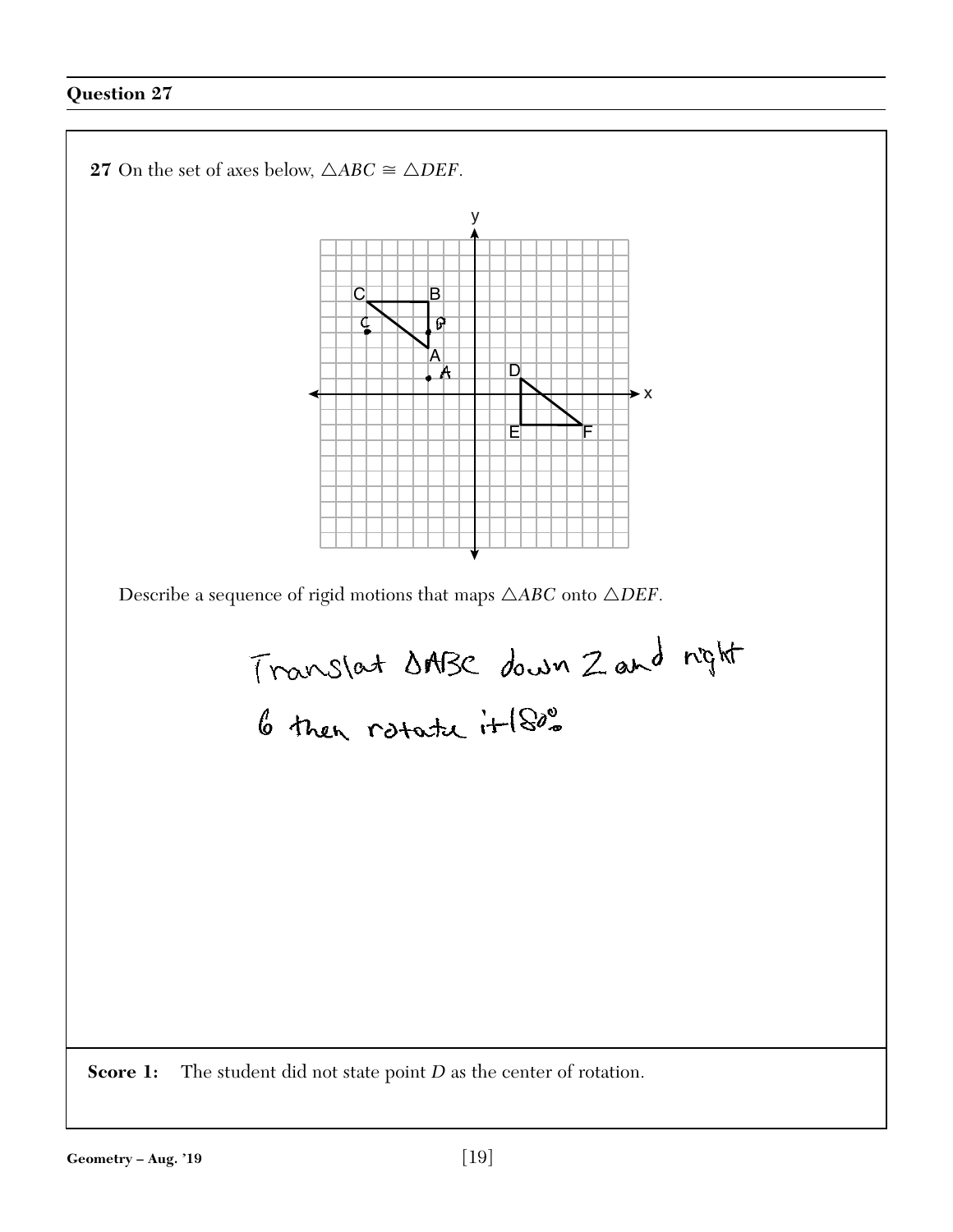## Question 27

**27** On the set of axes below, $\triangle ABC \cong \triangle DEF$.

Describe a sequence of rigid motions that maps $\triangle ABC$ onto $\triangle DEF$.

Translat $\triangle ABC$ down 2 and right 6 then rotate it 180°.

**Score 1:** The student did not state point $D$ as the center of rotation.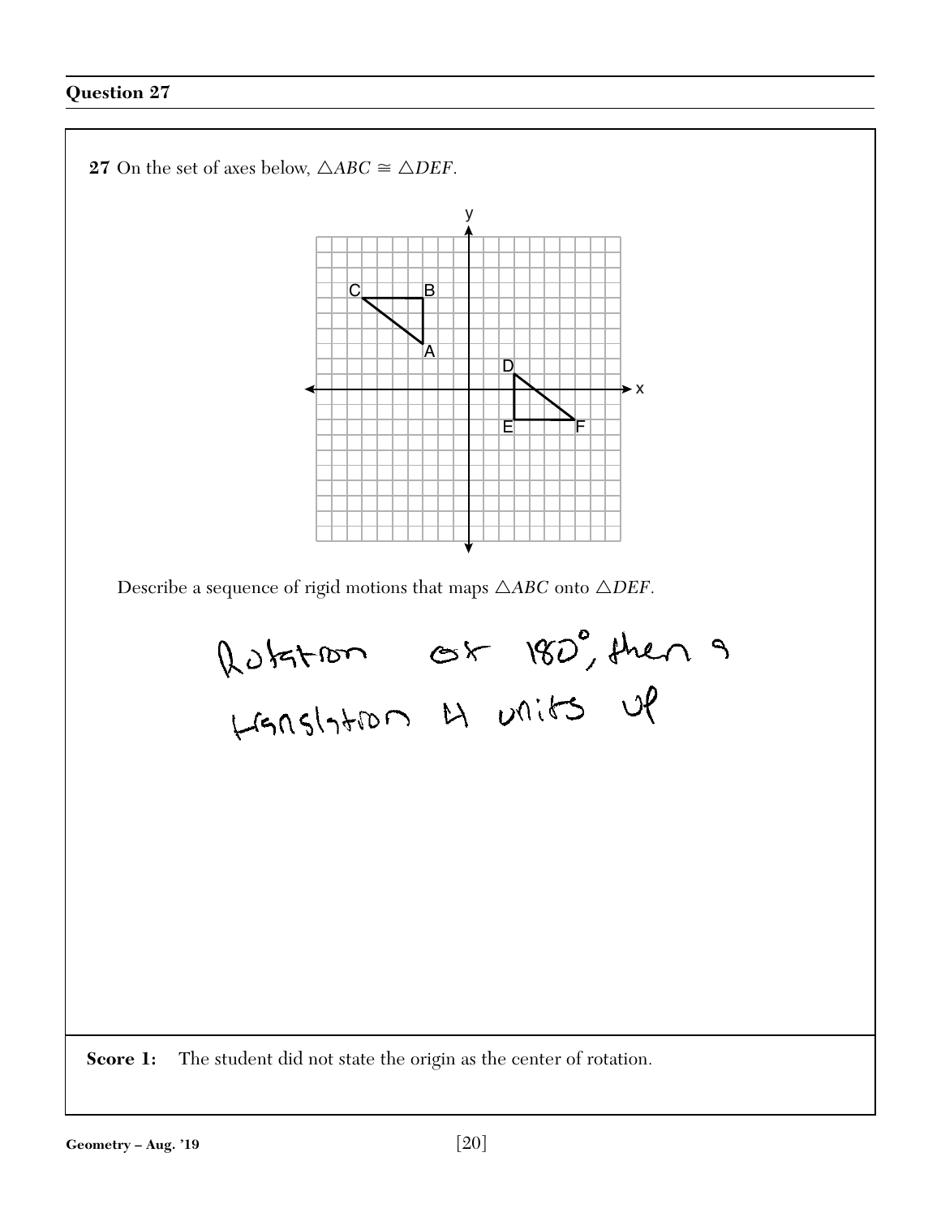## Question 27

**27** On the set of axes below, $\triangle ABC \cong \triangle DEF$.

Describe a sequence of rigid motions that maps $\triangle ABC$ onto $\triangle DEF$.

Rotation of 180°, then a translation 4 units up

**Score 1:** The student did not state the origin as the center of rotation.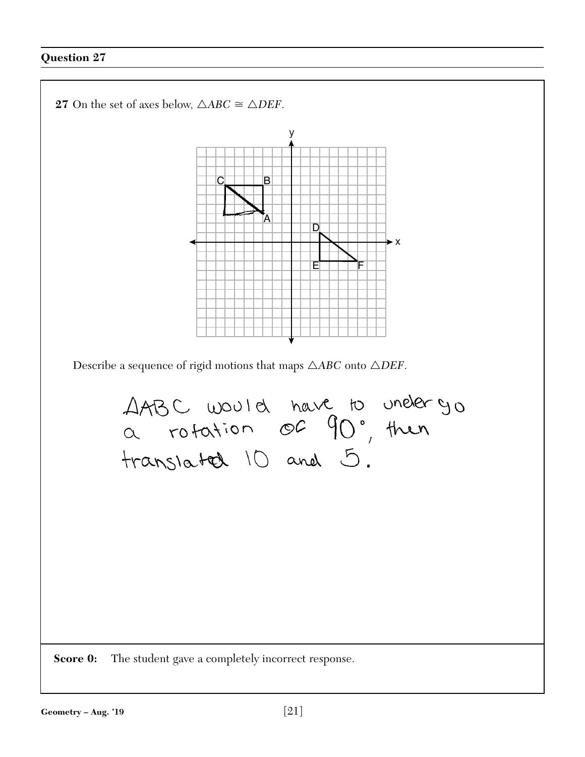## Question 27

**27** On the set of axes below, $\triangle ABC \cong \triangle DEF$.

Describe a sequence of rigid motions that maps $\triangle ABC$ onto $\triangle DEF$.

ΔABC would have to undergo a rotation of 90°, then translated 10 and 5.

**Score 0:** The student gave a completely incorrect response.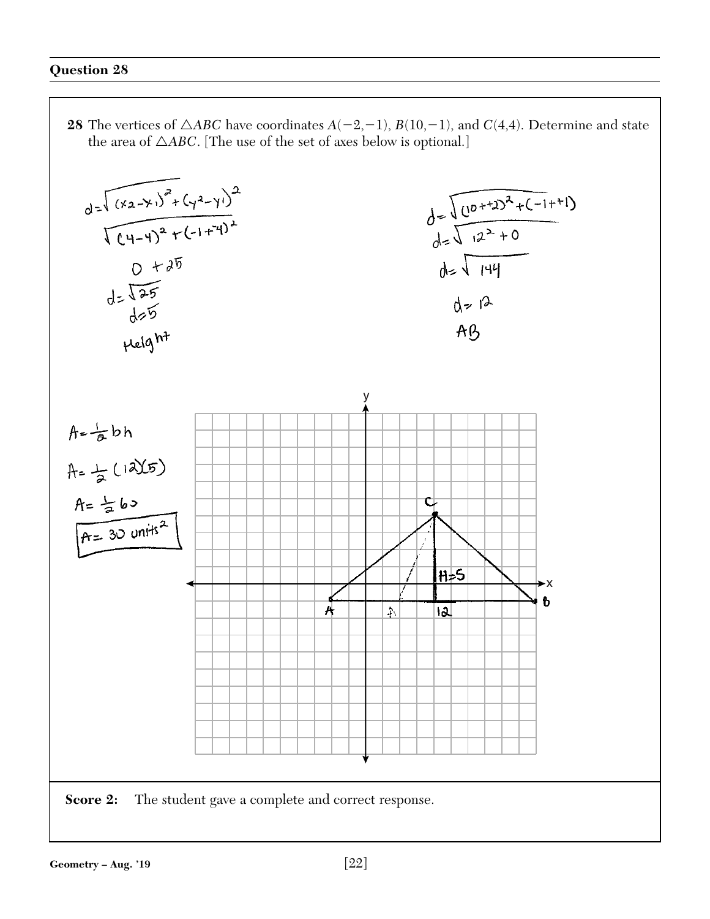## Question 28

**28** The vertices of $\triangle ABC$ have coordinates $A(-2,-1)$, $B(10,-1)$, and $C(4,4)$. Determine and state the area of $\triangle ABC$. [The use of the set of axes below is optional.]

$d = \sqrt{(x_2 - x_1)^2 + (y_2 - y_1)^2}$

$\sqrt{(4-4)^2 + (-1+^-4)^2}$

$0 + 25$

$d = \sqrt{25}$

$d = 5$

Height

$d = \sqrt{(10++2)^2 + (-1++1)}$

$d = \sqrt{12^2 + 0}$

$d = \sqrt{144}$

$d = 12$

AB

$A = \frac{1}{2}bh$

$A = \frac{1}{2}(12)(5)$

$A = \frac{1}{2}60$

$A = 30 \text{ units}^2$

**Score 2:** The student gave a complete and correct response.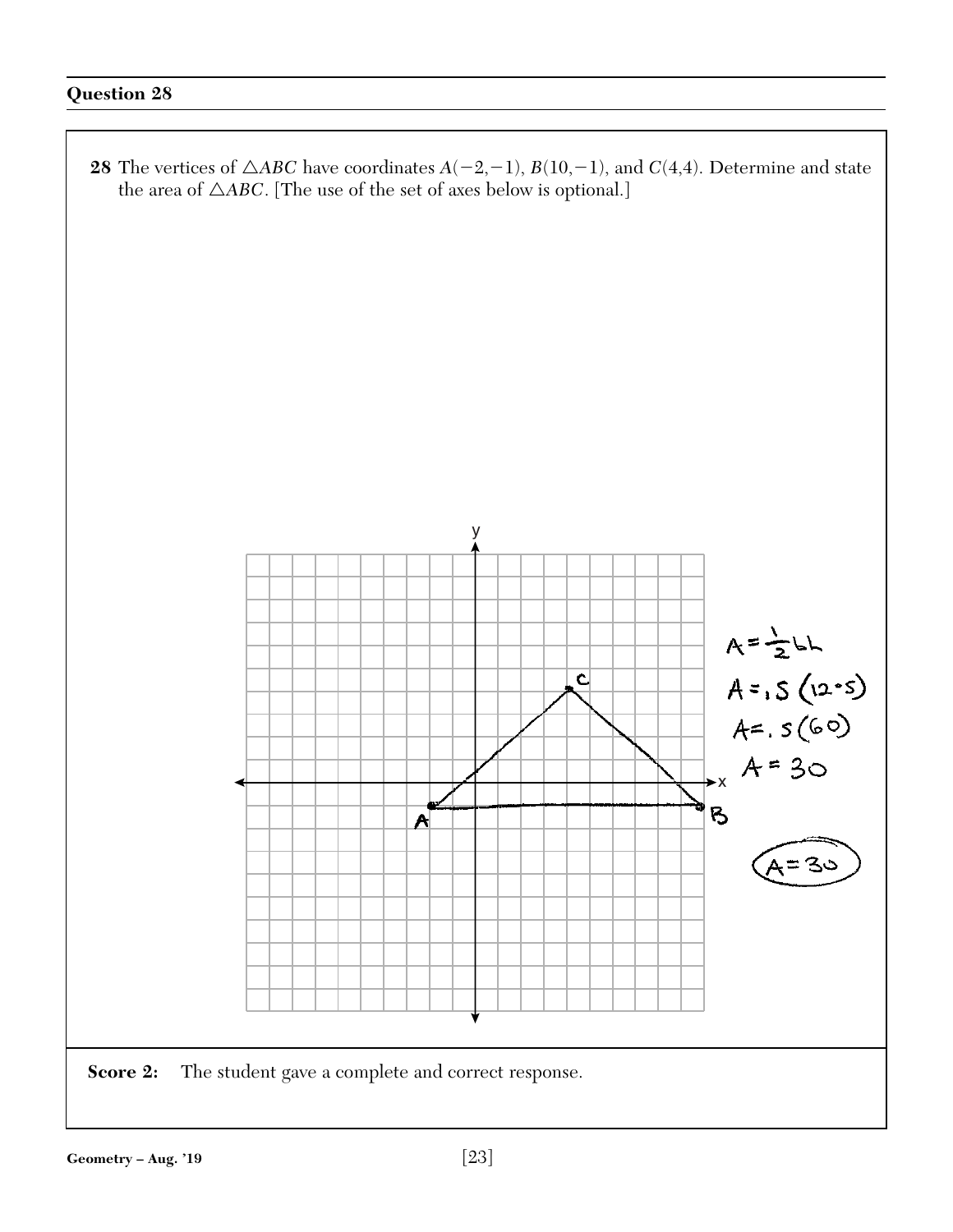## Question 28

**28** The vertices of $\triangle ABC$ have coordinates $A(-2,-1)$, $B(10,-1)$, and $C(4,4)$. Determine and state the area of $\triangle ABC$. [The use of the set of axes below is optional.]

$A = \frac{1}{2}bh$

$A = .5(12 \cdot 5)$

$A = .5(60)$

$A = 30$

$A = 30$

**Score 2:** The student gave a complete and correct response.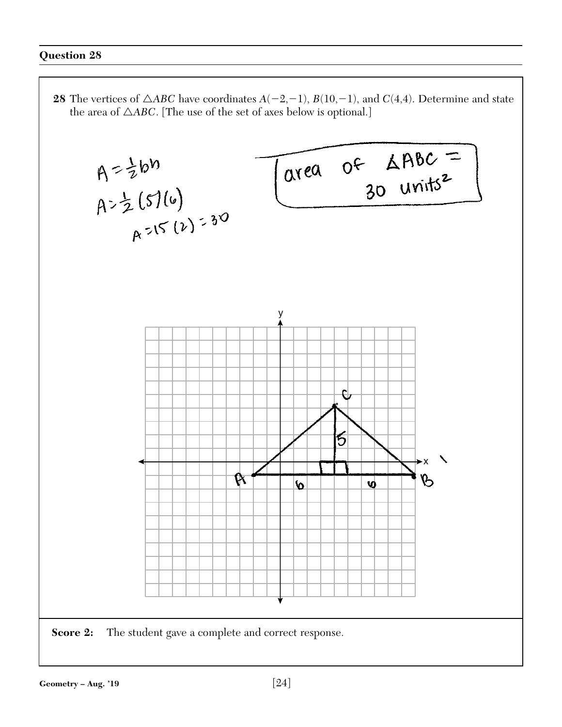## Question 28

**28** The vertices of $\triangle ABC$ have coordinates $A(-2,-1)$, $B(10,-1)$, and $C(4,4)$. Determine and state the area of $\triangle ABC$. [The use of the set of axes below is optional.]

$A = \frac{1}{2}bh$

$A = \frac{1}{2}(5)(6)$

$A = 15(2) = 30$

area of $\triangle ABC$ = 30 units$^2$

**Score 2:** The student gave a complete and correct response.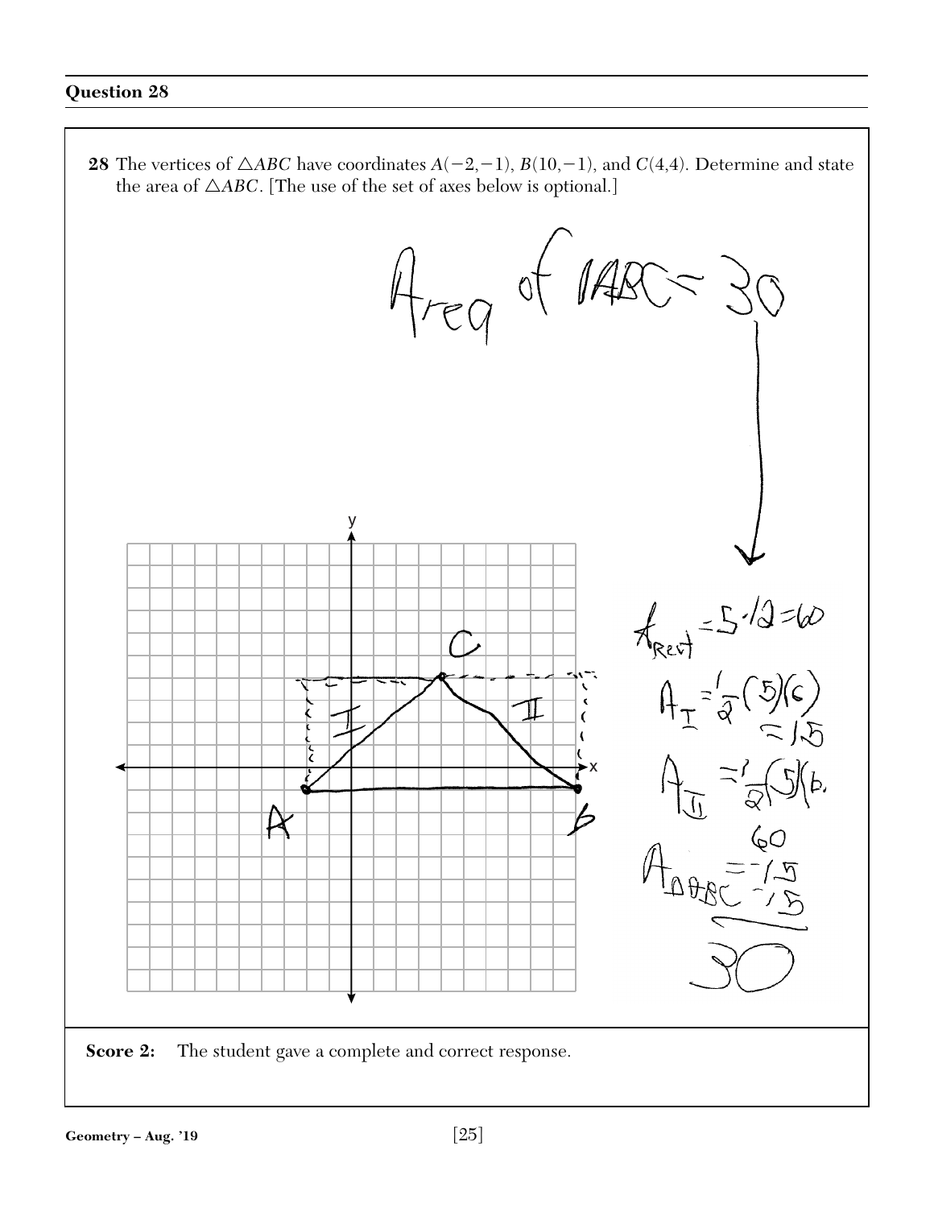## Question 28

**28** The vertices of $\triangle ABC$ have coordinates $A(-2,-1)$, $B(10,-1)$, and $C(4,4)$. Determine and state the area of $\triangle ABC$. [The use of the set of axes below is optional.]

Area of $\triangle ABC = 30$

$A_{Rect} = 5 \cdot 12 = 60$

$A_{I} = \frac{1}{2}(5)(6) = 15$

$A_{II} = \frac{1}{2}(5)(6)$

$A_{\triangle ABC}$ = 60 − 15 − 15 = 30

**Score 2:** The student gave a complete and correct response.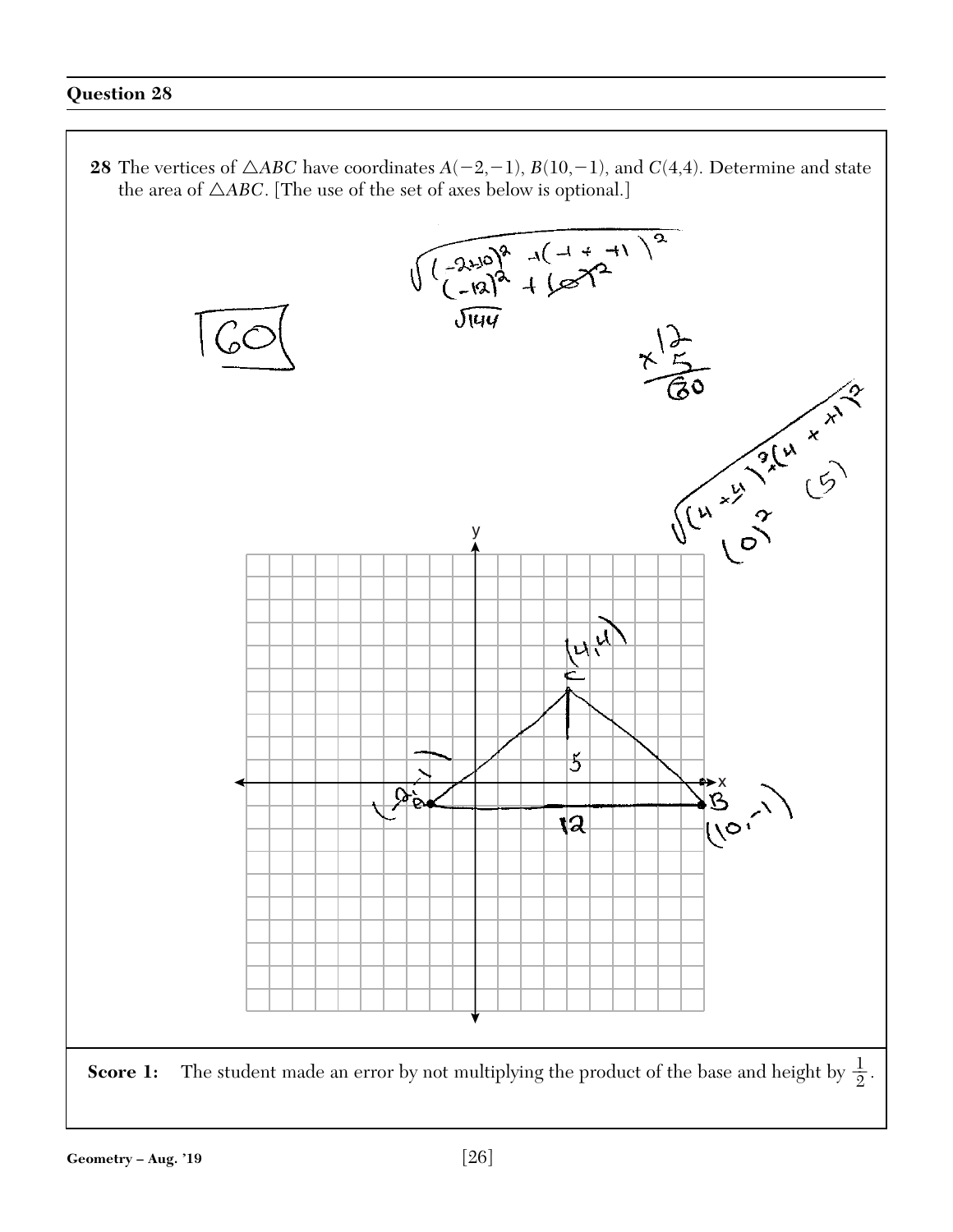## Question 28

**28** The vertices of $\triangle ABC$ have coordinates $A(-2,-1)$, $B(10,-1)$, and $C(4,4)$. Determine and state the area of $\triangle ABC$. [The use of the set of axes below is optional.]

$\boxed{60}$

$\sqrt{(-2+10)^2 + (-1+ +1)^2}$

$(-12)^2 + (0)^2$

$\sqrt{144}$

$\begin{array}{r} 12 \\ \times\ 5 \\ \hline 60 \end{array}$

$\sqrt{(4+4)^2 + (4 + +1)^2}$

$(0)^2 \quad (5)$

**Score 1:** The student made an error by not multiplying the product of the base and height by $\frac{1}{2}$.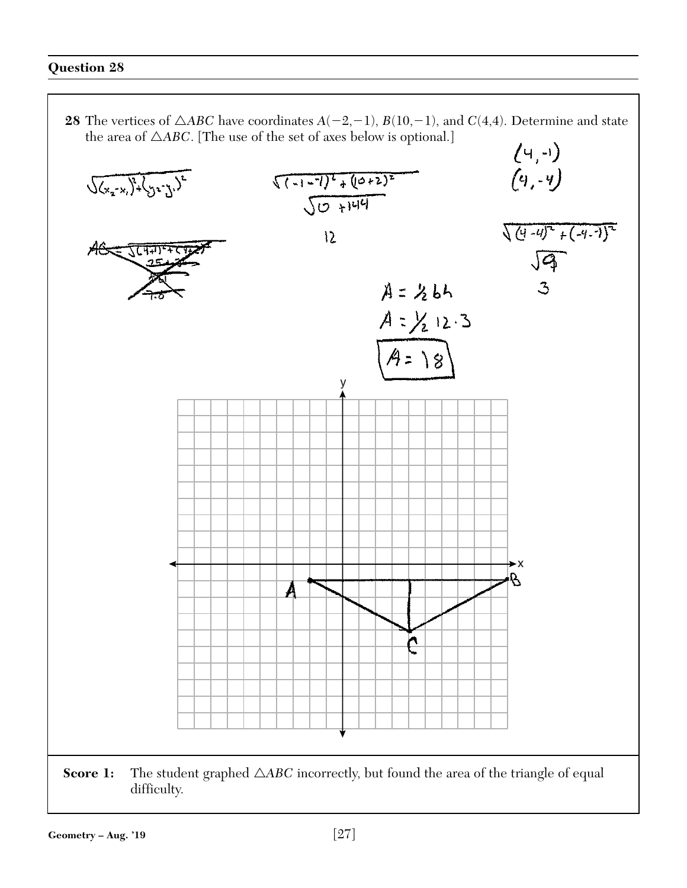## Question 28

**28** The vertices of $\triangle ABC$ have coordinates $A(-2,-1)$, $B(10,-1)$, and $C(4,4)$. Determine and state the area of $\triangle ABC$. [The use of the set of axes below is optional.]

$\sqrt{(x_2-x_1)^2+(y_2-y_1)^2}$

$\sqrt{(-1--1)^2+(10+2)^2}$

$\sqrt{0+144}$

$12$

$(4,-1)$

$(4,-4)$

$\sqrt{(4-4)^2+(-4--1)^2}$

$\sqrt{9}$

$3$

$A = \frac{1}{2}bh$

$A = \frac{1}{2}\, 12 \cdot 3$

$A = 18$

**Score 1:** The student graphed $\triangle ABC$ incorrectly, but found the area of the triangle of equal difficulty.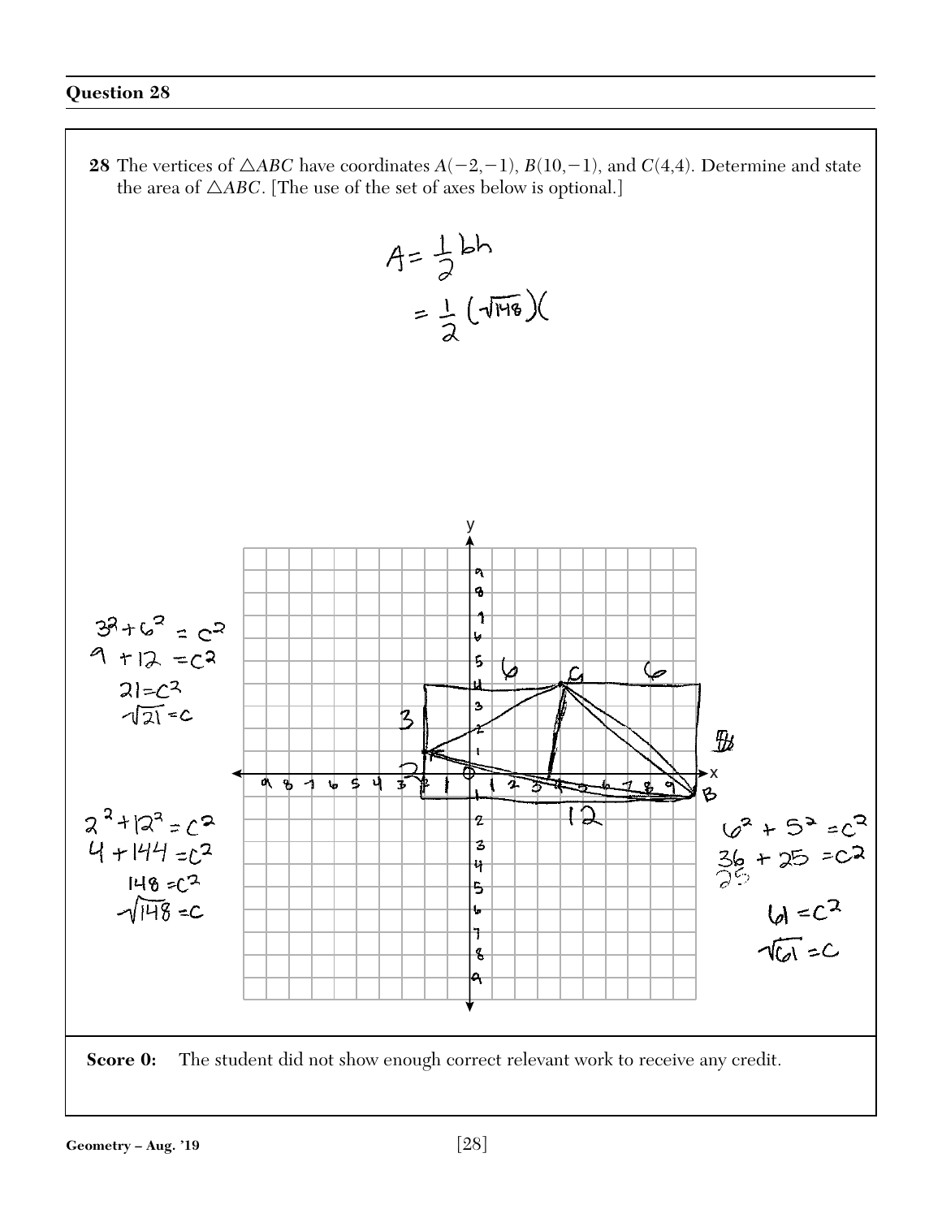## Question 28

**28** The vertices of $\triangle ABC$ have coordinates $A(-2,-1)$, $B(10,-1)$, and $C(4,4)$. Determine and state the area of $\triangle ABC$. [The use of the set of axes below is optional.]

$$A = \frac{1}{2}bh$$

$$= \frac{1}{2}(\sqrt{148})($$

$3^2 + 6^2 = c^2$

$9 + 12 = c^2$

$21 = c^2$

$\sqrt{21} = c$

$2^2 + 12^2 = c^2$

$4 + 144 = c^2$

$148 = c^2$

$\sqrt{148} = c$

$6^2 + 5^2 = c^2$

$36 + 25 = c^2$

$61 = c^2$

$\sqrt{61} = c$

**Score 0:** The student did not show enough correct relevant work to receive any credit.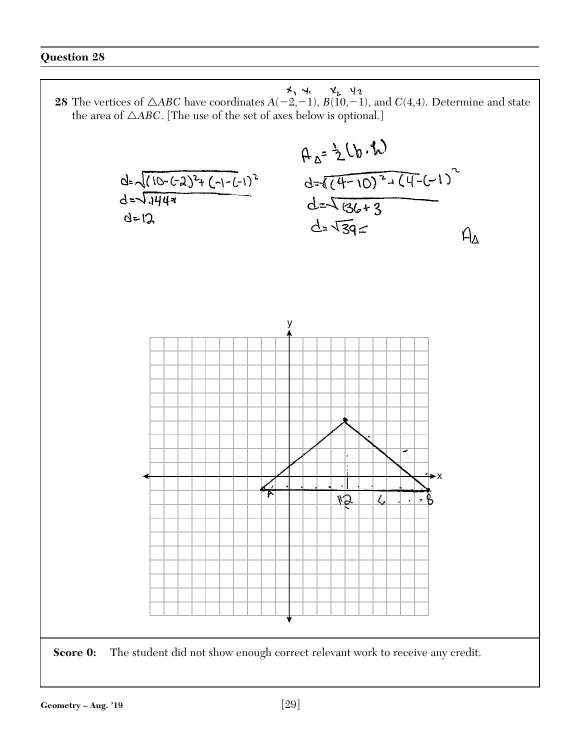## Question 28

**28** The vertices of $\triangle ABC$ have coordinates $A(-2,-1)$, $B(10,-1)$, and $C(4,4)$. Determine and state the area of $\triangle ABC$. [The use of the set of axes below is optional.]

$x_1\ y_1 \quad x_2\ y_2$

$A_\Delta = \frac{1}{2}(b \cdot h)$

$d = \sqrt{(10-(-2))^2 + (-1-(-1))^2}$

$d = \sqrt{144}$

$d = 12$

$d = \sqrt{(4-10)^2 + (4-(-1))^2}$

$d = \sqrt{36+3}$

$d = \sqrt{39} =$

$A_\Delta$

**Score 0:** The student did not show enough correct relevant work to receive any credit.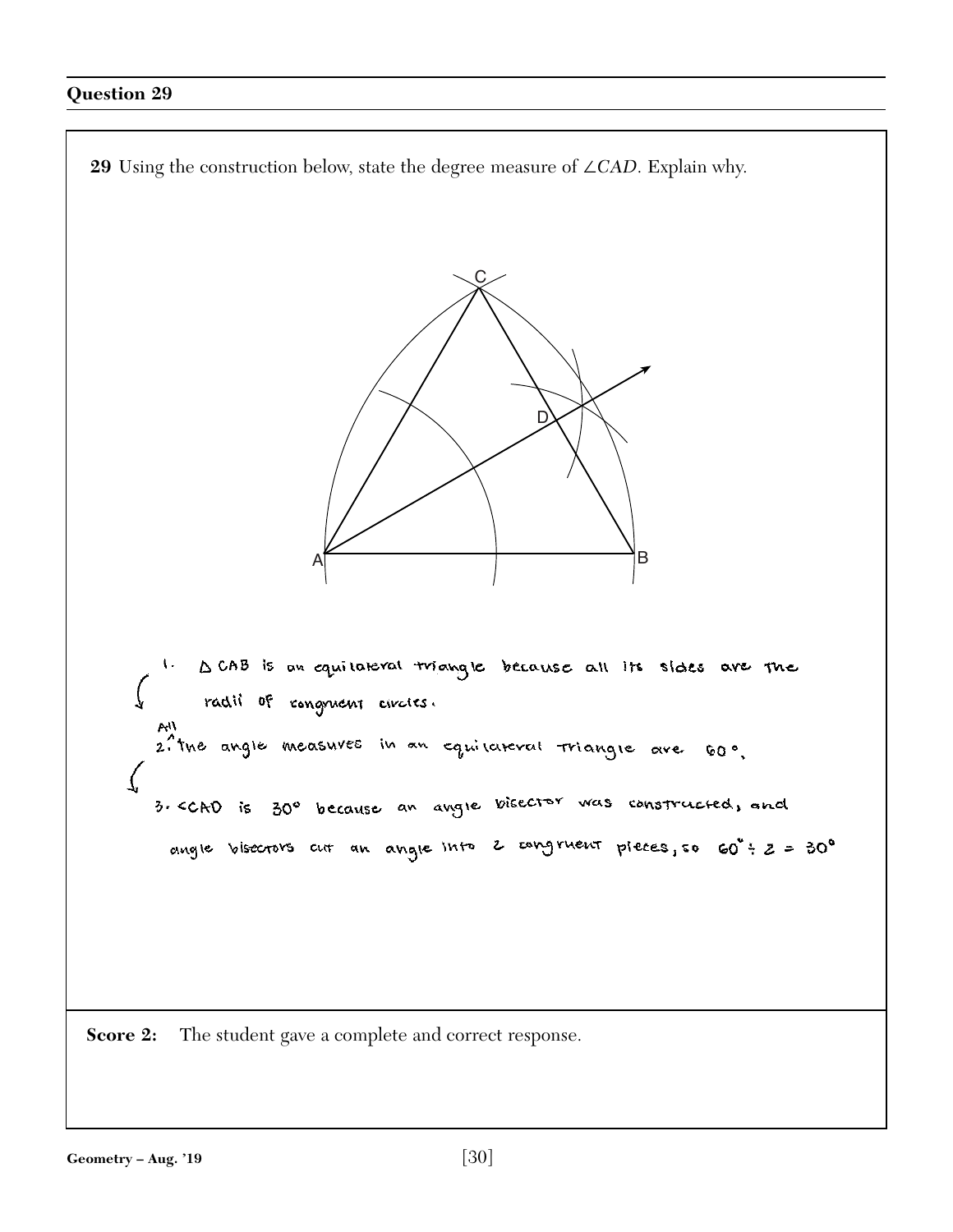## Question 29

**29** Using the construction below, state the degree measure of $\angle CAD$. Explain why.

1. $\Delta CAB$ is an equilateral triangle because all its sides are the radii of congruent circles.

2. All the angle measures in an equilateral triangle are $60°$.

3. $\angle CAD$ is $30°$ because an angle bisector was constructed, and angle bisectors cut an angle into 2 congruent pieces, so $60° \div 2 = 30°$

**Score 2:** The student gave a complete and correct response.

Geometry – Aug. '19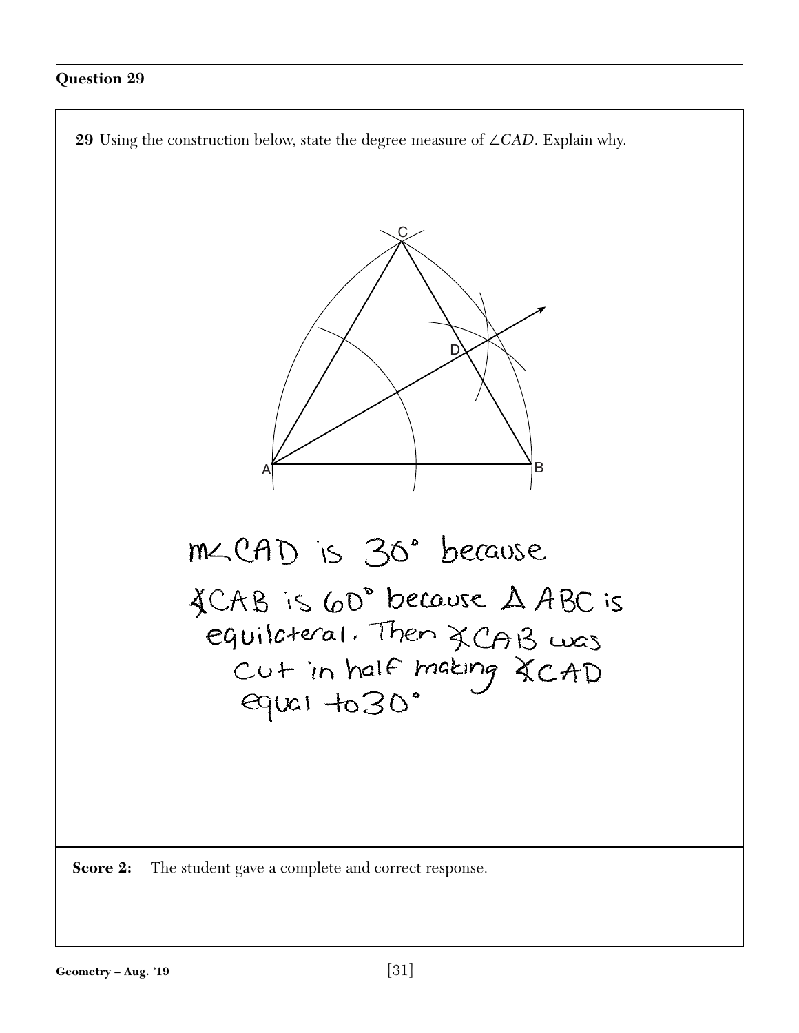## Question 29

**29** Using the construction below, state the degree measure of $\angle CAD$. Explain why.

m∠CAD is 30° because ∡CAB is 60° because △ABC is equilateral. Then ∡CAB was cut in half making ∡CAD equal to 30°

**Score 2:** The student gave a complete and correct response.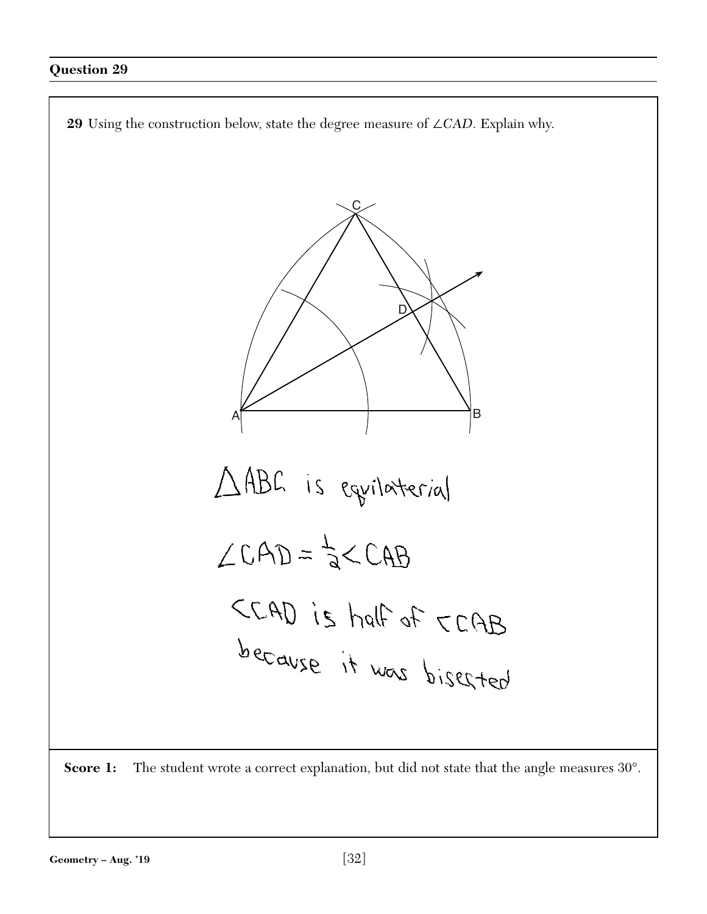## Question 29

**29** Using the construction below, state the degree measure of $\angle CAD$. Explain why.

$\triangle ABC$ is equilaterial

$\angle CAD = \frac{1}{2} \angle CAB$

$\angle CAD$ is half of $\angle CAB$ because it was bisected

**Score 1:** The student wrote a correct explanation, but did not state that the angle measures 30°.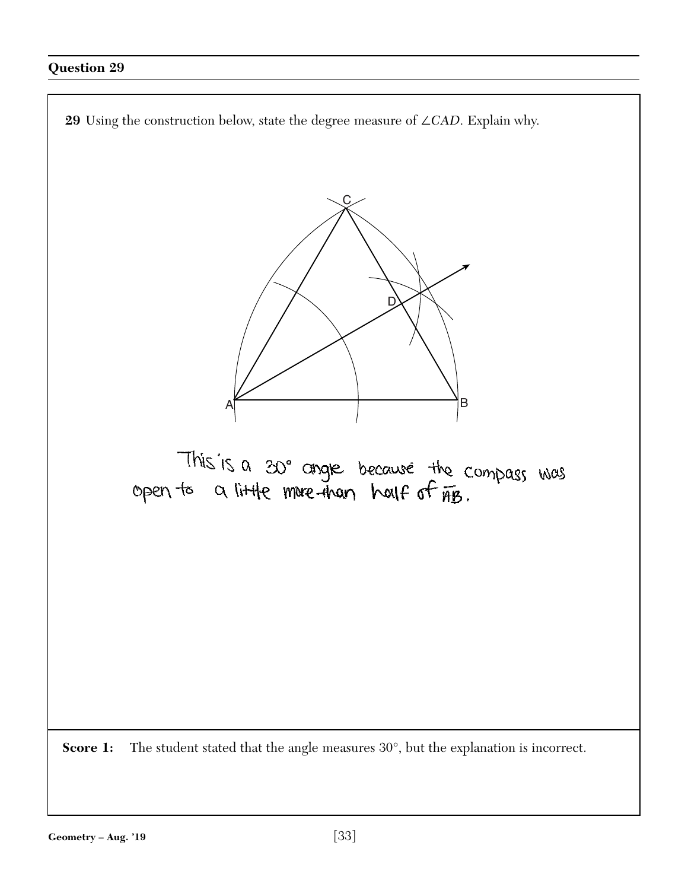## Question 29

**29** Using the construction below, state the degree measure of $\angle CAD$. Explain why.

This is a 30° angle because the compass was open to a little more than half of $\overline{AB}$.

**Score 1:** The student stated that the angle measures 30°, but the explanation is incorrect.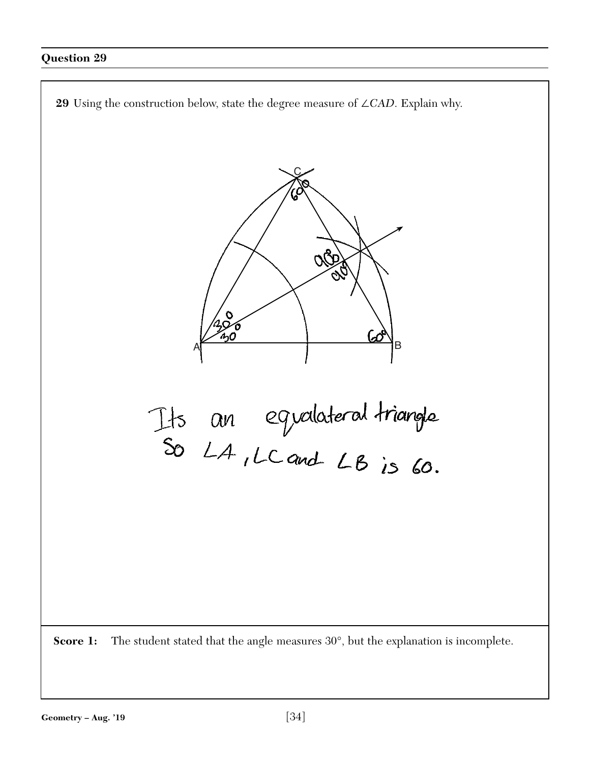## Question 29

**29** Using the construction below, state the degree measure of $\angle CAD$. Explain why.

Its an equalateral triangle
So $\angle A$, $\angle C$ and $\angle B$ is 60.

**Score 1:** The student stated that the angle measures 30°, but the explanation is incomplete.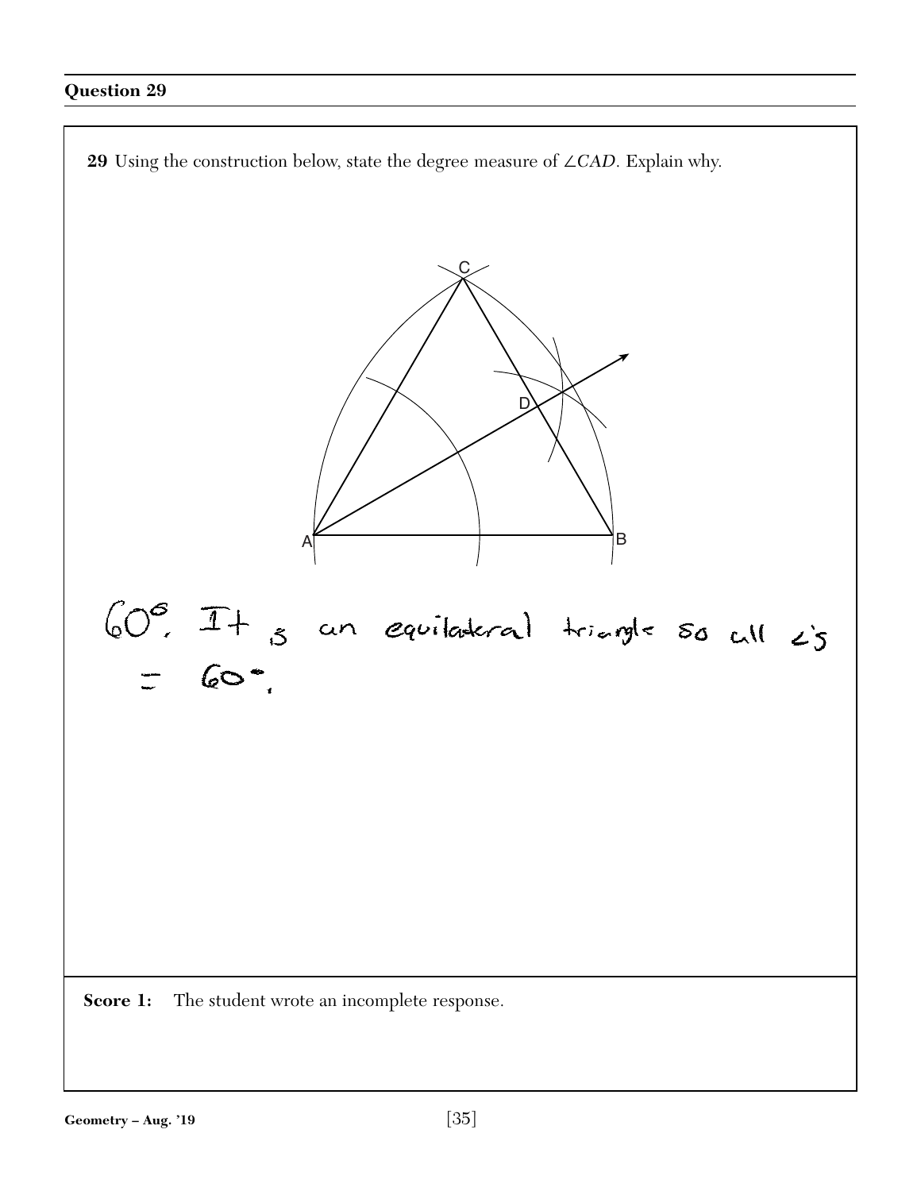## Question 29

**29** Using the construction below, state the degree measure of $\angle CAD$. Explain why.

C

D

A

B

60°. It is an equilateral triangle so all ∠'s = 60°.

**Score 1:** The student wrote an incomplete response.

Geometry – Aug. '19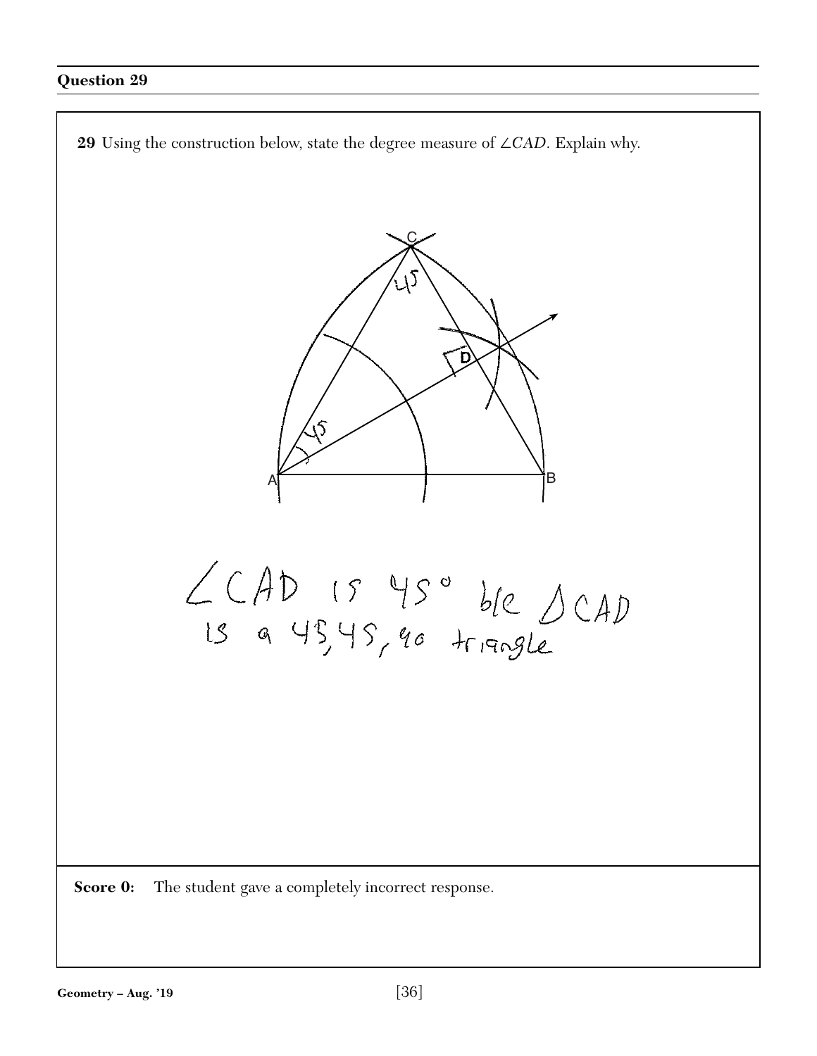## Question 29

**29** Using the construction below, state the degree measure of $\angle CAD$. Explain why.

$\angle CAD$ is $45°$ b/c $\triangle CAD$ is a 45, 45, 90 triangle

**Score 0:** The student gave a completely incorrect response.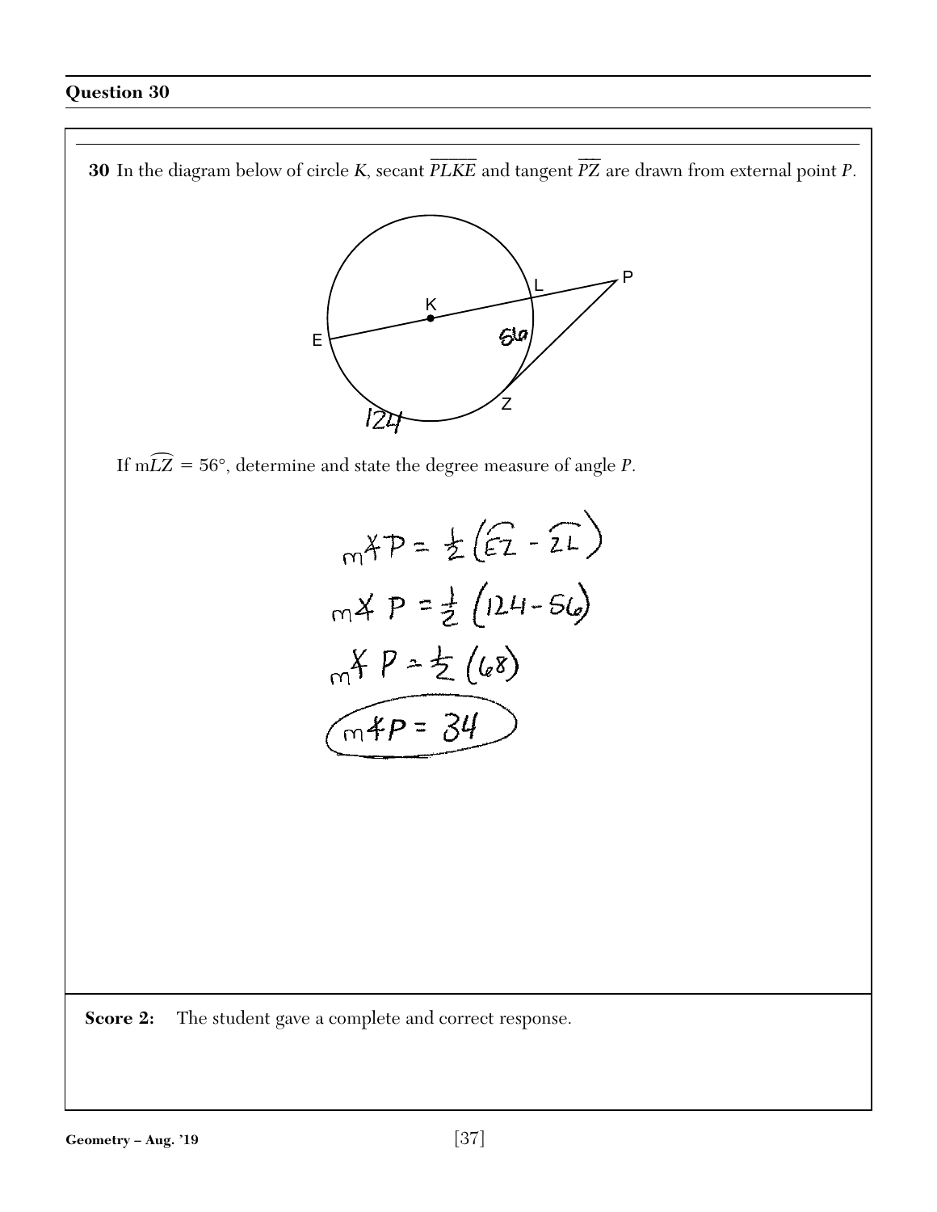## Question 30

**30** In the diagram below of circle *K*, secant $\overline{PLKE}$ and tangent $\overline{PZ}$ are drawn from external point *P*.

If $m\widehat{LZ} = 56°$, determine and state the degree measure of angle *P*.

$$m\angle P = \frac{1}{2}\left(\widehat{EZ} - \widehat{ZL}\right)$$

$$m\angle P = \frac{1}{2}(124 - 56)$$

$$m\angle P = \frac{1}{2}(68)$$

$$m\angle P = 34$$

**Score 2:** The student gave a complete and correct response.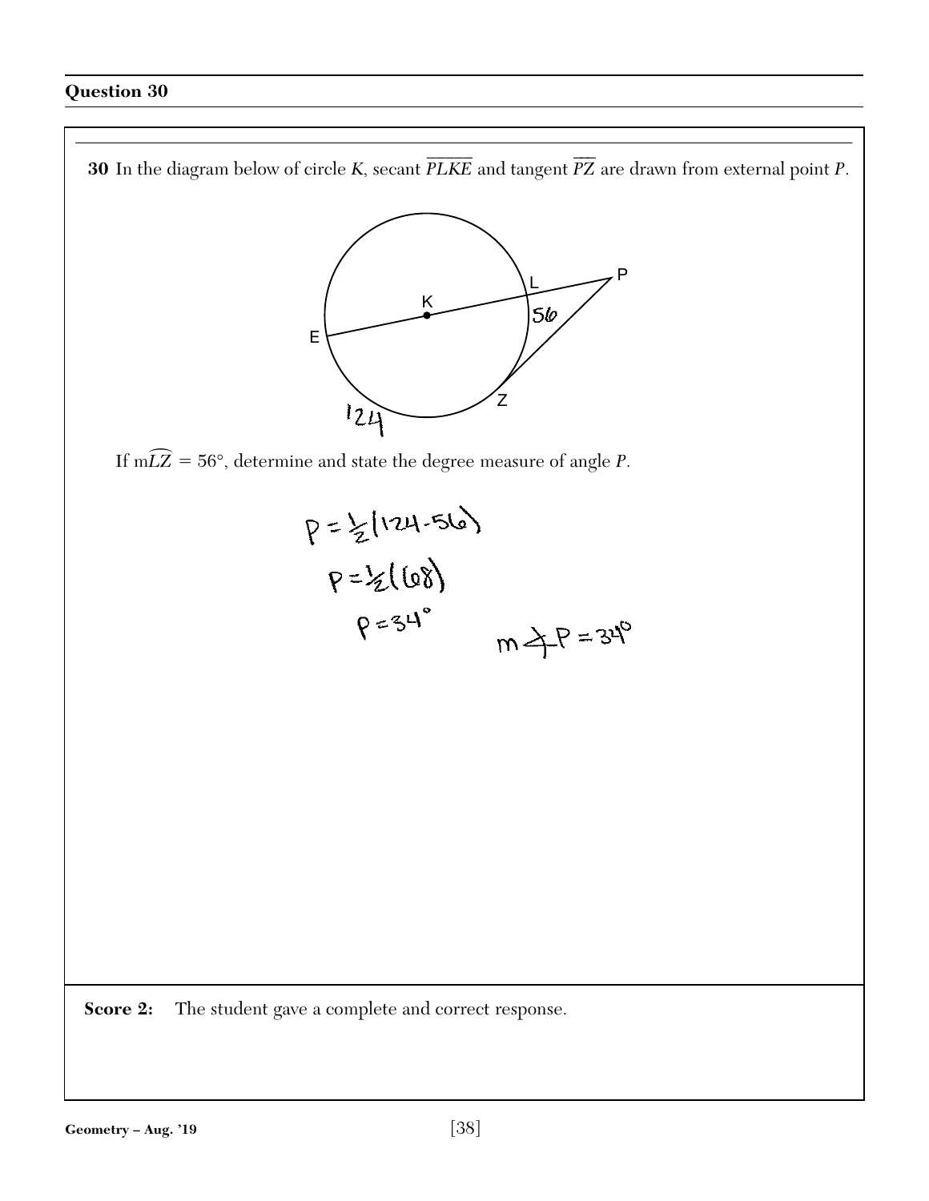**Question 30**

**30** In the diagram below of circle $K$, secant $\overline{PLKE}$ and tangent $\overline{PZ}$ are drawn from external point $P$.

If $m\widehat{LZ} = 56°$, determine and state the degree measure of angle $P$.

$$P = \frac{1}{2}(124 - 56)$$

$$P = \frac{1}{2}(68)$$

$$P = 34°$$

$m\angle P = 34°$

**Score 2:** The student gave a complete and correct response.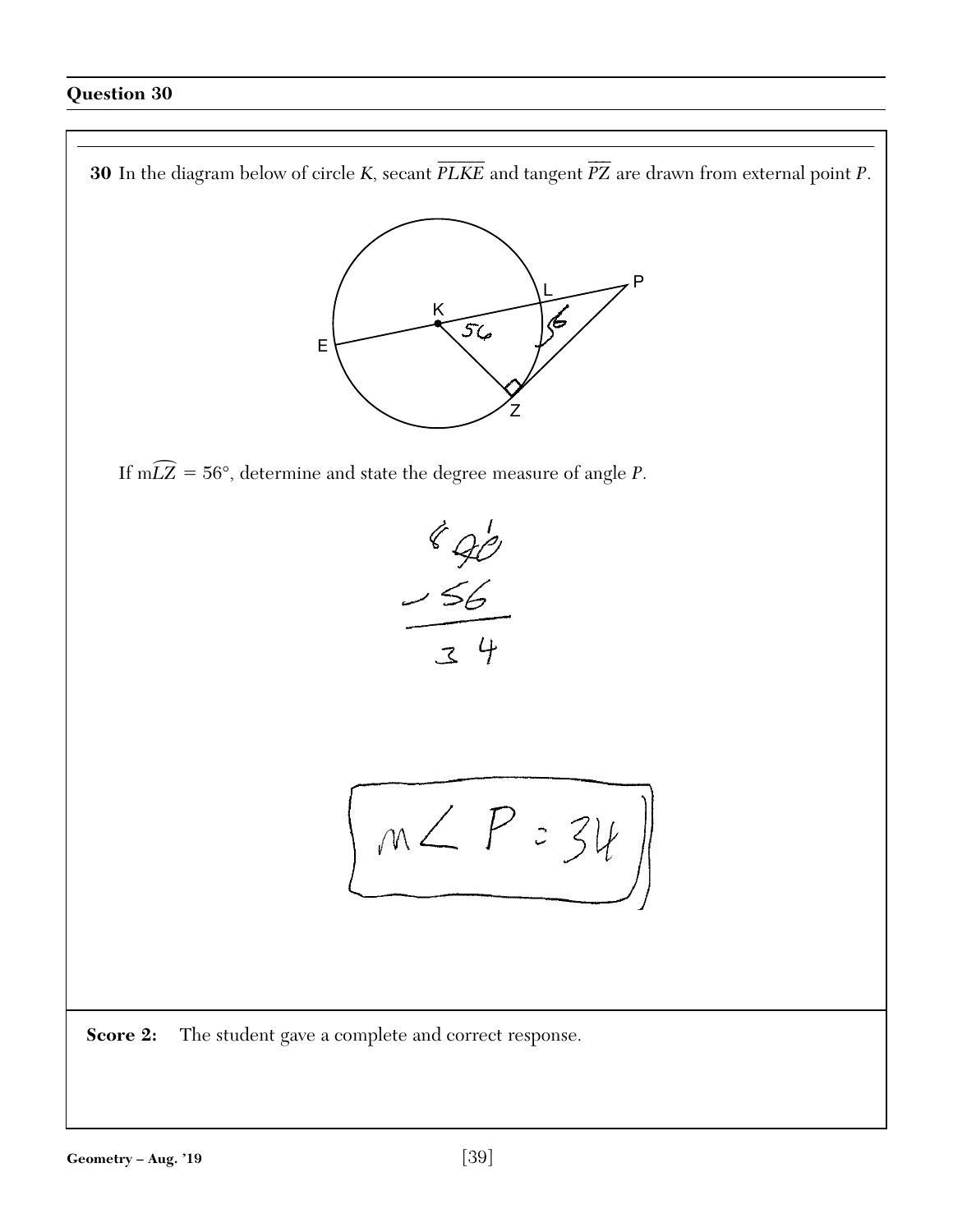## Question 30

**30** In the diagram below of circle *K*, secant $\overline{PLKE}$ and tangent $\overline{PZ}$ are drawn from external point *P*.

If $m\widehat{LZ} = 56°$, determine and state the degree measure of angle *P*.

$$\begin{array}{r} 90 \\ -56 \\ \hline 34 \end{array}$$

$m\angle P = 34$

**Score 2:** The student gave a complete and correct response.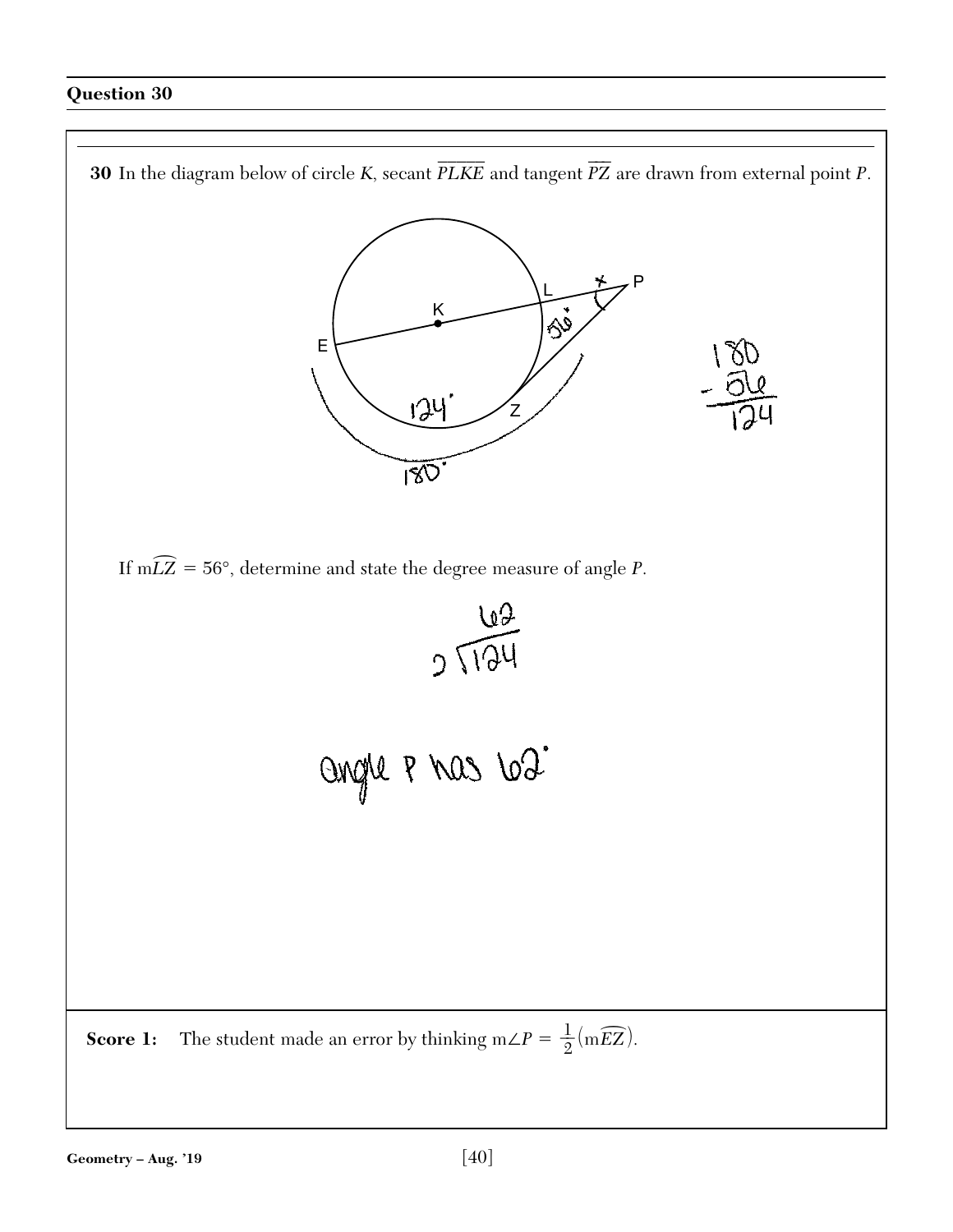## Question 30

**30** In the diagram below of circle *K*, secant $\overline{PLKE}$ and tangent $\overline{PZ}$ are drawn from external point *P*.

If $m\widehat{LZ} = 56°$, determine and state the degree measure of angle *P*.

$$\begin{array}{r} 180 \\ -\ 56 \\ \hline 124 \end{array}$$

$$124 \div 2 = 62$$

angle P has 62°

**Score 1:** The student made an error by thinking $m\angle P = \frac{1}{2}(m\widehat{EZ})$.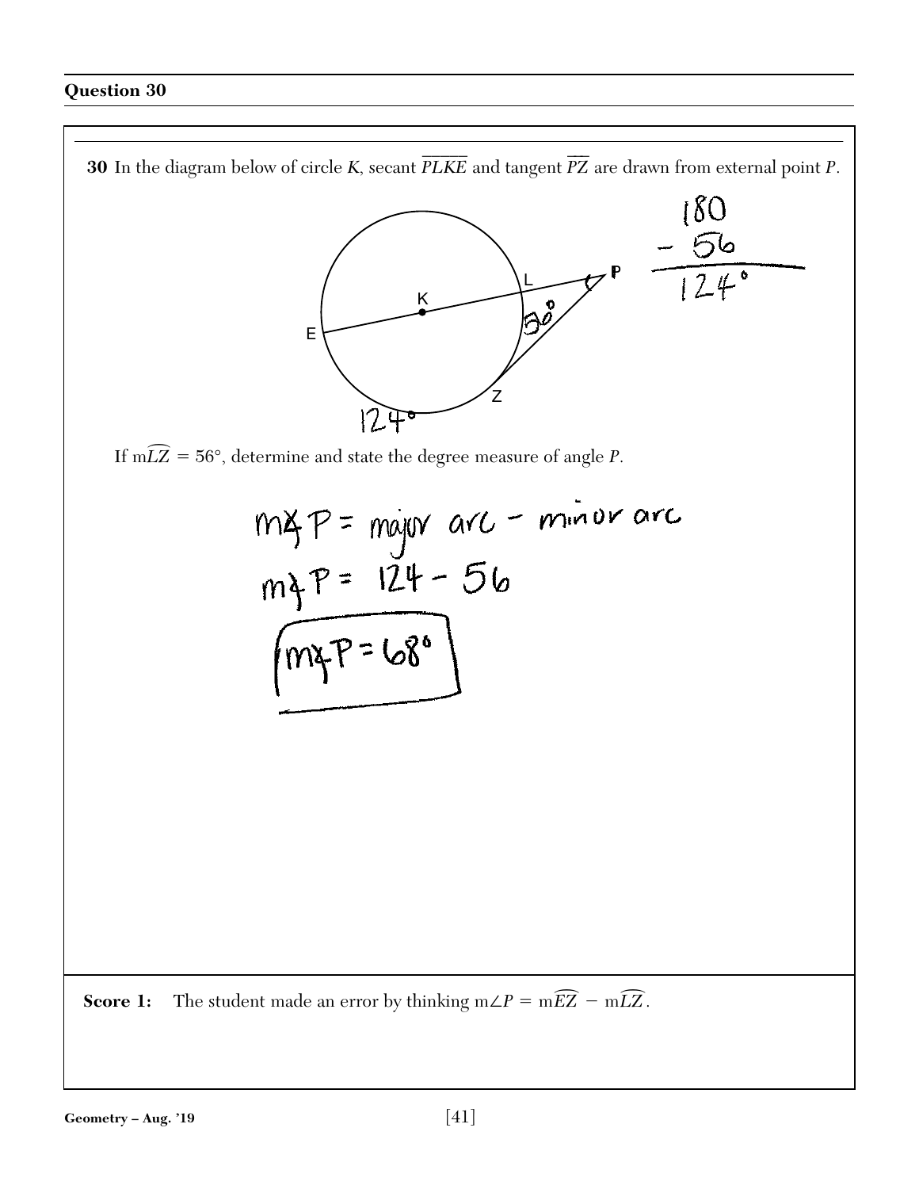**Question 30**

**30** In the diagram below of circle *K*, secant $\overline{PLKE}$ and tangent $\overline{PZ}$ are drawn from external point *P*.

180
− 56
124°

If $m\widehat{LZ} = 56°$, determine and state the degree measure of angle *P*.

m∡P = major arc − minor arc

m∡P = 124 − 56

m∡P = 68°

**Score 1:** The student made an error by thinking $m\angle P = m\widehat{EZ} - m\widehat{LZ}$.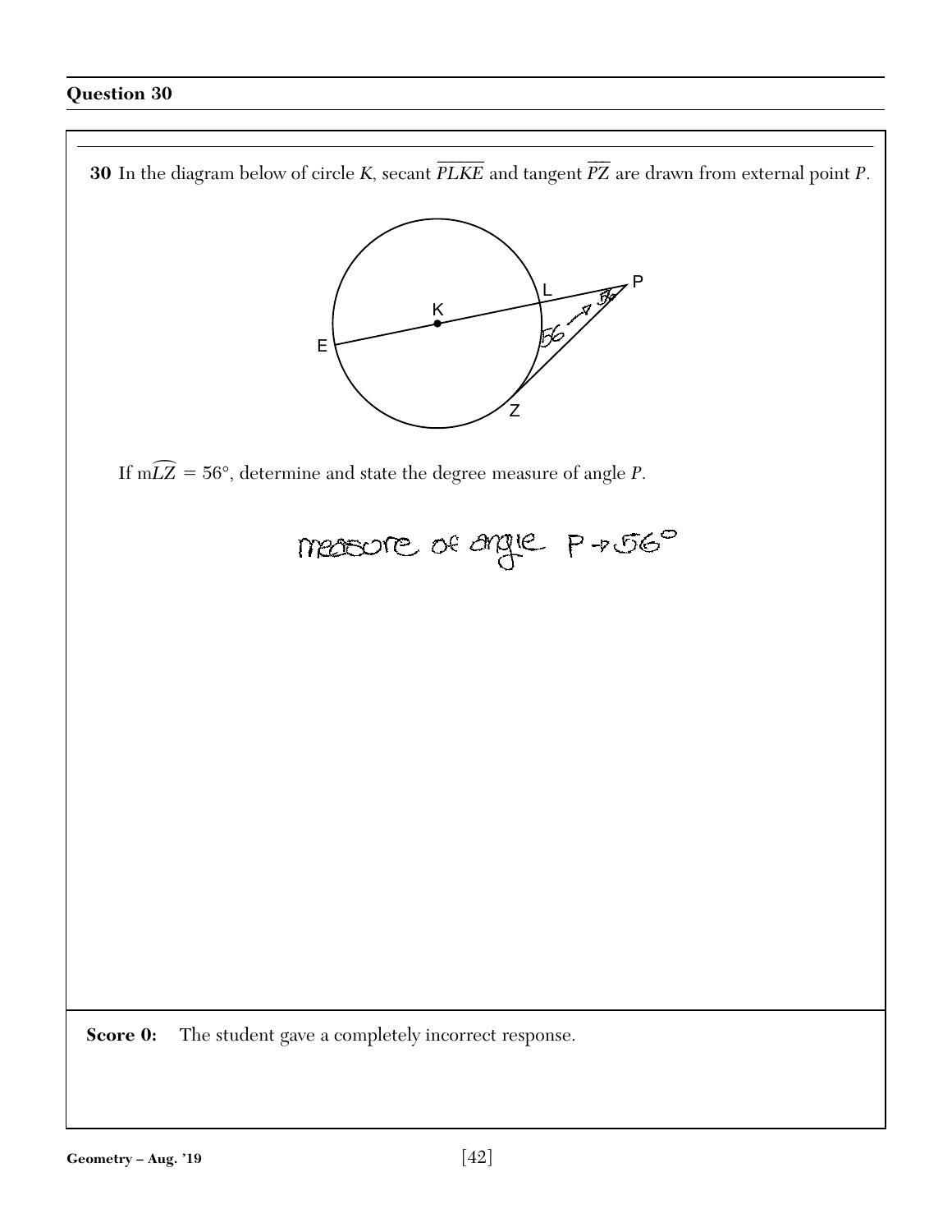## Question 30

**30** In the diagram below of circle $K$, secant $\overline{PLKE}$ and tangent $\overline{PZ}$ are drawn from external point $P$.

If $m\widehat{LZ} = 56°$, determine and state the degree measure of angle $P$.

measure of angle P → 56°

**Score 0:** The student gave a completely incorrect response.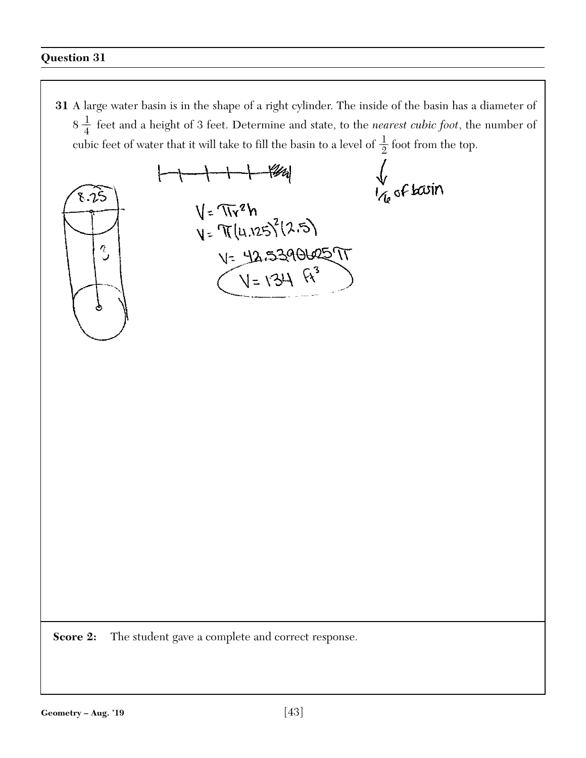## Question 31

**31** A large water basin is in the shape of a right cylinder. The inside of the basin has a diameter of $8\frac{1}{4}$ feet and a height of 3 feet. Determine and state, to the *nearest cubic foot*, the number of cubic feet of water that it will take to fill the basin to a level of $\frac{1}{2}$ foot from the top.

8.25

3

$\frac{1}{6}$ of basin

$V = \pi r^2 h$

$V = \pi (4.125)^2 (2.5)$

$V = 42.5390625\pi$

$V = 134 \text{ ft}^3$

**Score 2:** The student gave a complete and correct response.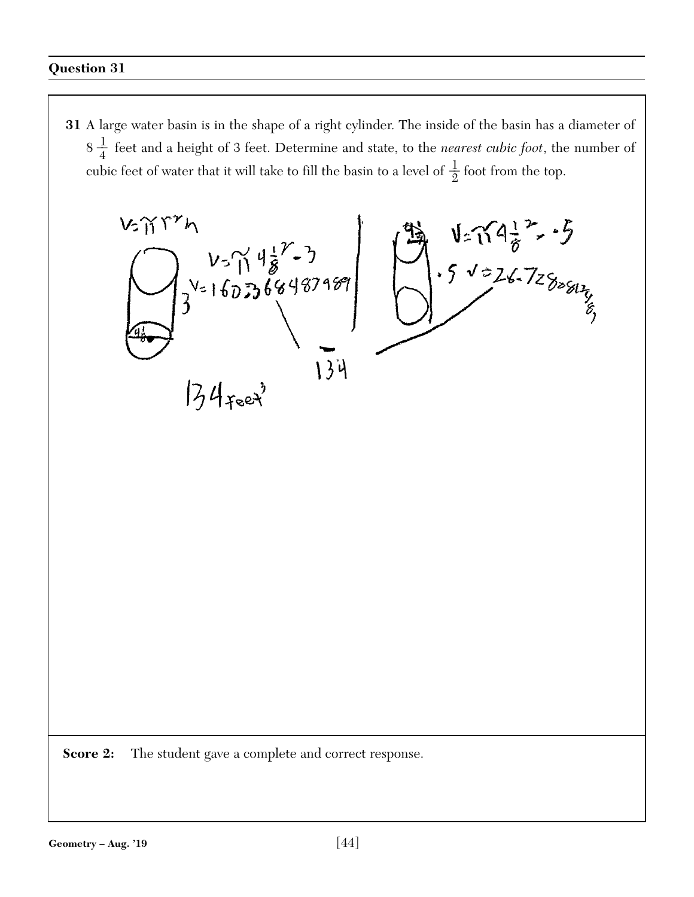## Question 31

**31** A large water basin is in the shape of a right cylinder. The inside of the basin has a diameter of $8\frac{1}{4}$ feet and a height of 3 feet. Determine and state, to the *nearest cubic foot*, the number of cubic feet of water that it will take to fill the basin to a level of $\frac{1}{2}$ foot from the top.

$V = \pi r^2 h$

$V = \pi\, 4\frac{1}{8}^2 \cdot 3$

$V = 160.3684487989$

$V = \pi\, 4\frac{1}{8}^2 \cdot .5$

$V = 26.72808124\ldots$

$-$

134

134 feet$^3$

**Score 2:** The student gave a complete and correct response.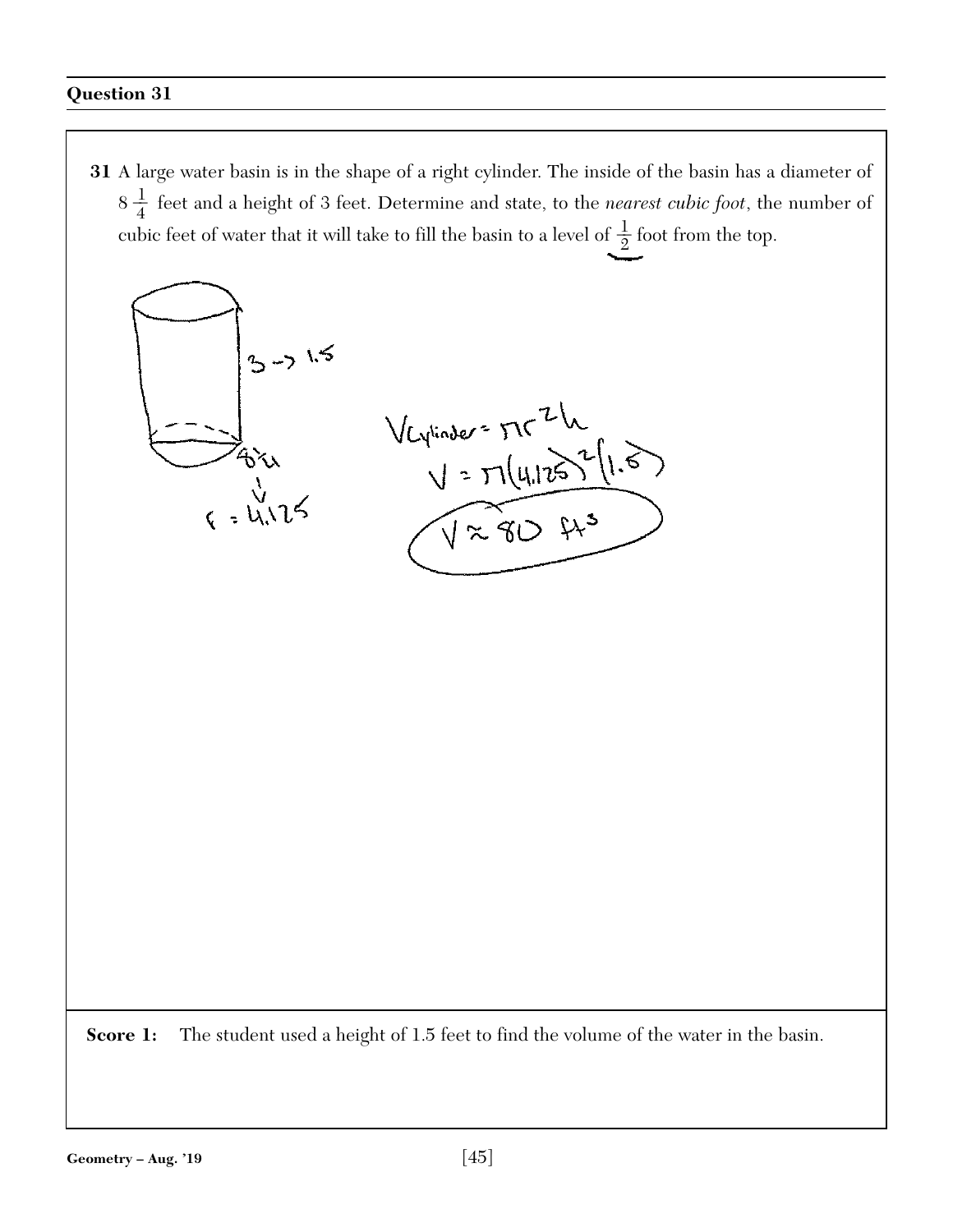## Question 31

**31** A large water basin is in the shape of a right cylinder. The inside of the basin has a diameter of $8\frac{1}{4}$ feet and a height of 3 feet. Determine and state, to the *nearest cubic foot*, the number of cubic feet of water that it will take to fill the basin to a level of $\frac{1}{2}$ foot from the top.

$3 \rightarrow 1.5$

$8\frac{1}{4}$

$r = 4.125$

$V_{Cylinder} = \pi r^2 h$

$V = \pi (4.125)^2 (1.5)$

$V \approx 80 \text{ ft}^3$

**Score 1:** The student used a height of 1.5 feet to find the volume of the water in the basin.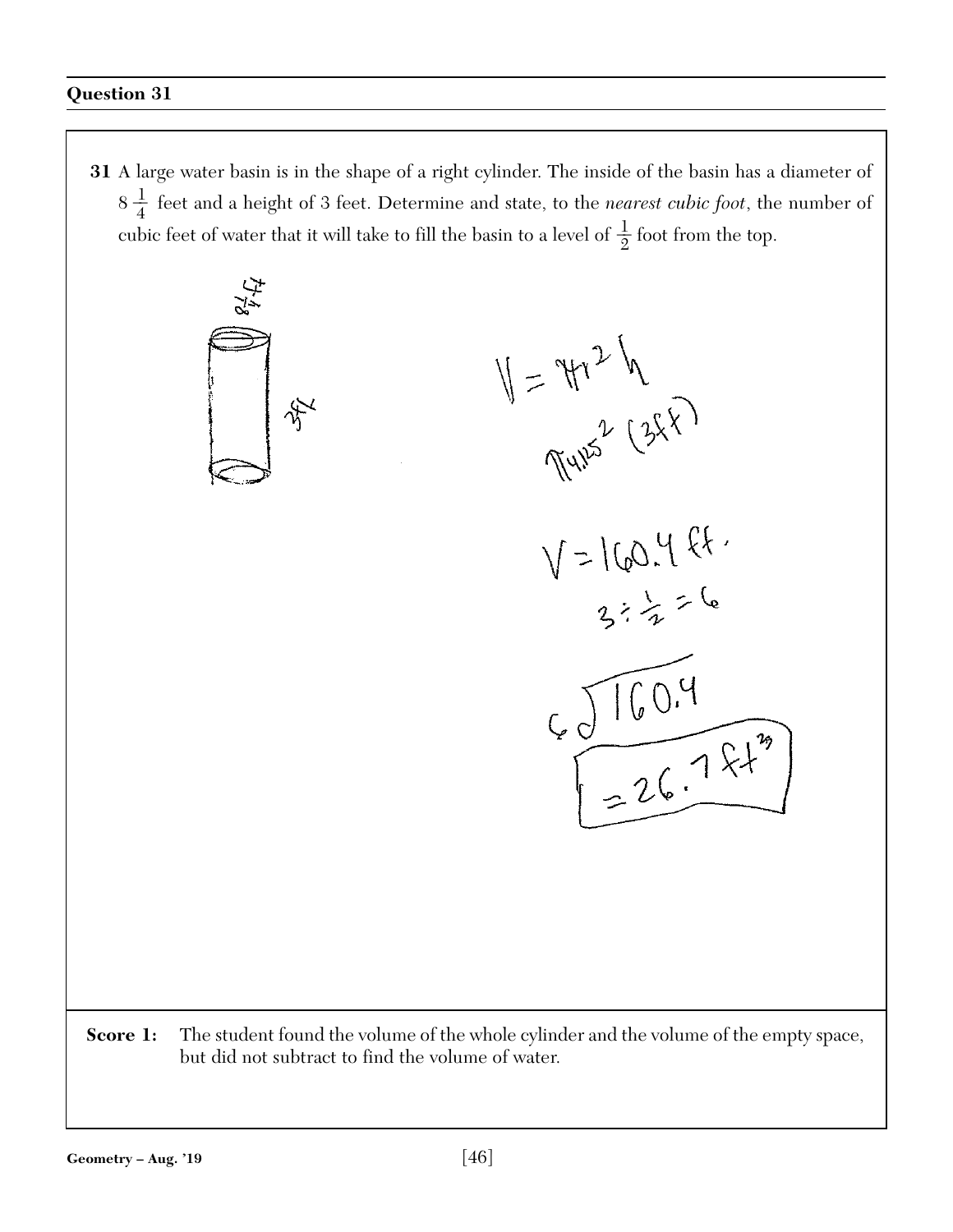## Question 31

**31** A large water basin is in the shape of a right cylinder. The inside of the basin has a diameter of $8\frac{1}{4}$ feet and a height of 3 feet. Determine and state, to the *nearest cubic foot*, the number of cubic feet of water that it will take to fill the basin to a level of $\frac{1}{2}$ foot from the top.

$8\frac{1}{4}$ ft

3ft

$V = \pi r^2 h$

$\pi 4.125^2 (3ft)$

$V = 160.4$ ft.

$3 \div \frac{1}{2} = 6$

$6 \overline{)160.4}$

$= 26.7 ft^3$

**Score 1:** The student found the volume of the whole cylinder and the volume of the empty space, but did not subtract to find the volume of water.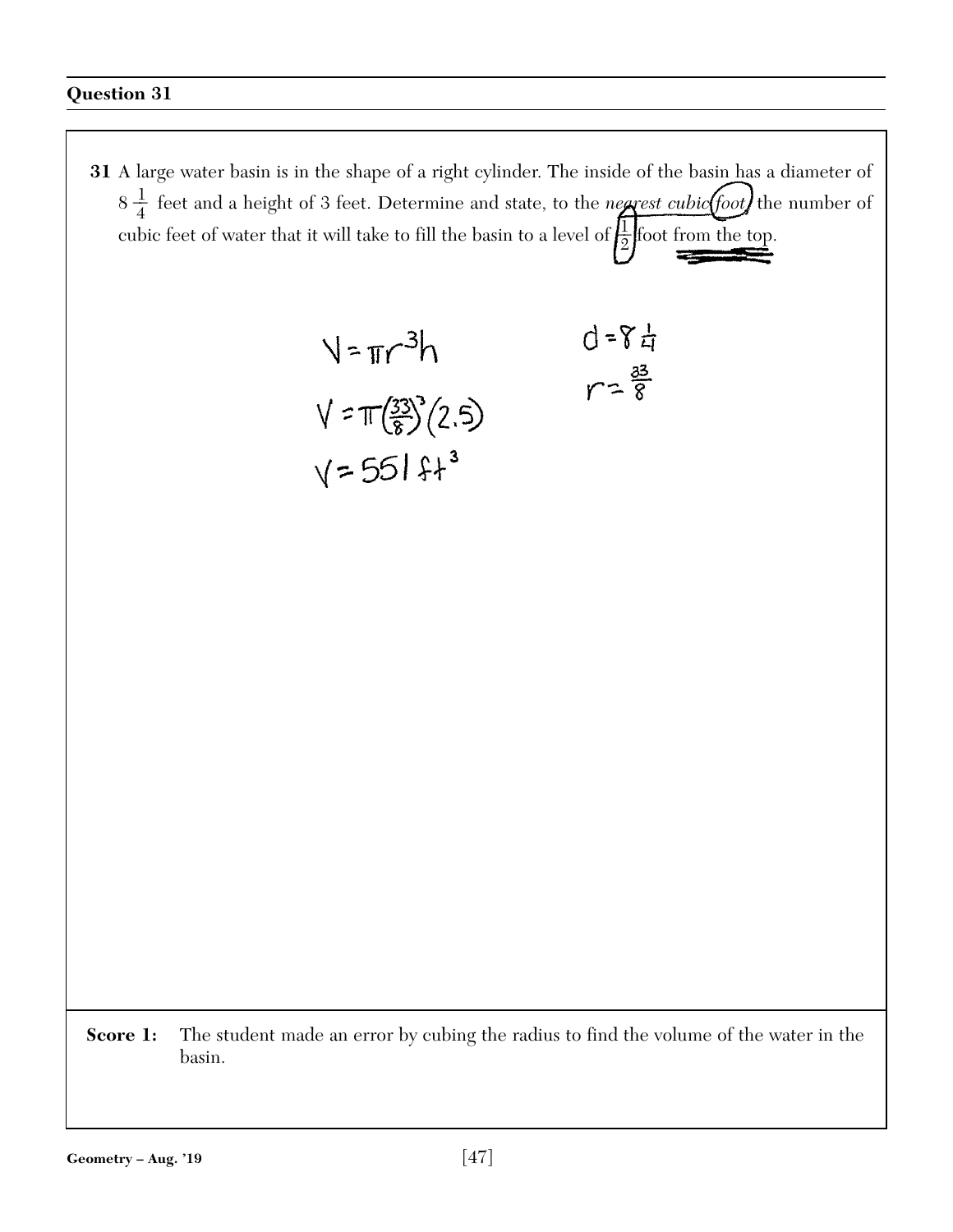## Question 31

**31** A large water basin is in the shape of a right cylinder. The inside of the basin has a diameter of $8\frac{1}{4}$ feet and a height of 3 feet. Determine and state, to the *nearest cubic foot*, the number of cubic feet of water that it will take to fill the basin to a level of $\frac{1}{2}$ foot from the top.

$V = \pi r^3 h$

$d = 8\frac{1}{4}$

$r = \frac{33}{8}$

$V = \pi \left(\frac{33}{8}\right)^3 (2.5)$

$V = 551 \text{ ft}^3$

**Score 1:** The student made an error by cubing the radius to find the volume of the water in the basin.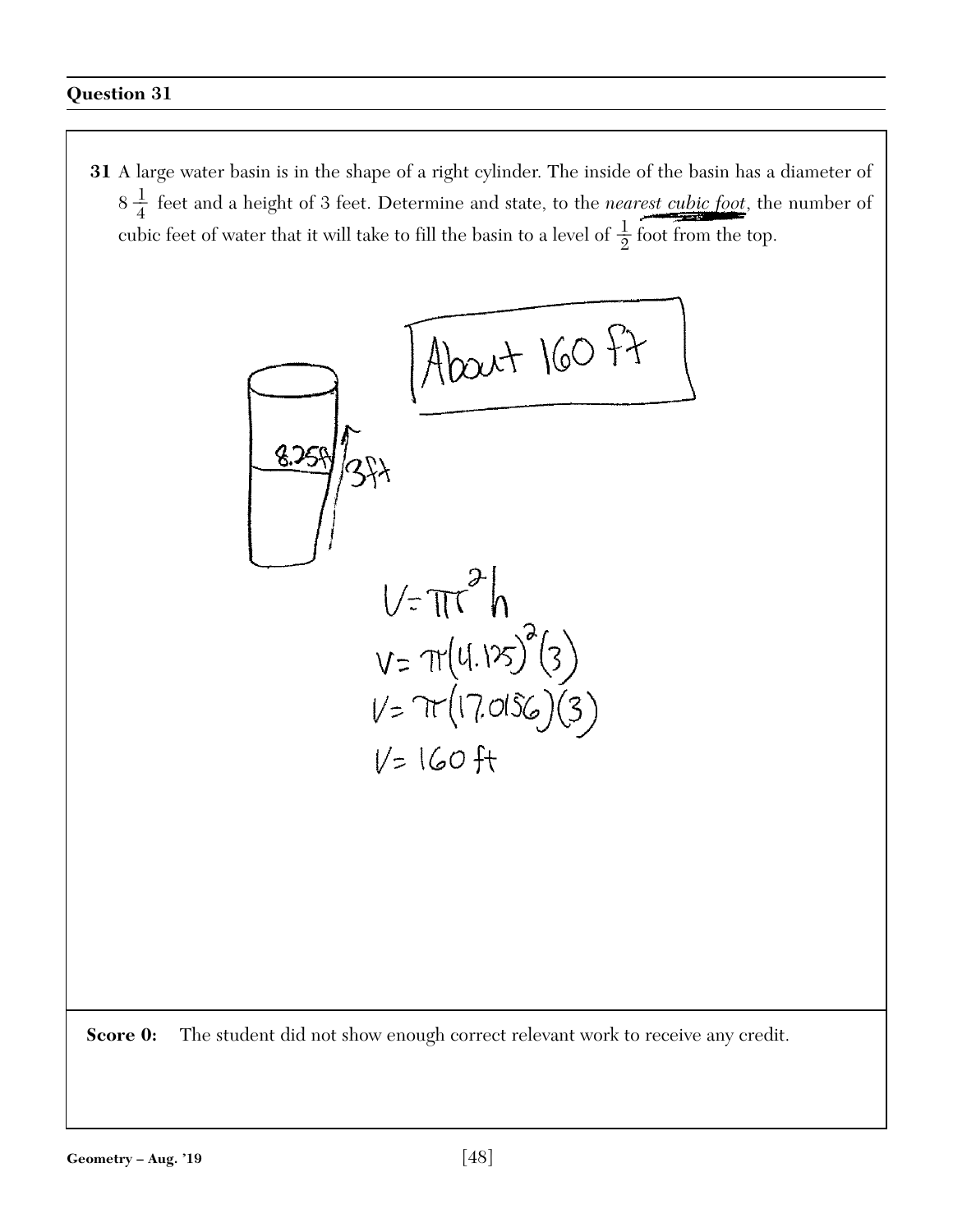## Question 31

**31** A large water basin is in the shape of a right cylinder. The inside of the basin has a diameter of $8\frac{1}{4}$ feet and a height of 3 feet. Determine and state, to the *nearest cubic foot*, the number of cubic feet of water that it will take to fill the basin to a level of $\frac{1}{2}$ foot from the top.

8.25ft

3ft

About 160 ft

$V = \pi r^2 h$

$V = \pi(4.125)^2(3)$

$V = \pi(17.0156)(3)$

$V = 160 \text{ ft}$

**Score 0:** The student did not show enough correct relevant work to receive any credit.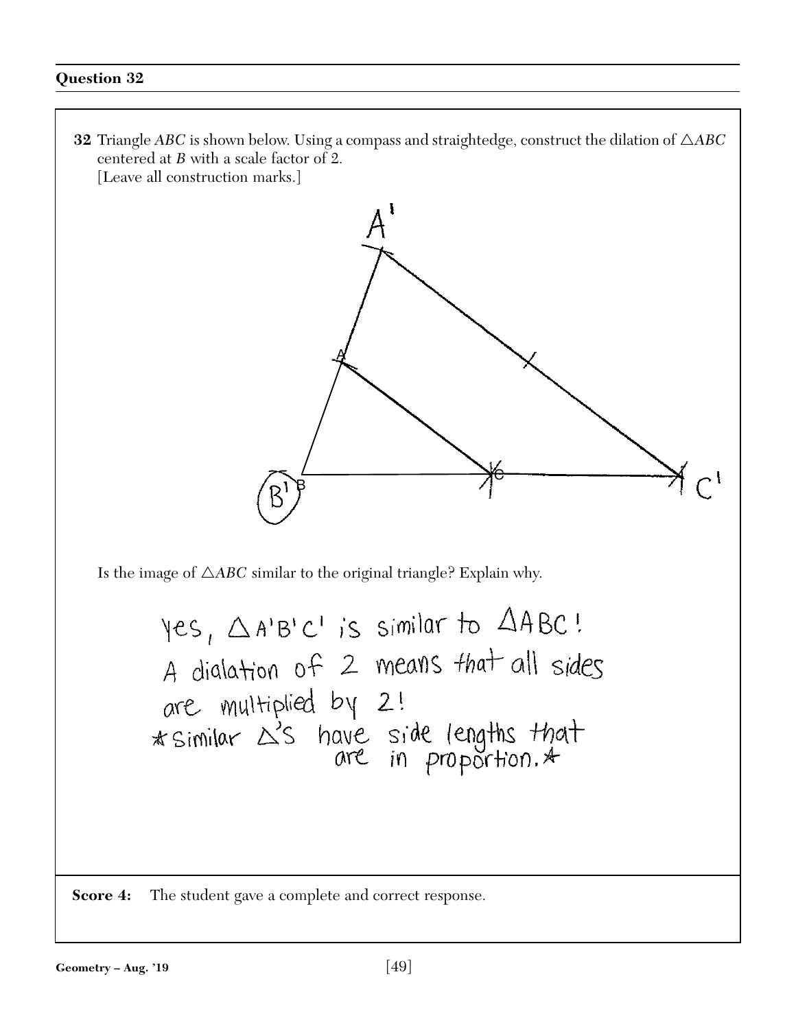## Question 32

**32** Triangle *ABC* is shown below. Using a compass and straightedge, construct the dilation of $\triangle ABC$ centered at *B* with a scale factor of 2.
[Leave all construction marks.]

Is the image of $\triangle ABC$ similar to the original triangle? Explain why.

yes, $\triangle A'B'C'$ is similar to $\triangle ABC$!
A dialation of 2 means that all sides are multiplied by 2!
*Similar $\triangle$'s have side lengths that are in proportion.*

**Score 4:** The student gave a complete and correct response.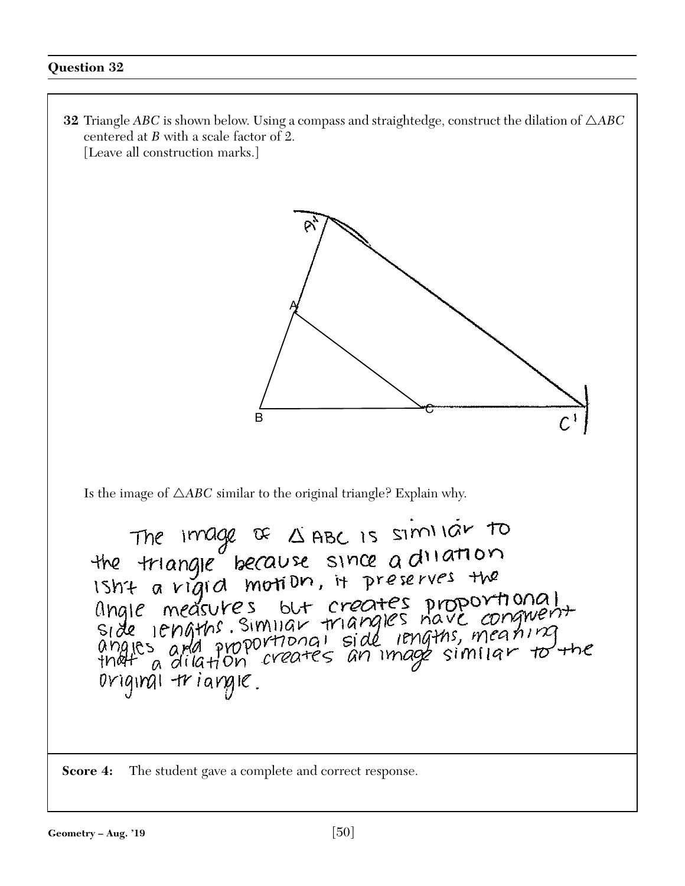## Question 32

**32** Triangle $ABC$ is shown below. Using a compass and straightedge, construct the dilation of $\triangle ABC$ centered at $B$ with a scale factor of 2.
[Leave all construction marks.]

Is the image of $\triangle ABC$ similar to the original triangle? Explain why.

The image of $\triangle$ ABC is similar to the triangle because since a dilation isn't a rigid motion, it preserves the angle measures but creates proportional side lengths. Similar triangles have congruent angles and proportional side lengths, meaning that a dilation creates an image similar to the original triangle.

**Score 4:** The student gave a complete and correct response.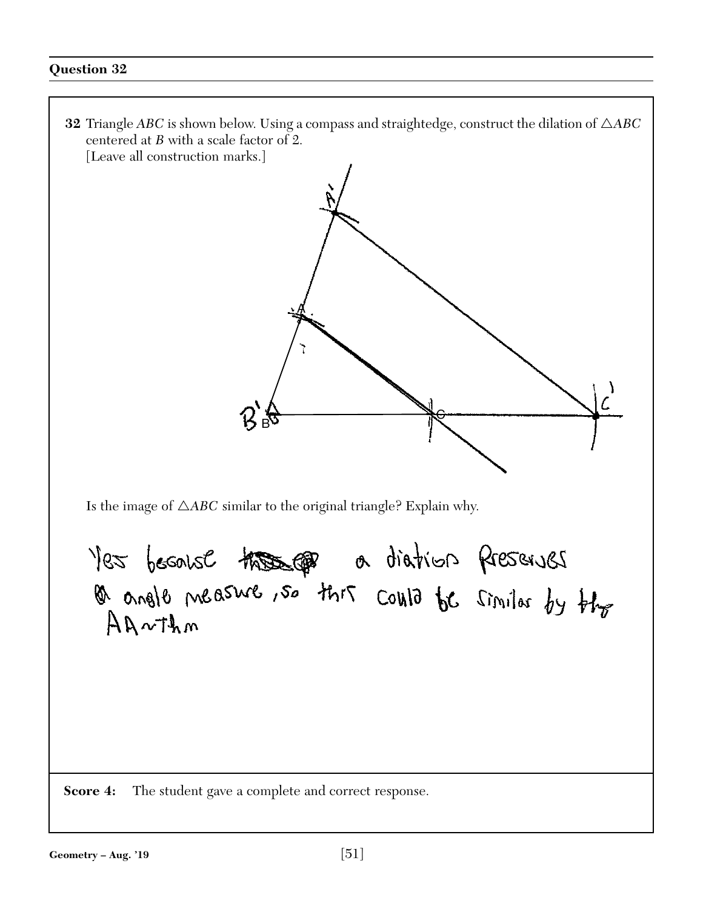## Question 32

**32** Triangle $ABC$ is shown below. Using a compass and straightedge, construct the dilation of $\triangle ABC$ centered at $B$ with a scale factor of 2.
[Leave all construction marks.]

Is the image of $\triangle ABC$ similar to the original triangle? Explain why.

Yes because a dilation preserves angle measure, so this could be similar by the AA~Thm

**Score 4:** The student gave a complete and correct response.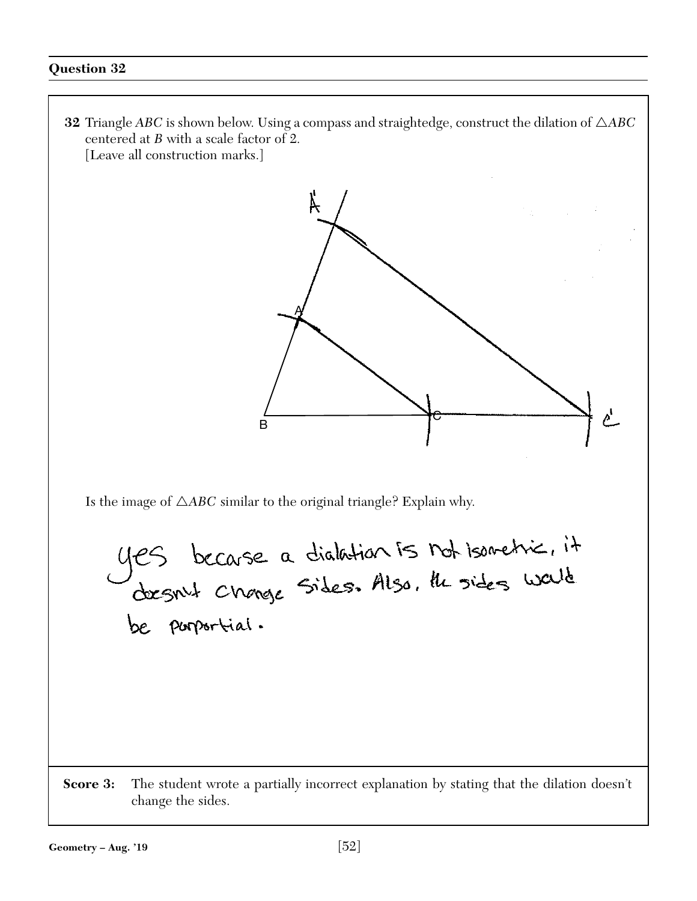## Question 32

**32** Triangle *ABC* is shown below. Using a compass and straightedge, construct the dilation of $\triangle ABC$ centered at *B* with a scale factor of 2.
[Leave all construction marks.]

Is the image of $\triangle ABC$ similar to the original triangle? Explain why.

yes because a dialation is not isometric, it doesn't change sides. Also, the sides would be porportial.

**Score 3:** The student wrote a partially incorrect explanation by stating that the dilation doesn't change the sides.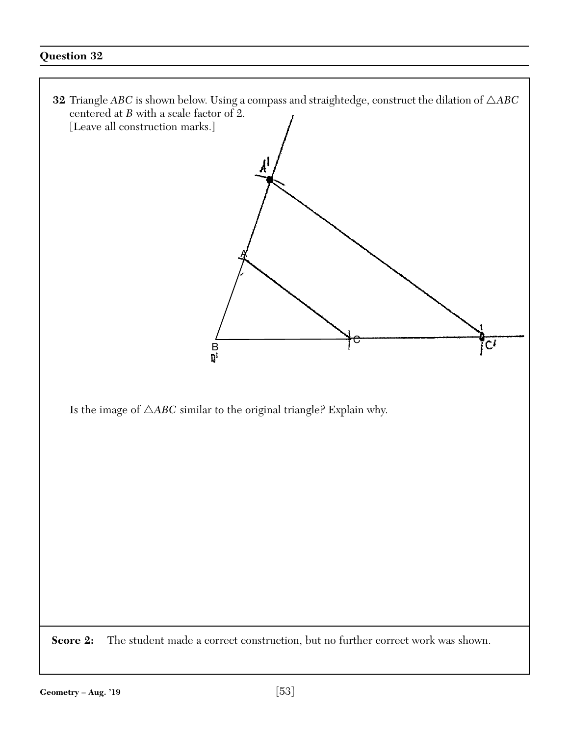## Question 32

**32** Triangle $ABC$ is shown below. Using a compass and straightedge, construct the dilation of $\triangle ABC$ centered at $B$ with a scale factor of 2.
[Leave all construction marks.]

Is the image of $\triangle ABC$ similar to the original triangle? Explain why.

**Score 2:** The student made a correct construction, but no further correct work was shown.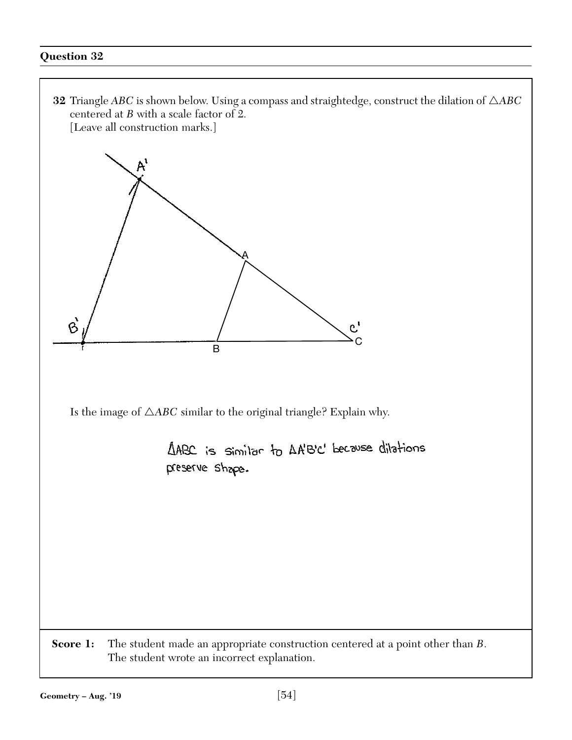**Question 32**

**32** Triangle *ABC* is shown below. Using a compass and straightedge, construct the dilation of $\triangle ABC$ centered at *B* with a scale factor of 2.
[Leave all construction marks.]

Is the image of $\triangle ABC$ similar to the original triangle? Explain why.

ΔABC is similar to ΔA'B'C' because dilations preserve shape.

**Score 1:** The student made an appropriate construction centered at a point other than *B*. The student wrote an incorrect explanation.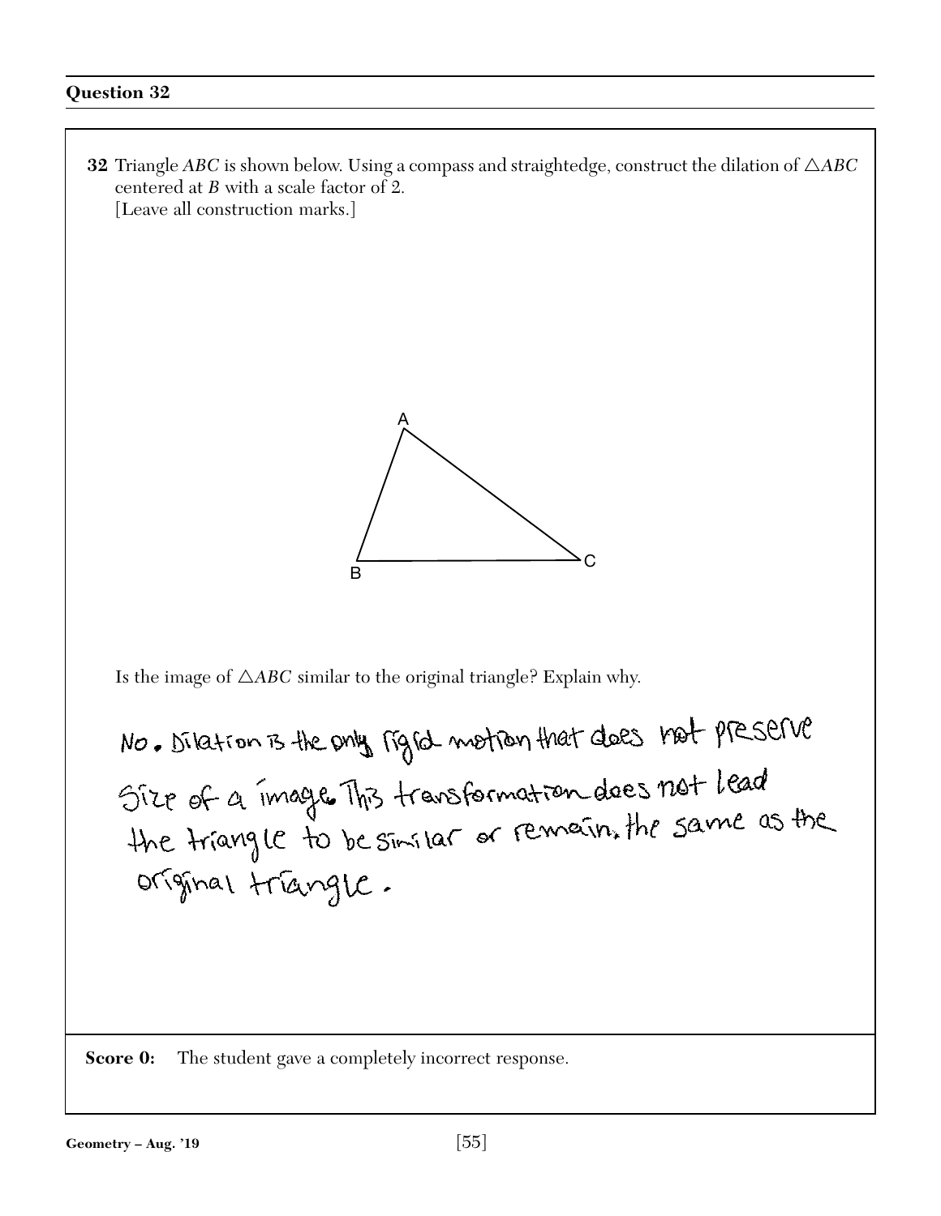## Question 32

**32** Triangle *ABC* is shown below. Using a compass and straightedge, construct the dilation of $\triangle ABC$ centered at *B* with a scale factor of 2.
[Leave all construction marks.]

A

B

C

Is the image of $\triangle ABC$ similar to the original triangle? Explain why.

No. Dilation is the only rigid motion that does not preserve size of a image. This transformation does not lead the triangle to be similar or remain the same as the original triangle.

**Score 0:** The student gave a completely incorrect response.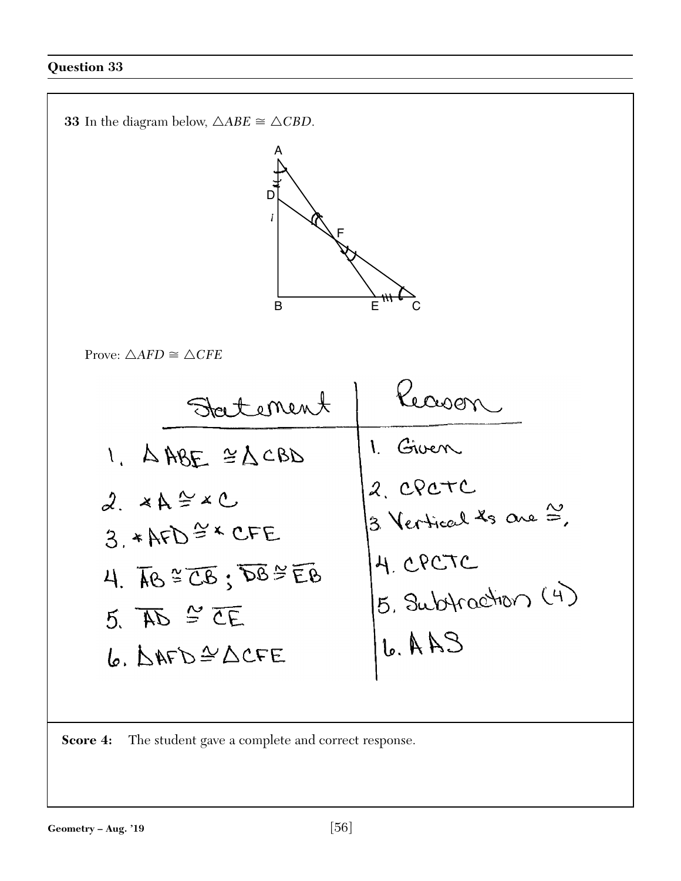## Question 33

**33** In the diagram below, $\triangle ABE \cong \triangle CBD$.

Prove: $\triangle AFD \cong \triangle CFE$

| Statement | Reason |
|---|---|
| 1. $\triangle ABE \cong \triangle CBD$ | 1. Given |
| 2. $\angle A \cong \angle C$ | 2. CPCTC |
| 3. $\angle AFD \cong \angle CFE$ | 3. Vertical $\angle$s are $\cong$. |
| 4. $\overline{AB} \cong \overline{CB}$ ; $\overline{DB} \cong \overline{EB}$ | 4. CPCTC |
| 5. $\overline{AD} \cong \overline{CE}$ | 5. Subtraction (4) |
| 6. $\triangle AFD \cong \triangle CFE$ | 6. AAS |

**Score 4:** The student gave a complete and correct response.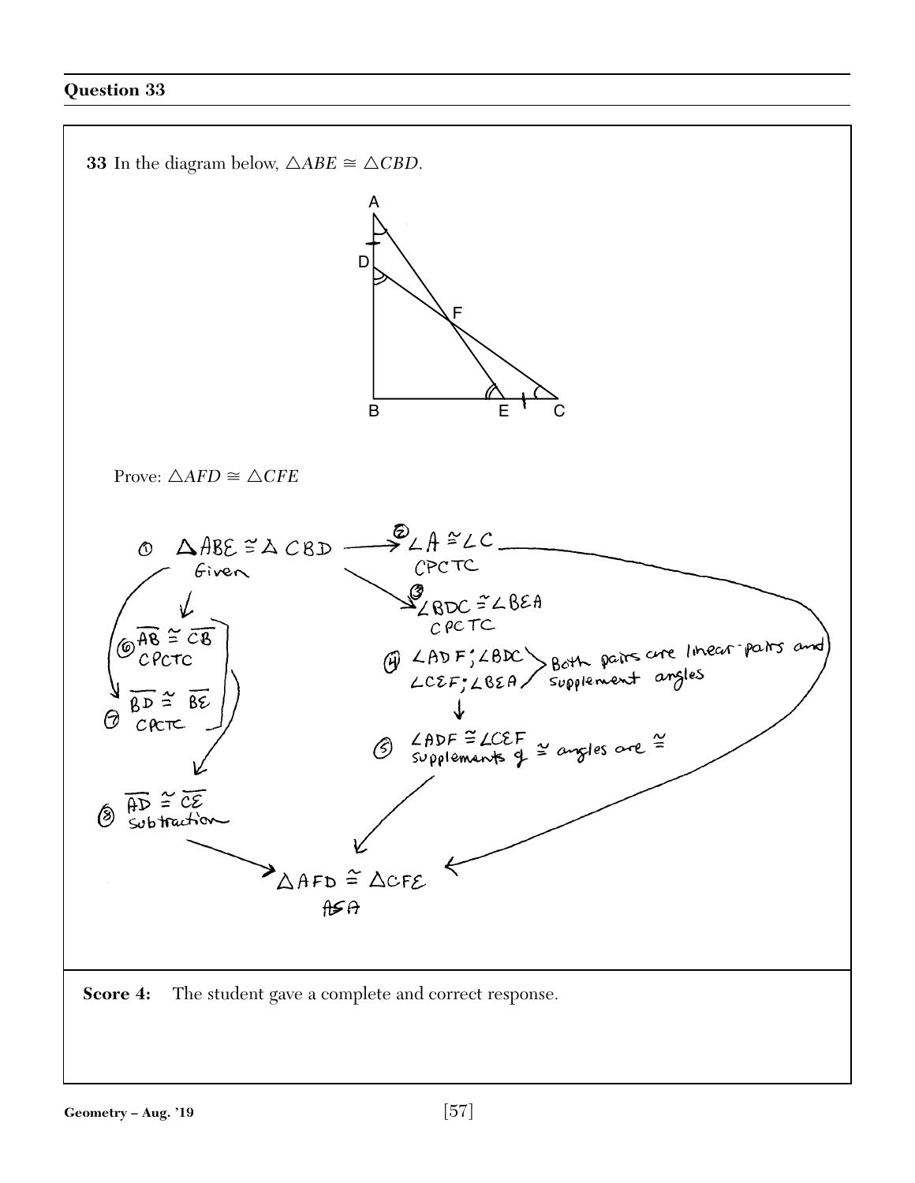## Question 33

**33** In the diagram below, $\triangle ABE \cong \triangle CBD$.

Prove: $\triangle AFD \cong \triangle CFE$

① $\triangle ABE \cong \triangle CBD$ Given

② $\angle A \cong \angle C$ CPCTC

③ $\angle BDC \cong \angle BEA$ CPCTC

④ $\angle ADF$; $\angle BDC$ and $\angle CEF$; $\angle BEA$ — Both pairs are linear-pairs and supplement angles

⑤ $\angle ADF \cong \angle CEF$ supplements of $\cong$ angles are $\cong$

⑥ $\overline{AB} \cong \overline{CB}$ CPCTC

⑦ $\overline{BD} \cong \overline{BE}$ CPCTC

⑧ $\overline{AD} \cong \overline{CE}$ subtraction

$\triangle AFD \cong \triangle CFE$ ASA

**Score 4:** The student gave a complete and correct response.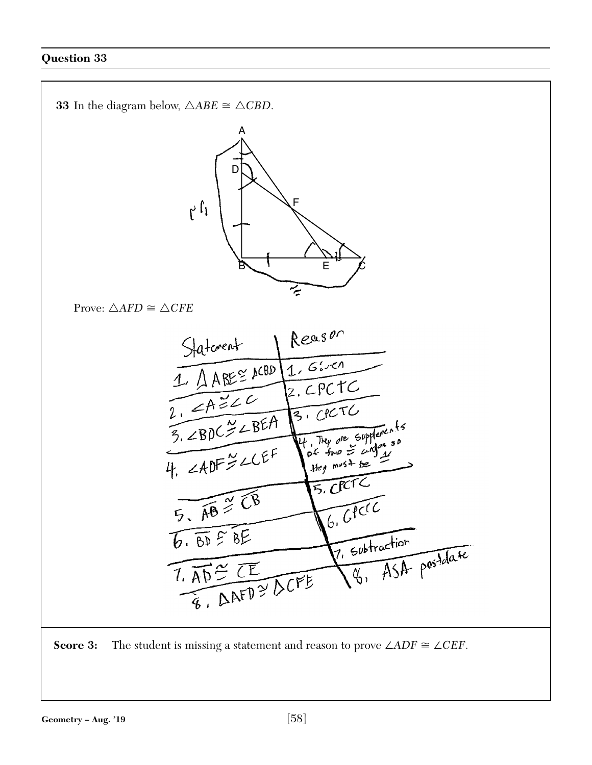## Question 33

**33** In the diagram below, $\triangle ABE \cong \triangle CBD$.

Prove: $\triangle AFD \cong \triangle CFE$

| Statement | Reason |
|---|---|
| 1. $\triangle ABE \cong \triangle CBD$ | 1. Given |
| 2. $\angle A \cong \angle C$ | 2. CPCTC |
| 3. $\angle BDC \cong \angle BEA$ | 3. CPCTC |
| 4. $\angle ADF \cong \angle CEF$ | 4. They are supplements of two $\cong$ angles so they must be $\cong$ |
| 5. $\overline{AB} \cong \overline{CB}$ | 5. CPCTC |
| 6. $\overline{BD} \cong \overline{BE}$ | 6. CPCTC |
| 7. $\overline{AD} \cong \overline{CE}$ | 7. Subtraction |
| 8. $\triangle AFD \cong \triangle CFE$ | 8. ASA postulate |

**Score 3:** The student is missing a statement and reason to prove $\angle ADF \cong \angle CEF$.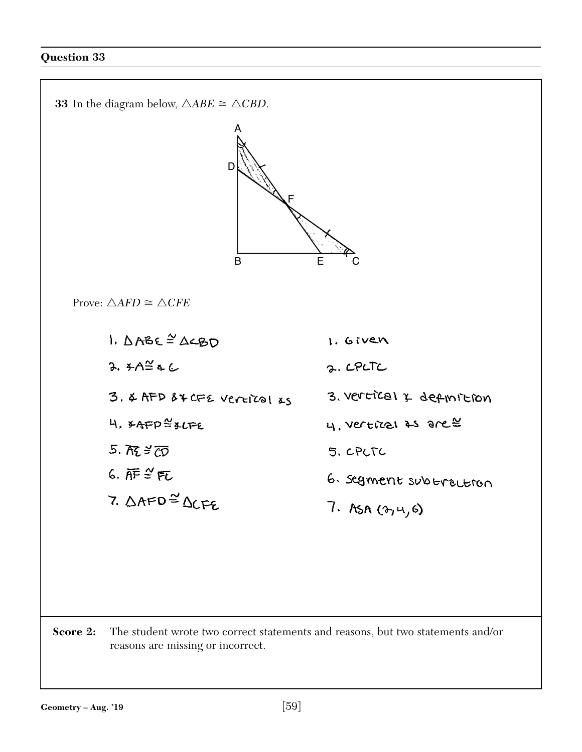## Question 33

**33** In the diagram below, $\triangle ABE \cong \triangle CBD$.

Prove: $\triangle AFD \cong \triangle CFE$

| Statements | Reasons |
| --- | --- |
| 1. $\triangle ABE \cong \triangle CBD$ | 1. Given |
| 2. $\angle A \cong \angle C$ | 2. CPCTC |
| 3. $\angle AFD$ & $\angle CFE$ vertical $\angle$s | 3. vertical $\angle$ definition |
| 4. $\angle AFD \cong \angle CFE$ | 4. vertical $\angle$s are $\cong$ |
| 5. $\overline{AE} \cong \overline{CD}$ | 5. CPCTC |
| 6. $\overline{AF} \cong \overline{FC}$ | 6. segment subtraction |
| 7. $\triangle AFD \cong \triangle CFE$ | 7. ASA (2, 4, 6) |

**Score 2:** The student wrote two correct statements and reasons, but two statements and/or reasons are missing or incorrect.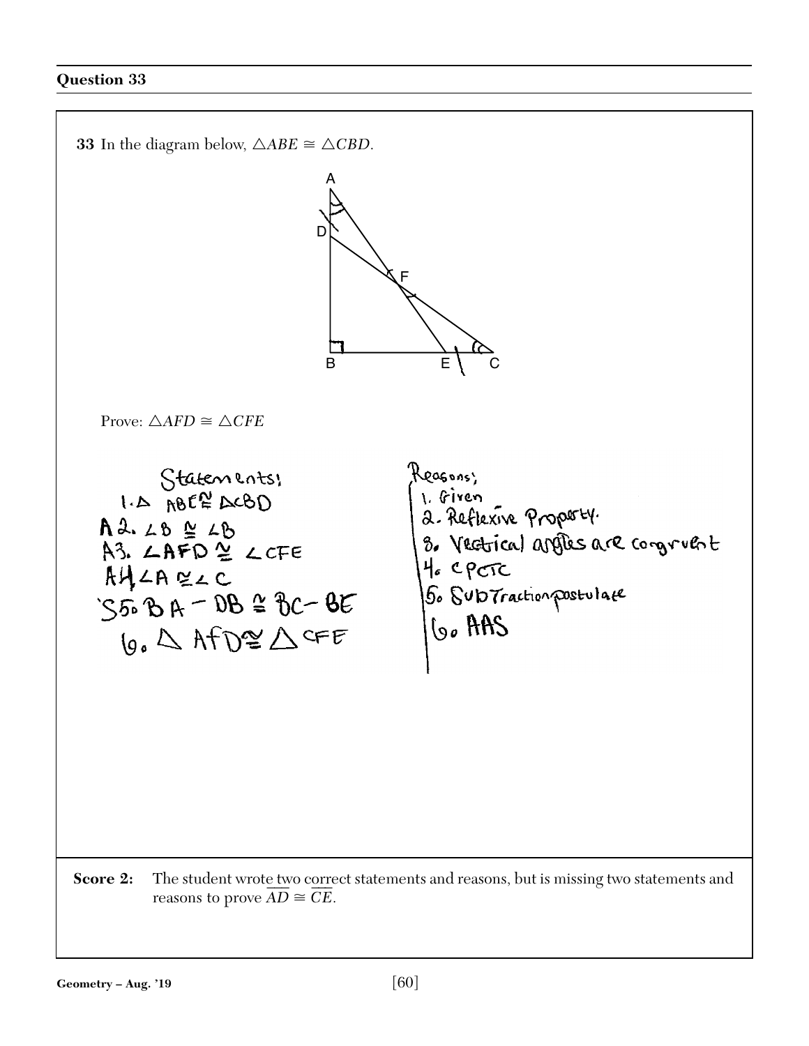## Question 33

**33** In the diagram below, $\triangle ABE \cong \triangle CBD$.

Prove: $\triangle AFD \cong \triangle CFE$

| Statements: | Reasons: |
|---|---|
| 1. $\triangle ABE \cong \triangle CBD$ | 1. Given |
| A 2. $\angle B \cong \angle B$ | 2. Reflexive Property. |
| A 3. $\angle AFD \cong \angle CFE$ | 3. Vertical angles are congruent |
| A 4. $\angle A \cong \angle C$ | 4. CPCTC |
| S 5. $BA - DB \cong BC - BE$ | 5. Subtraction postulate |
| 6. $\triangle AFD \cong \triangle CFE$ | 6. AAS |

**Score 2:** The student wrote two correct statements and reasons, but is missing two statements and reasons to prove $\overline{AD} \cong \overline{CE}$.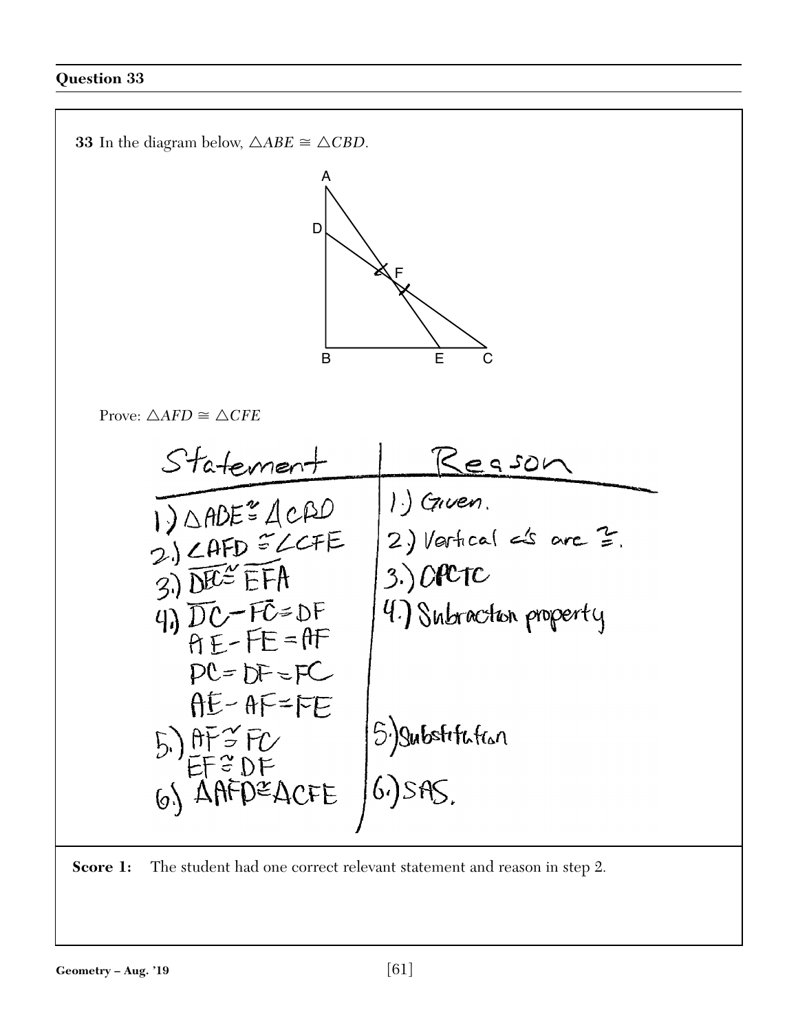## Question 33

**33** In the diagram below, $\triangle ABE \cong \triangle CBD$.

Prove: $\triangle AFD \cong \triangle CFE$

| Statement | Reason |
|---|---|
| 1.) $\triangle ABE \cong \triangle CBD$ | 1.) Given. |
| 2.) $\angle AFD \cong \angle CFE$ | 2.) Vertical ∠'s are ≅. |
| 3.) $\overline{DC} \cong \overline{EFA}$ | 3.) CPCTC |
| 4.) $\overline{DC} - \overline{FC} = DF$<br>$AE - FE = AF$<br>$DC - DF = FC$<br>$AE - AF = FE$ | 4.) Subtraction property |
| 5.) $AF \cong FC$<br>$EF \cong DF$ | 5.) Substitution |
| 6.) $\triangle AFD \cong \triangle CFE$ | 6.) SAS. |

**Score 1:** The student had one correct relevant statement and reason in step 2.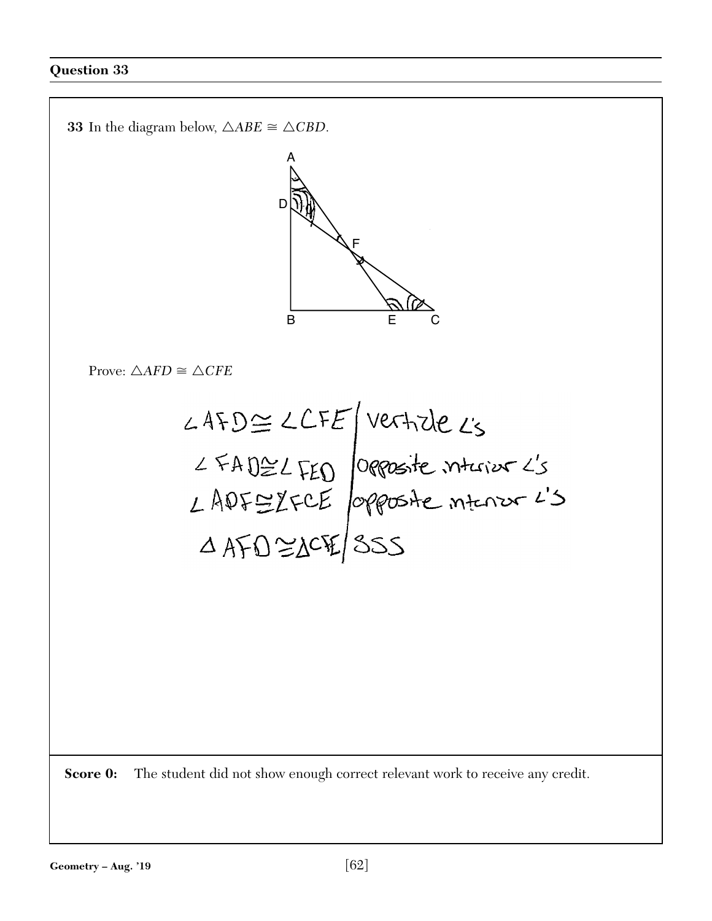## Question 33

**33** In the diagram below, $\triangle ABE \cong \triangle CBD$.

Prove: $\triangle AFD \cong \triangle CFE$

| | |
|---|---|
| $\angle AFD \cong \angle CFE$ | vertical ∠'s |
| $\angle FAD \cong \angle FED$ | opposite interior ∠'s |
| $\angle ADF \cong \angle FCE$ | opposite interior ∠'s |
| $\triangle AFD \cong \triangle CFE$ | SSS |

**Score 0:** The student did not show enough correct relevant work to receive any credit.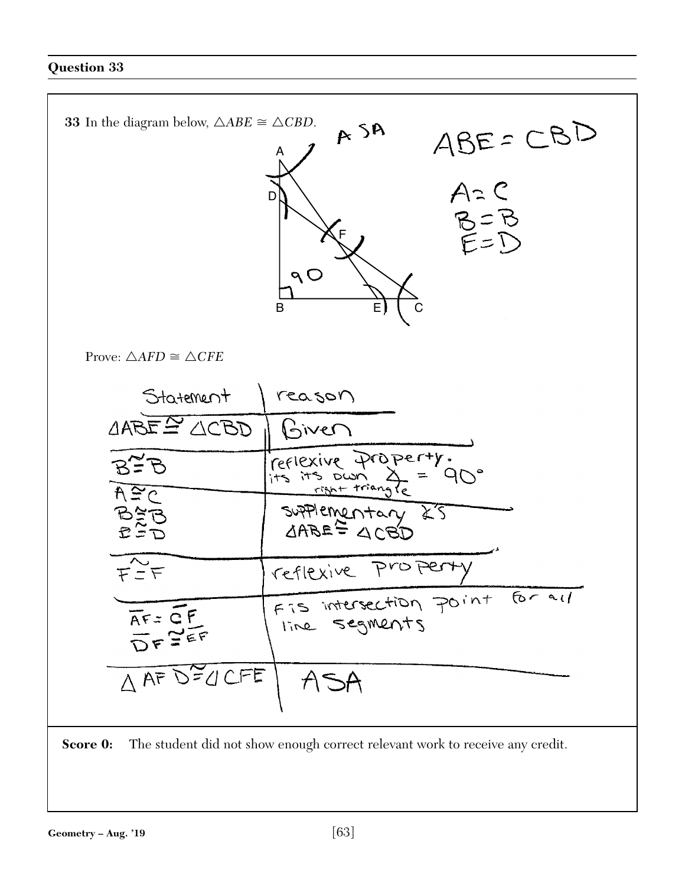## Question 33

**33** In the diagram below, $\triangle ABE \cong \triangle CBD$.

ASA

ABE = CBD

A = C
B = B
E = D

Prove: $\triangle AFD \cong \triangle CFE$

| Statement | reason |
| --- | --- |
| $\triangle ABE \cong \triangle CBD$ | Given |
| $B \cong B$ | reflexive property. its its own ∡ = 90° right triangle |
| $A \cong C$ <br> $B \cong B$ <br> $E \cong D$ | supplementary ∡'s <br> $\triangle ABE \cong \triangle CBD$ |
| $F \cong F$ | reflexive property |
| $\overline{AF} = \overline{CF}$ <br> $\overline{DF} \cong \overline{EF}$ | F is intersection point for all line segments |
| $\triangle AFD \cong \triangle CFE$ | ASA |

**Score 0:** The student did not show enough correct relevant work to receive any credit.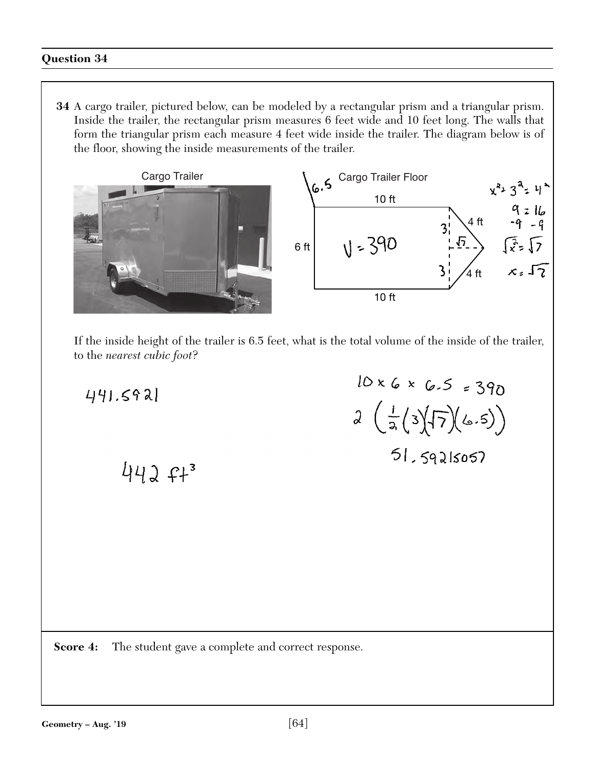## Question 34

**34** A cargo trailer, pictured below, can be modeled by a rectangular prism and a triangular prism. Inside the trailer, the rectangular prism measures 6 feet wide and 10 feet long. The walls that form the triangular prism each measure 4 feet wide inside the trailer. The diagram below is of the floor, showing the inside measurements of the trailer.

Cargo Trailer

Cargo Trailer Floor

10 ft

6 ft

4 ft

4 ft

10 ft

6.5

$V = 390$

3

3

$\sqrt{7}$

$x^2 + 3^2 = 4^2$

$x^2 + 9 = 16$

$-9 \quad -9$

$\sqrt{x^2} = \sqrt{7}$

$x = \sqrt{7}$

If the inside height of the trailer is 6.5 feet, what is the total volume of the inside of the trailer, to the *nearest cubic foot*?

$10 \times 6 \times 6.5 = 390$

$2\left(\frac{1}{2}(3)(\sqrt{7})(6.5)\right)$

$51.59215057$

441.5921

$442 \text{ ft}^3$

**Score 4:** The student gave a complete and correct response.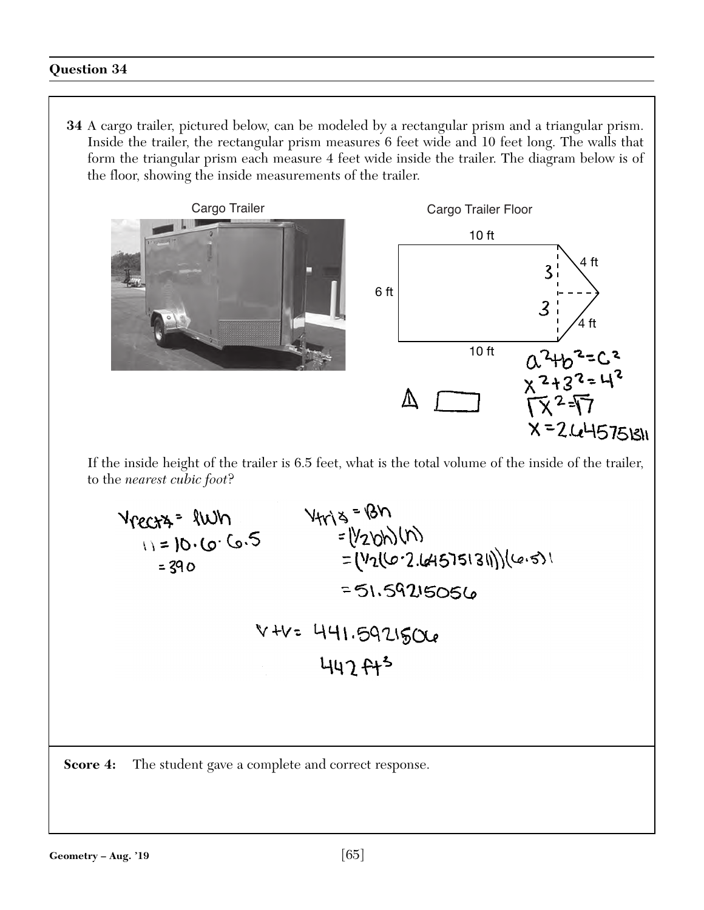## Question 34

**34** A cargo trailer, pictured below, can be modeled by a rectangular prism and a triangular prism. Inside the trailer, the rectangular prism measures 6 feet wide and 10 feet long. The walls that form the triangular prism each measure 4 feet wide inside the trailer. The diagram below is of the floor, showing the inside measurements of the trailer.

Cargo Trailer

Cargo Trailer Floor

10 ft

6 ft

3

3

4 ft

4 ft

10 ft

$a^2+b^2=c^2$

$x^2+3^2=4^2$

$\sqrt{x^2}=\sqrt{7}$

$x=2.645751311$

If the inside height of the trailer is 6.5 feet, what is the total volume of the inside of the trailer, to the *nearest cubic foot*?

$V_{rect} = lwh$

$= 10 \cdot 6 \cdot 6.5$

$= 390$

$V_{tri} = Bh$

$= (\frac{1}{2}bh)(h)$

$= (\frac{1}{2}(6 \cdot 2.645751311))(6.5)$

$= 51.59215056$

$V + V = 441.5921506$

$442 \text{ ft}^3$

**Score 4:** The student gave a complete and correct response.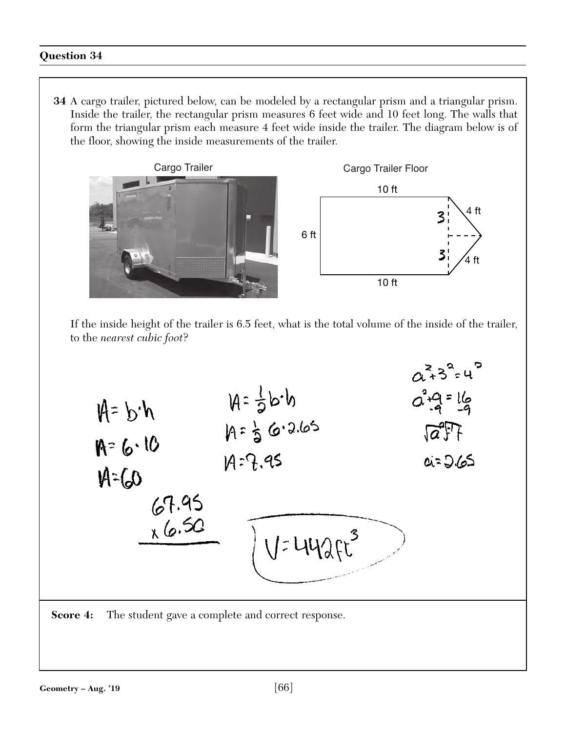## Question 34

**34** A cargo trailer, pictured below, can be modeled by a rectangular prism and a triangular prism. Inside the trailer, the rectangular prism measures 6 feet wide and 10 feet long. The walls that form the triangular prism each measure 4 feet wide inside the trailer. The diagram below is of the floor, showing the inside measurements of the trailer.

Cargo Trailer

Cargo Trailer Floor

10 ft

6 ft

3

3

4 ft

4 ft

10 ft

If the inside height of the trailer is 6.5 feet, what is the total volume of the inside of the trailer, to the *nearest cubic foot*?

$A = b \cdot h$

$A = 6 \cdot 10$

$A = 60$

$A = \frac{1}{2} b \cdot h$

$A = \frac{1}{2} 6 \cdot 2.65$

$A = 7.95$

$a^2 + 3^2 = 4^2$

$a^2 + 9 = 16$
$\phantom{a^2} -9 \phantom{=} -9$

$\sqrt{a^2} = \sqrt{7}$

$a = 2.65$

$67.95$
$\times 6.50$

$V = 442 ft^3$

**Score 4:** The student gave a complete and correct response.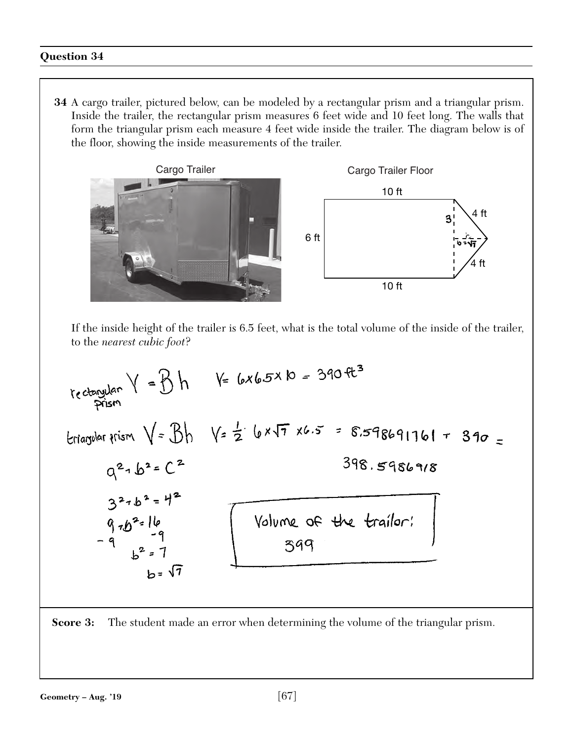## Question 34

**34** A cargo trailer, pictured below, can be modeled by a rectangular prism and a triangular prism. Inside the trailer, the rectangular prism measures 6 feet wide and 10 feet long. The walls that form the triangular prism each measure 4 feet wide inside the trailer. The diagram below is of the floor, showing the inside measurements of the trailer.

Cargo Trailer

Cargo Trailer Floor

10 ft

6 ft

3

4 ft

$b = \sqrt{7}$

4 ft

10 ft

If the inside height of the trailer is 6.5 feet, what is the total volume of the inside of the trailer, to the *nearest cubic foot*?

rectangular prism $V = Bh$ $\quad V = 6 \times 6.5 \times 10 = 390 \text{ ft}^3$

triangular prism $V = Bh$ $\quad V = \frac{1}{2} \cdot 6 \times \sqrt{7} \times 6.5 = 8.598691761 + 390 =$

398.5986918

$a^2 + b^2 = c^2$

$3^2 + b^2 = 4^2$

$9 + b^2 = 16$

$-9 \quad\quad -9$

$b^2 = 7$

$b = \sqrt{7}$

Volume of the trailor: 399

**Score 3:** The student made an error when determining the volume of the triangular prism.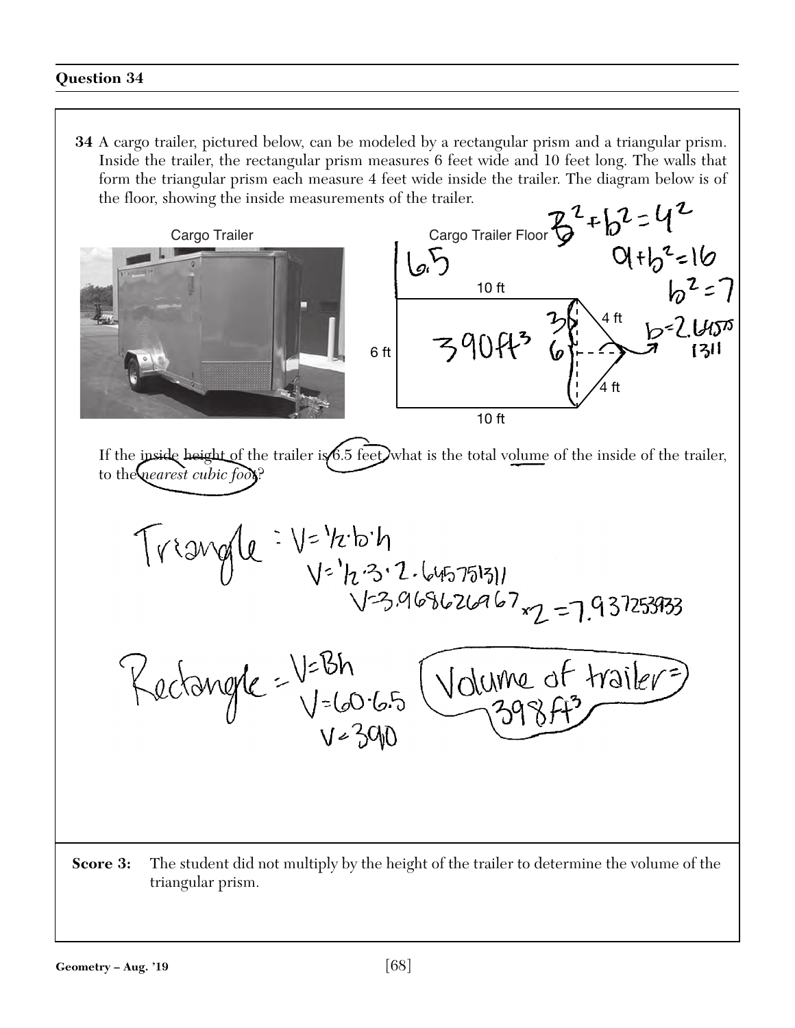## Question 34

**34** A cargo trailer, pictured below, can be modeled by a rectangular prism and a triangular prism. Inside the trailer, the rectangular prism measures 6 feet wide and 10 feet long. The walls that form the triangular prism each measure 4 feet wide inside the trailer. The diagram below is of the floor, showing the inside measurements of the trailer.

Cargo Trailer

Cargo Trailer Floor

10 ft

6 ft

4 ft

4 ft

10 ft

If the inside height of the trailer is 6.5 feet, what is the total volume of the inside of the trailer, to the *nearest cubic foot*?

$3^2 + b^2 = 4^2$

$9 + b^2 = 16$

$b^2 = 7$

$b = 2.645751311$

6.5

$390 \text{ ft}^3$

Triangle: $V = \frac{1}{2} \cdot b \cdot h$

$V = \frac{1}{2} \cdot 3 \cdot 2.645751311$

$V = 3.968626967 \times 2 = 7.937253933$

Rectangle: $V = Bh$

$V = 60 \cdot 6.5$

$V = 390$

Volume of trailer = $398 \text{ ft}^3$

**Score 3:** The student did not multiply by the height of the trailer to determine the volume of the triangular prism.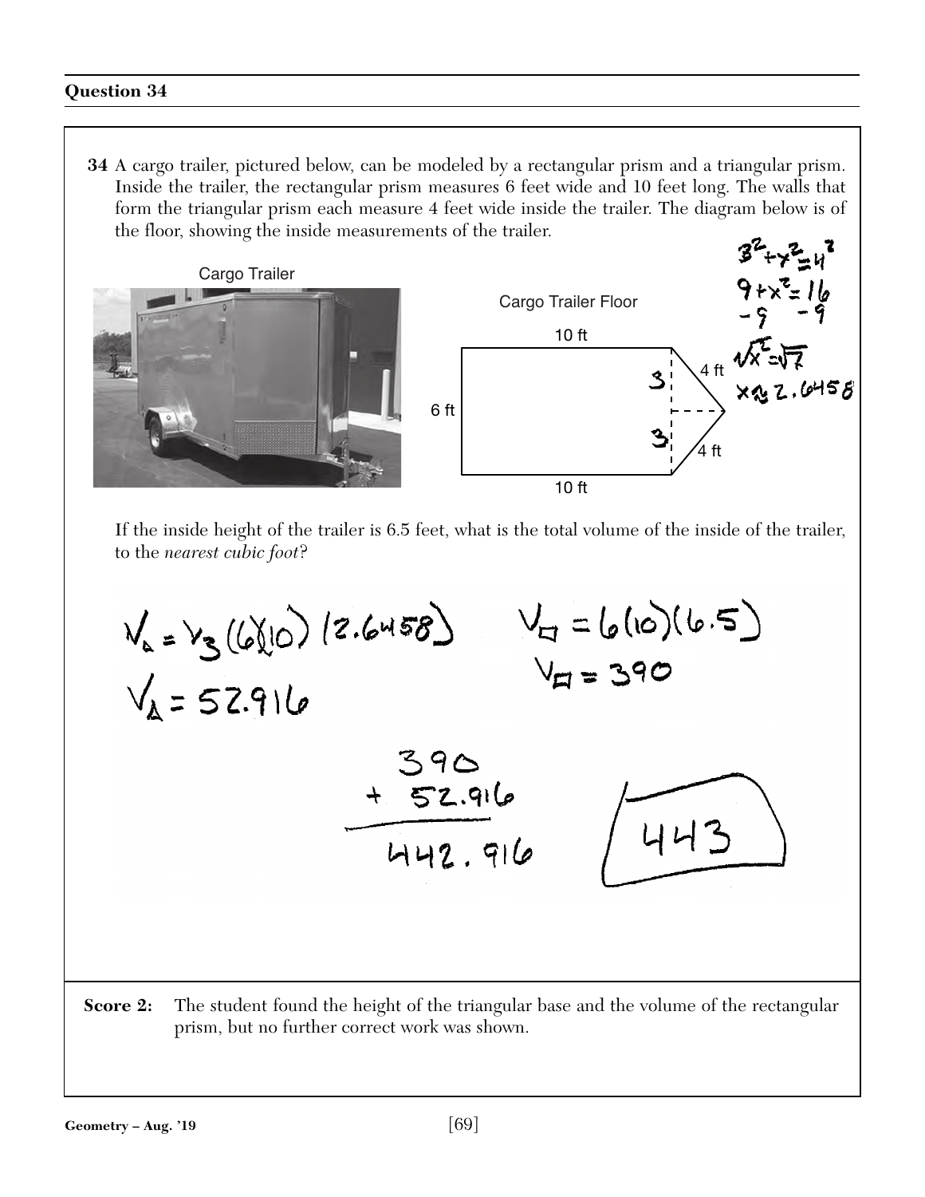## Question 34

**34** A cargo trailer, pictured below, can be modeled by a rectangular prism and a triangular prism. Inside the trailer, the rectangular prism measures 6 feet wide and 10 feet long. The walls that form the triangular prism each measure 4 feet wide inside the trailer. The diagram below is of the floor, showing the inside measurements of the trailer.

Cargo Trailer

Cargo Trailer Floor

10 ft

6 ft

4 ft

4 ft

10 ft

3

3

$3^2 + x^2 = 4^2$

$9 + x^2 = 16$

$-9 \quad -9$

$\sqrt{x^2} = \sqrt{7}$

$x \approx 2.6458$

If the inside height of the trailer is 6.5 feet, what is the total volume of the inside of the trailer, to the *nearest cubic foot*?

$V_\triangle = \frac{1}{3}(6)(10)(2.6458)$

$V_\triangle = 52.916$

$V_\square = 6(10)(6.5)$

$V_\square = 390$

$390 + 52.916 = 442.916$

443

**Score 2:** The student found the height of the triangular base and the volume of the rectangular prism, but no further correct work was shown.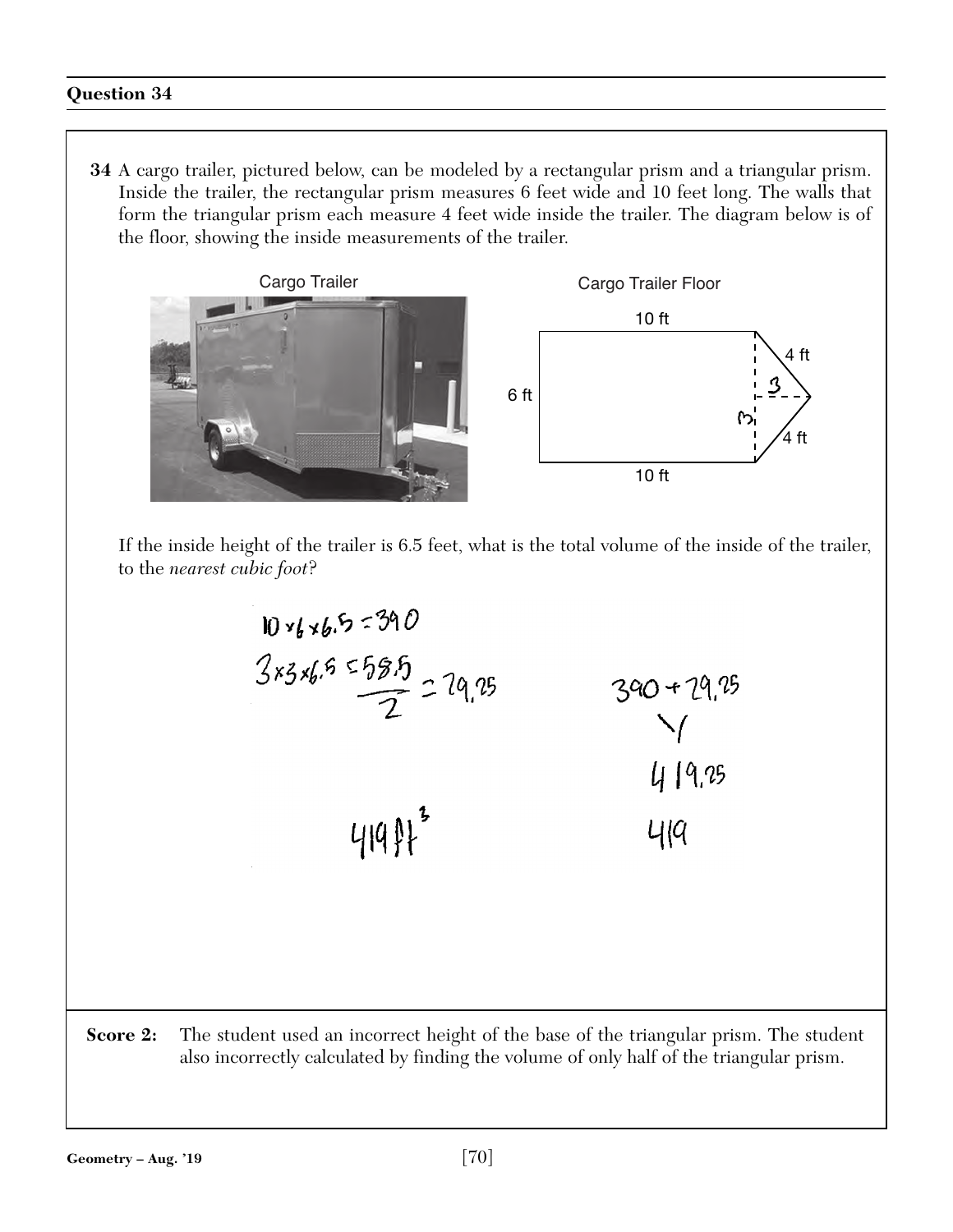## Question 34

**34** A cargo trailer, pictured below, can be modeled by a rectangular prism and a triangular prism. Inside the trailer, the rectangular prism measures 6 feet wide and 10 feet long. The walls that form the triangular prism each measure 4 feet wide inside the trailer. The diagram below is of the floor, showing the inside measurements of the trailer.

Cargo Trailer

Cargo Trailer Floor

10 ft

6 ft

4 ft

3

3

4 ft

10 ft

If the inside height of the trailer is 6.5 feet, what is the total volume of the inside of the trailer, to the *nearest cubic foot*?

$10 \times 6 \times 6.5 = 390$

$3 \times 3 \times 6.5 = \frac{58.5}{2} = 29.25$

$390 + 29.25$

$419.25$

$419$

$419 \text{ ft}^3$

**Score 2:** The student used an incorrect height of the base of the triangular prism. The student also incorrectly calculated by finding the volume of only half of the triangular prism.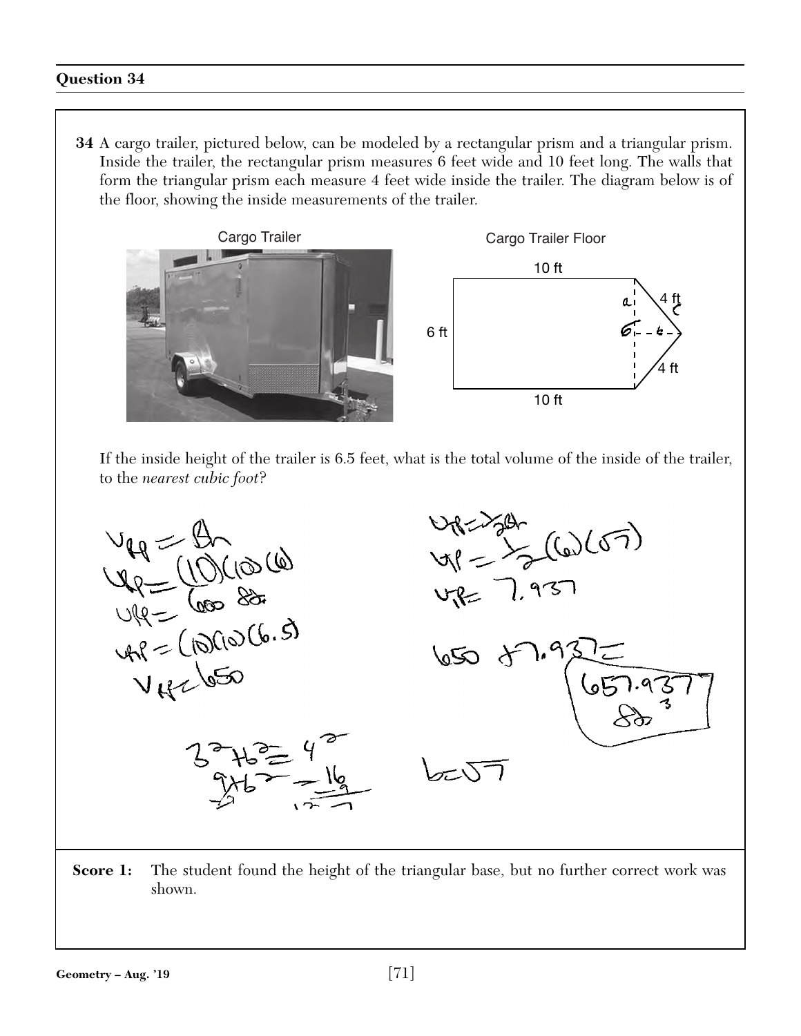## Question 34

**34** A cargo trailer, pictured below, can be modeled by a rectangular prism and a triangular prism. Inside the trailer, the rectangular prism measures 6 feet wide and 10 feet long. The walls that form the triangular prism each measure 4 feet wide inside the trailer. The diagram below is of the floor, showing the inside measurements of the trailer.

Cargo Trailer

Cargo Trailer Floor

10 ft

6 ft

4 ft

4 ft

10 ft

If the inside height of the trailer is 6.5 feet, what is the total volume of the inside of the trailer, to the *nearest cubic foot*?

$V_{RP} = Bh$
$V_{RP} = (10)(10)(6)$
$V_{RP} = 600$ ft
$V_{RP} = (10)(10)(6.5)$
$V_{RP} = 650$

$V_{TP} = \frac{1}{2}Bh$
$V_{TP} = \frac{1}{2}(6)(\sqrt{7})$
$V_{TP} = 7.937$

$650 + 7.937 = 657.937$ ft$^3$

$3^2 + b^2 = 4^2$
$9 + b^2 = 16$
$b^2 = 7$

$b = \sqrt{7}$

**Score 1:** The student found the height of the triangular base, but no further correct work was shown.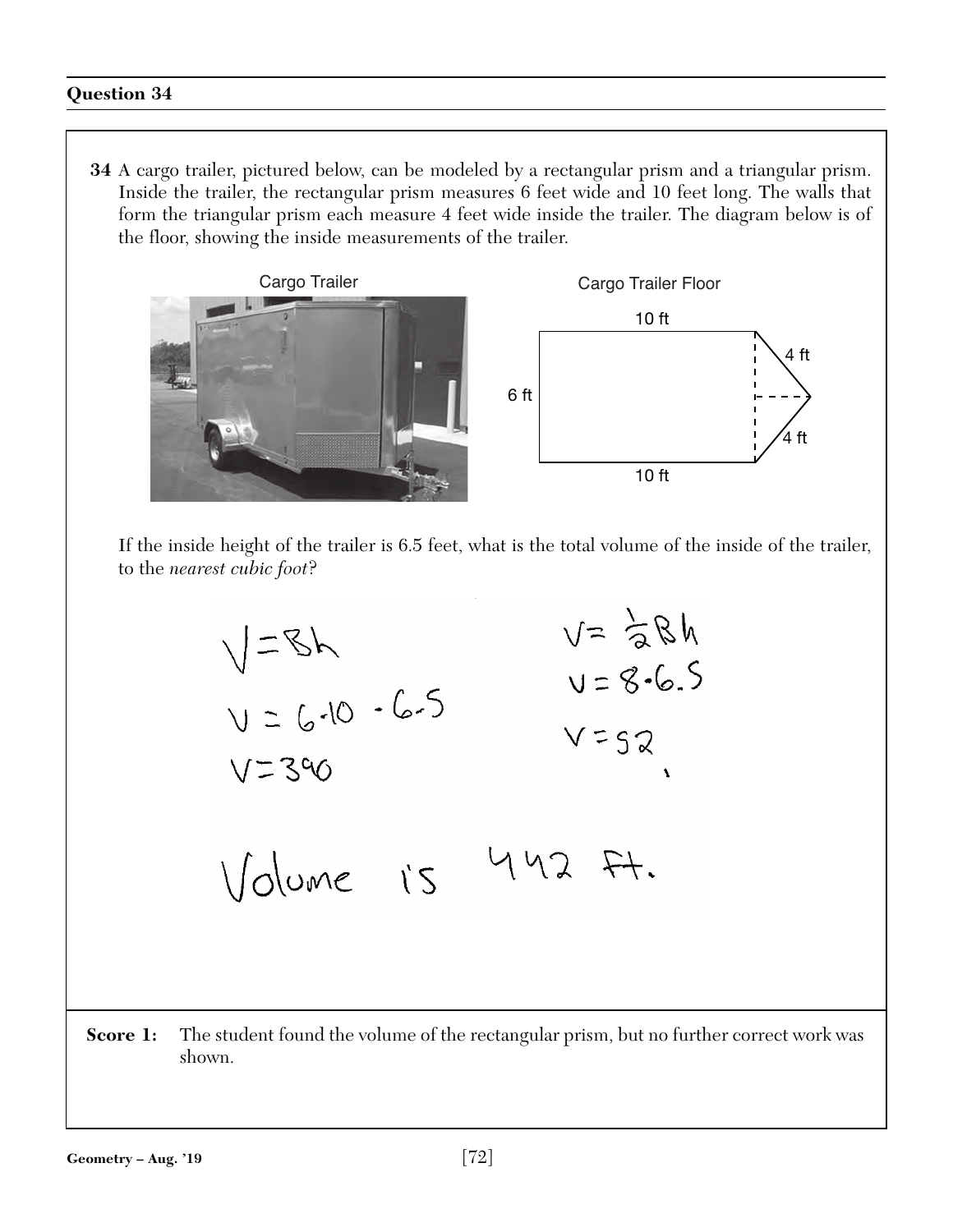## Question 34

**34** A cargo trailer, pictured below, can be modeled by a rectangular prism and a triangular prism. Inside the trailer, the rectangular prism measures 6 feet wide and 10 feet long. The walls that form the triangular prism each measure 4 feet wide inside the trailer. The diagram below is of the floor, showing the inside measurements of the trailer.

Cargo Trailer

Cargo Trailer Floor

10 ft

6 ft

4 ft

4 ft

10 ft

If the inside height of the trailer is 6.5 feet, what is the total volume of the inside of the trailer, to the *nearest cubic foot*?

$V = Bh$

$V = 6 \cdot 10 \cdot 6.5$

$V = 390$

$V = \frac{1}{2}Bh$

$V = 8 \cdot 6.5$

$V = 52$

Volume is 442 ft.

**Score 1:** The student found the volume of the rectangular prism, but no further correct work was shown.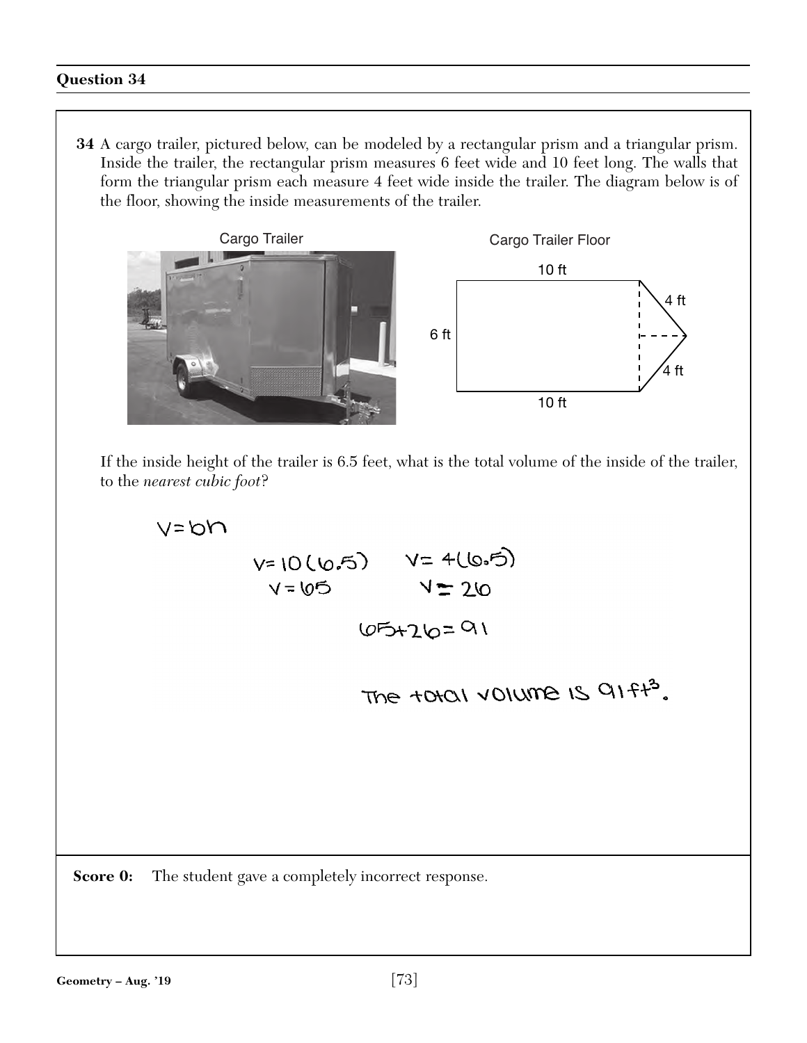## Question 34

**34** A cargo trailer, pictured below, can be modeled by a rectangular prism and a triangular prism. Inside the trailer, the rectangular prism measures 6 feet wide and 10 feet long. The walls that form the triangular prism each measure 4 feet wide inside the trailer. The diagram below is of the floor, showing the inside measurements of the trailer.

Cargo Trailer

Cargo Trailer Floor

10 ft

6 ft

4 ft

4 ft

10 ft

If the inside height of the trailer is 6.5 feet, what is the total volume of the inside of the trailer, to the *nearest cubic foot*?

$V = bh$

$V = 10(6.5)$ $\quad$ $V = 4(6.5)$

$V = 65$ $\quad$ $V = 26$

$65 + 26 = 91$

The total volume is $91 \text{ ft}^3$.

**Score 0:** The student gave a completely incorrect response.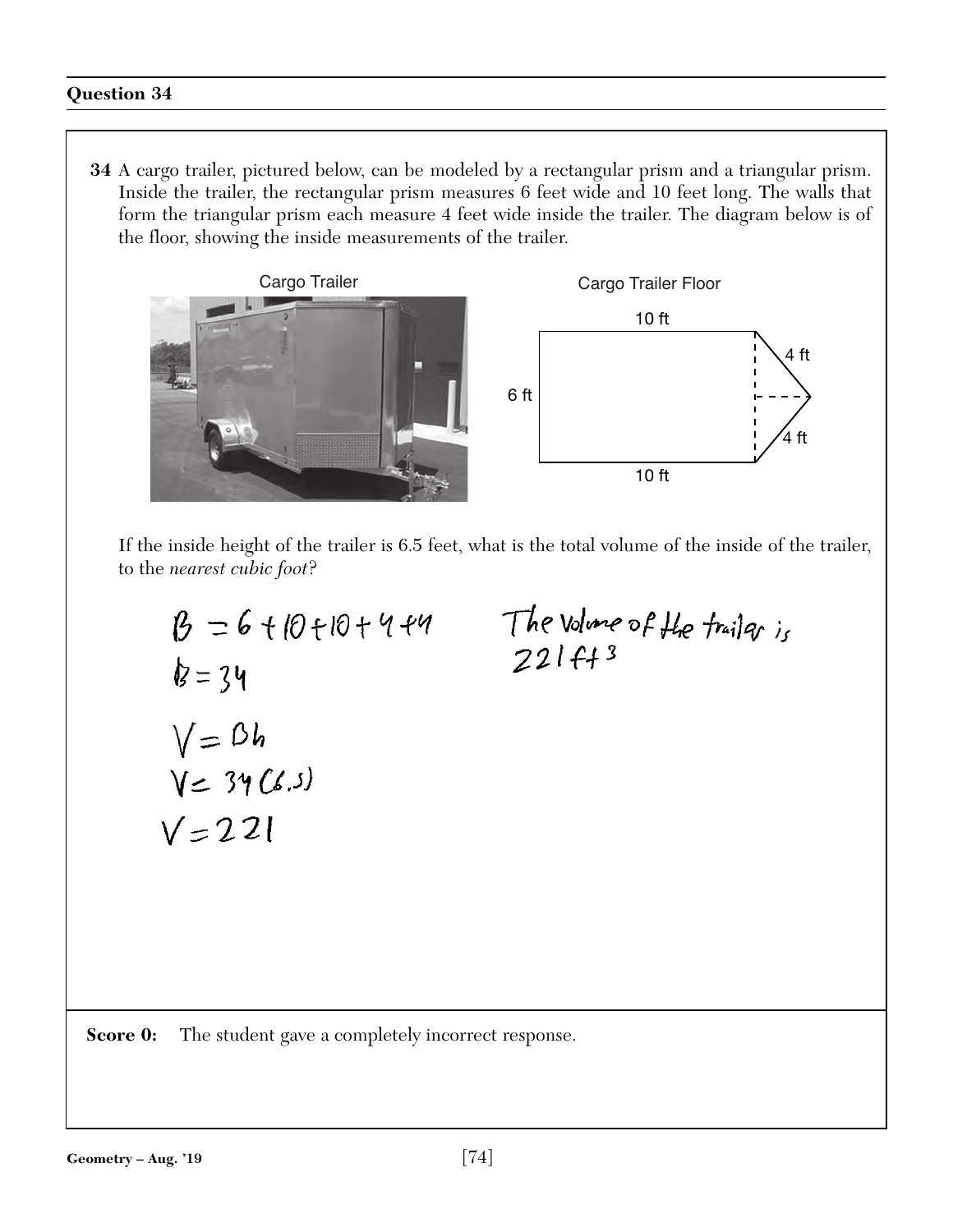## Question 34

**34** A cargo trailer, pictured below, can be modeled by a rectangular prism and a triangular prism. Inside the trailer, the rectangular prism measures 6 feet wide and 10 feet long. The walls that form the triangular prism each measure 4 feet wide inside the trailer. The diagram below is of the floor, showing the inside measurements of the trailer.

Cargo Trailer

Cargo Trailer Floor

10 ft

4 ft

6 ft

4 ft

10 ft

If the inside height of the trailer is 6.5 feet, what is the total volume of the inside of the trailer, to the *nearest cubic foot*?

$B = 6 + 10 + 10 + 4 + 4$

$B = 34$

$V = Bh$

$V = 34(6.5)$

$V = 221$

The volume of the trailer is $221 \text{ ft}^3$

**Score 0:** The student gave a completely incorrect response.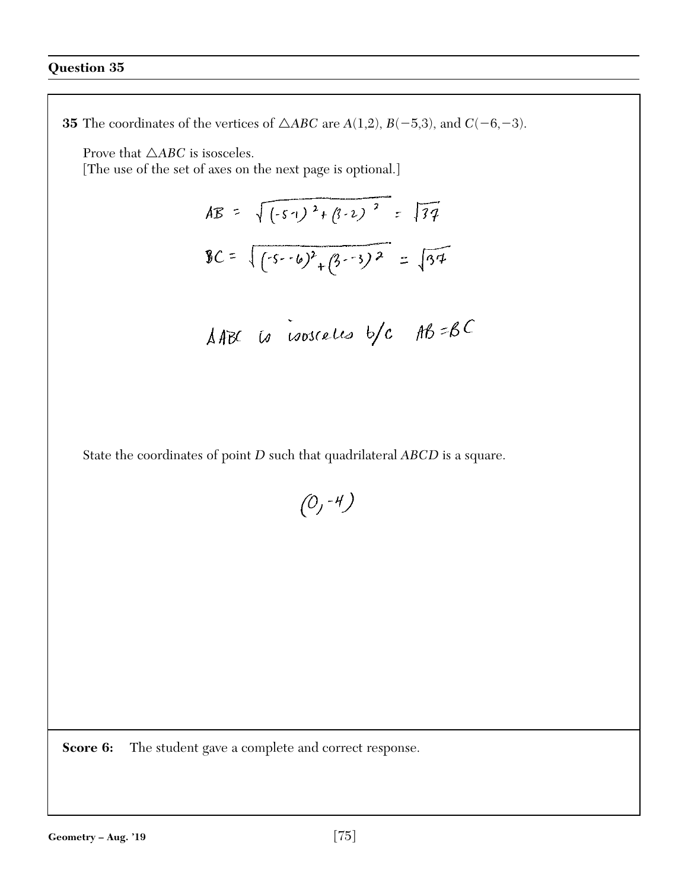## Question 35

**35** The coordinates of the vertices of $\triangle ABC$ are $A(1,2)$, $B(-5,3)$, and $C(-6,-3)$.

Prove that $\triangle ABC$ is isosceles.
[The use of the set of axes on the next page is optional.]

$$AB = \sqrt{(-5-1)^2 + (3-2)^2} = \sqrt{37}$$

$$BC = \sqrt{(-5--6)^2 + (3--3)^2} = \sqrt{37}$$

$\triangle ABC$ is isosceles b/c $AB = BC$

State the coordinates of point $D$ such that quadrilateral $ABCD$ is a square.

$(0,-4)$

**Score 6:** The student gave a complete and correct response.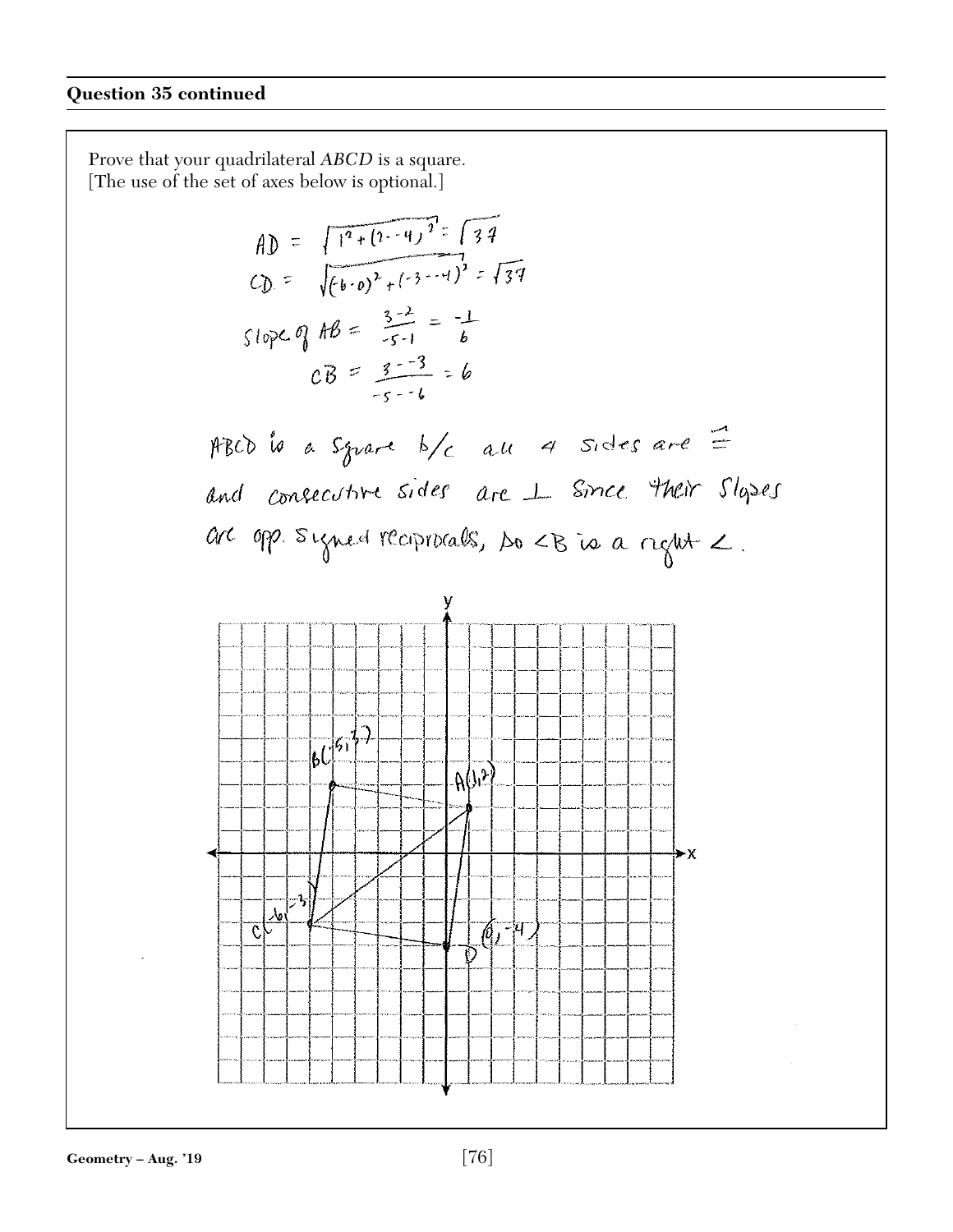**Question 35 continued**

Prove that your quadrilateral *ABCD* is a square.
[The use of the set of axes below is optional.]

$AD = \sqrt{1^2 + (2 - -4)^2} = \sqrt{37}$

$CD = \sqrt{(-6 - 0)^2 + (-3 - -4)^2} = \sqrt{37}$

Slope of $AB = \frac{3-2}{-5-1} = \frac{-1}{6}$

$CB = \frac{3 - -3}{-5 - -6} = 6$

ABCD is a square b/c all 4 sides are ≅ and consecutive sides are ⊥ since their slopes are opp. signed reciprocals, so ∠B is a right ∠.

B(-5,3)

A(1,2)

C(-6,-3)

D(0,-4)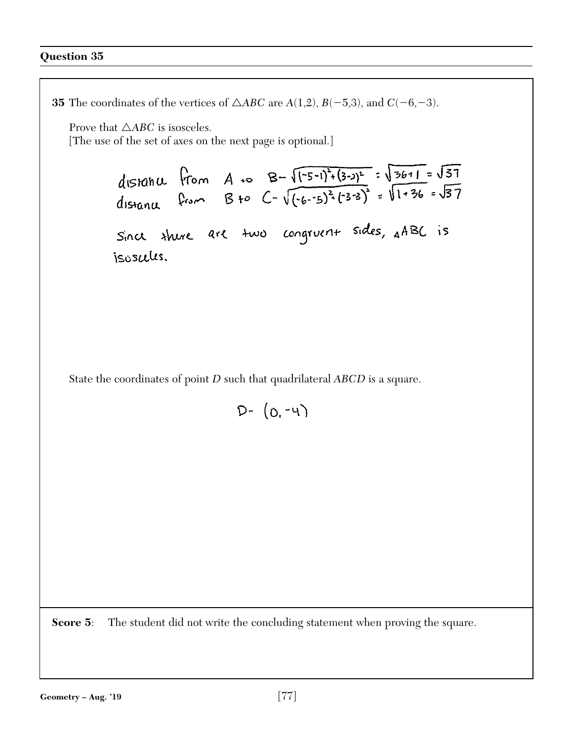## Question 35

**35** The coordinates of the vertices of $\triangle ABC$ are $A(1,2)$, $B(-5,3)$, and $C(-6,-3)$.

Prove that $\triangle ABC$ is isosceles.
[The use of the set of axes on the next page is optional.]

distance from A to B $- \sqrt{(-5-1)^2+(3-2)^2} = \sqrt{36+1} = \sqrt{37}$
distance from B to C $- \sqrt{(-6--5)^2+(-3-3)^2} = \sqrt{1+36} = \sqrt{37}$

Since there are two congruent sides, $\triangle ABC$ is isosceles.

State the coordinates of point $D$ such that quadrilateral $ABCD$ is a square.

D- $(0,-4)$

**Score 5**: The student did not write the concluding statement when proving the square.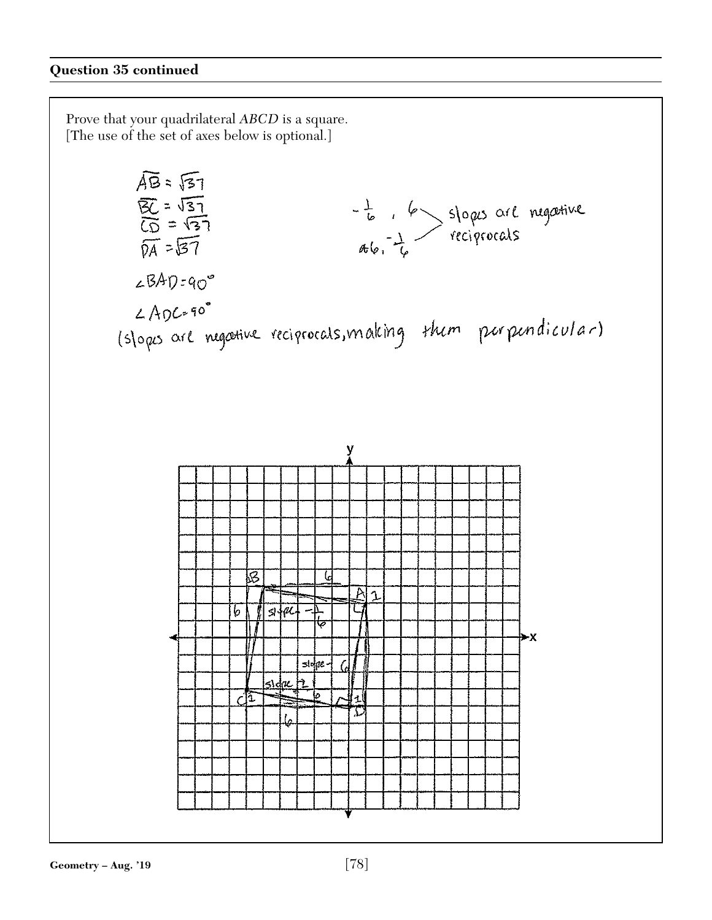**Question 35 continued**

Prove that your quadrilateral *ABCD* is a square.
[The use of the set of axes below is optional.]

$\overline{AB} = \sqrt{37}$
$\overline{BC} = \sqrt{37}$
$\overline{CD} = \sqrt{37}$
$\overline{DA} = \sqrt{37}$

$-\frac{1}{6}$ , $6$ ⟩ slopes are negative reciprocals
$6$, $-\frac{1}{6}$

$\angle BAD = 90°$

$\angle ADC = 90°$

(slopes are negative reciprocals, making them perpendicular)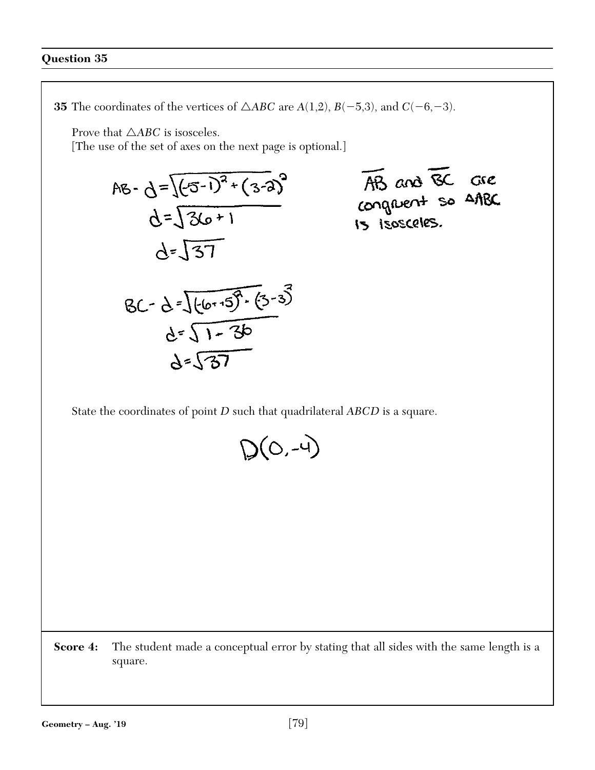### Question 35

**35** The coordinates of the vertices of $\triangle ABC$ are $A(1,2)$, $B(-5,3)$, and $C(-6,-3)$.

Prove that $\triangle ABC$ is isosceles.
[The use of the set of axes on the next page is optional.]

AB - $d=\sqrt{(-5-1)^2+(3-2)^2}$

$d=\sqrt{36+1}$

$d=\sqrt{37}$

BC - $d=\sqrt{(-6+5)^2 \cdot (-3-3)^2}$

$d=\sqrt{1-36}$

$d=\sqrt{37}$

$\overline{AB}$ and $\overline{BC}$ are congruent so $\triangle ABC$ is isosceles.

State the coordinates of point $D$ such that quadrilateral $ABCD$ is a square.

$D(0,-4)$

**Score 4:** The student made a conceptual error by stating that all sides with the same length is a square.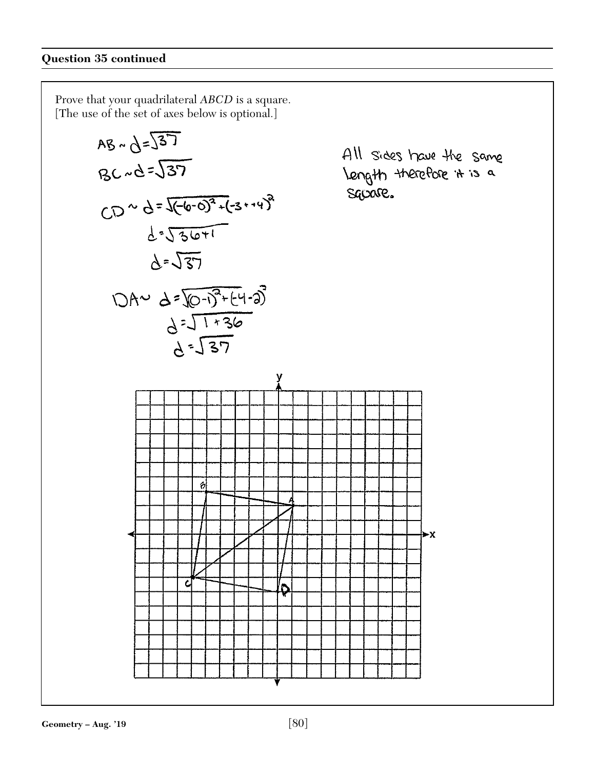**Question 35 continued**

Prove that your quadrilateral *ABCD* is a square.
[The use of the set of axes below is optional.]

$AB \sim d = \sqrt{37}$

$BC \sim d = \sqrt{37}$

$CD \sim d = \sqrt{(-6-0)^2 + (-3+4)^2}$

$d = \sqrt{36+1}$

$d = \sqrt{37}$

$DA \sim d = \sqrt{(0-1)^2 + (-4-2)^2}$

$d = \sqrt{1+36}$

$d = \sqrt{37}$

All sides have the same length therefore it is a square.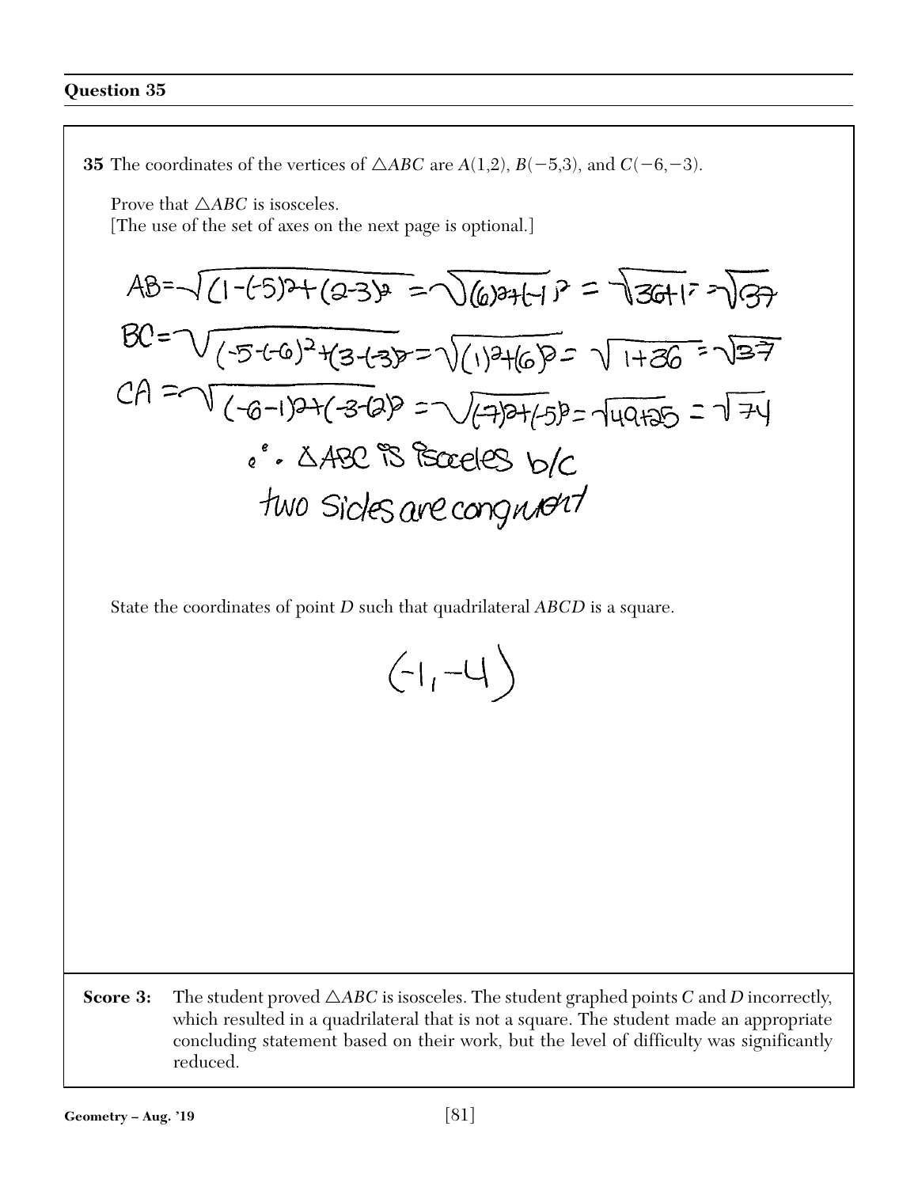## Question 35

**35** The coordinates of the vertices of $\triangle ABC$ are $A(1,2)$, $B(-5,3)$, and $C(-6,-3)$.

Prove that $\triangle ABC$ is isosceles.
[The use of the set of axes on the next page is optional.]

$AB = \sqrt{(1-(-5))^2 + (2-3)^2} = \sqrt{(6)^2 + (-1)^2} = \sqrt{36+1} = \sqrt{37}$

$BC = \sqrt{(-5-(-6))^2 + (3-(-3))^2} = \sqrt{(1)^2 + (6)^2} = \sqrt{1+36} = \sqrt{37}$

$CA = \sqrt{(-6-1)^2 + (-3-(2))^2} = \sqrt{(-7)^2 + (-5)^2} = \sqrt{49+25} = \sqrt{74}$

$\therefore$ $\triangle ABC$ is isoceles b/c two sides are congruent

State the coordinates of point $D$ such that quadrilateral $ABCD$ is a square.

$(-1, -4)$

**Score 3:** The student proved $\triangle ABC$ is isosceles. The student graphed points $C$ and $D$ incorrectly, which resulted in a quadrilateral that is not a square. The student made an appropriate concluding statement based on their work, but the level of difficulty was significantly reduced.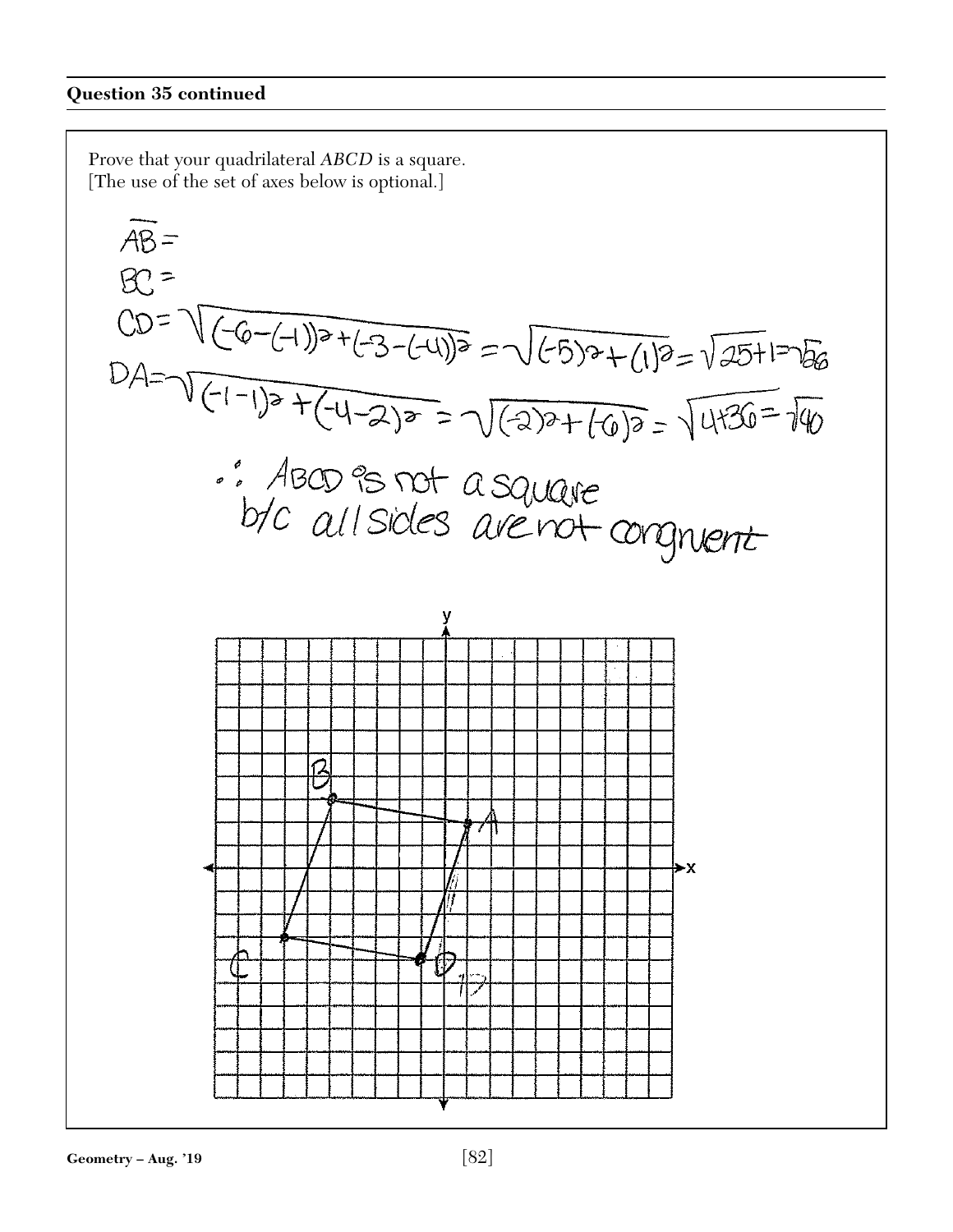**Question 35 continued**

Prove that your quadrilateral *ABCD* is a square.
[The use of the set of axes below is optional.]

$\overline{AB} =$

$BC =$

$CD = \sqrt{(-6-(-1))^2+(-3-(-4))^2} = \sqrt{(-5)^2+(1)^2} = \sqrt{25+1} = \sqrt{26}$

$DA = \sqrt{(-1-1)^2+(-4-2)^2} = \sqrt{(-2)^2+(-6)^2} = \sqrt{4+36} = \sqrt{40}$

∴ ABCD is not a square b/c all sides are not congruent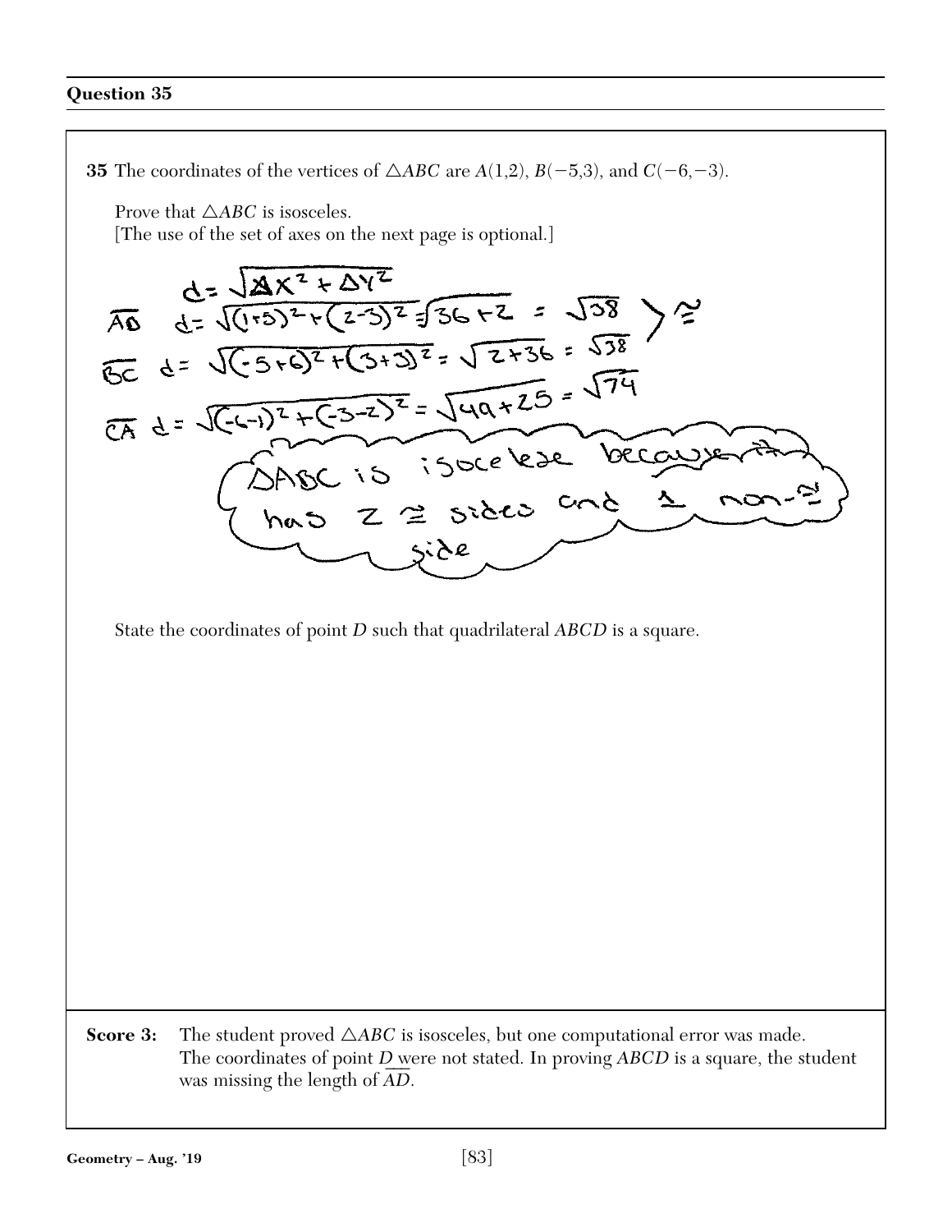## Question 35

**35** The coordinates of the vertices of $\triangle ABC$ are $A(1,2)$, $B(-5,3)$, and $C(-6,-3)$.

Prove that $\triangle ABC$ is isosceles.
[The use of the set of axes on the next page is optional.]

$d = \sqrt{\Delta x^2 + \Delta y^2}$

$\overline{AB}$ $d = \sqrt{(1+5)^2 + (2-3)^2} = \sqrt{36+2} = \sqrt{38}$

$\overline{BC}$ $d = \sqrt{(-5+6)^2 + (3+3)^2} = \sqrt{2+36} = \sqrt{38}$ $\Big\rangle \cong$

$\overline{CA}$ $d = \sqrt{(-6-1)^2 + (-3-2)^2} = \sqrt{49+25} = \sqrt{74}$

$\triangle ABC$ is isocelese because it has 2 $\cong$ sides and 1 non-$\cong$ side

State the coordinates of point *D* such that quadrilateral *ABCD* is a square.

**Score 3:** The student proved $\triangle ABC$ is isosceles, but one computational error was made. The coordinates of point *D* were not stated. In proving *ABCD* is a square, the student was missing the length of $\overline{AD}$.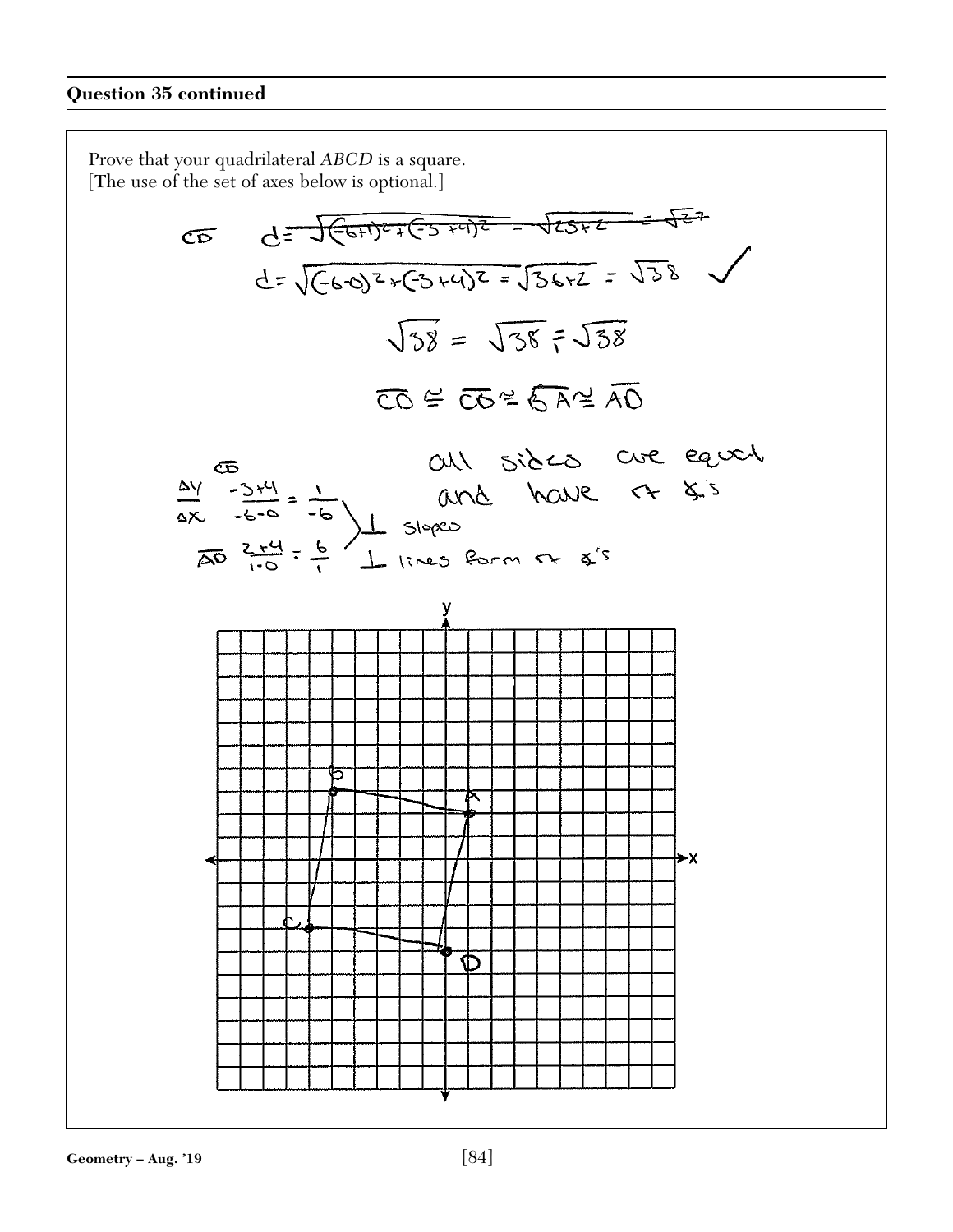**Question 35 continued**

Prove that your quadrilateral *ABCD* is a square.
[The use of the set of axes below is optional.]

$\overline{CD}$ ~~$d = \sqrt{(-6+1)^2 + (-3+4)^2} = \sqrt{25+2} = \sqrt{27}$~~

$d = \sqrt{(-6-0)^2 + (-3+4)^2} = \sqrt{36+2} = \sqrt{38}$ ✓

$\sqrt{38} = \sqrt{38} = \sqrt{38}$

$\overline{CD} \cong \overline{CB} \cong \overline{BA} \cong \overline{AD}$

all sides are equal and have rt ∡'s

$\overline{CD}$ $\frac{\Delta y}{\Delta x}$ $\frac{-3+4}{-6-0} = \frac{1}{-6}$

$\overline{AD}$ $\frac{2+4}{1-0} = \frac{6}{1}$

⊥ slopes

⊥ lines form rt ∡'s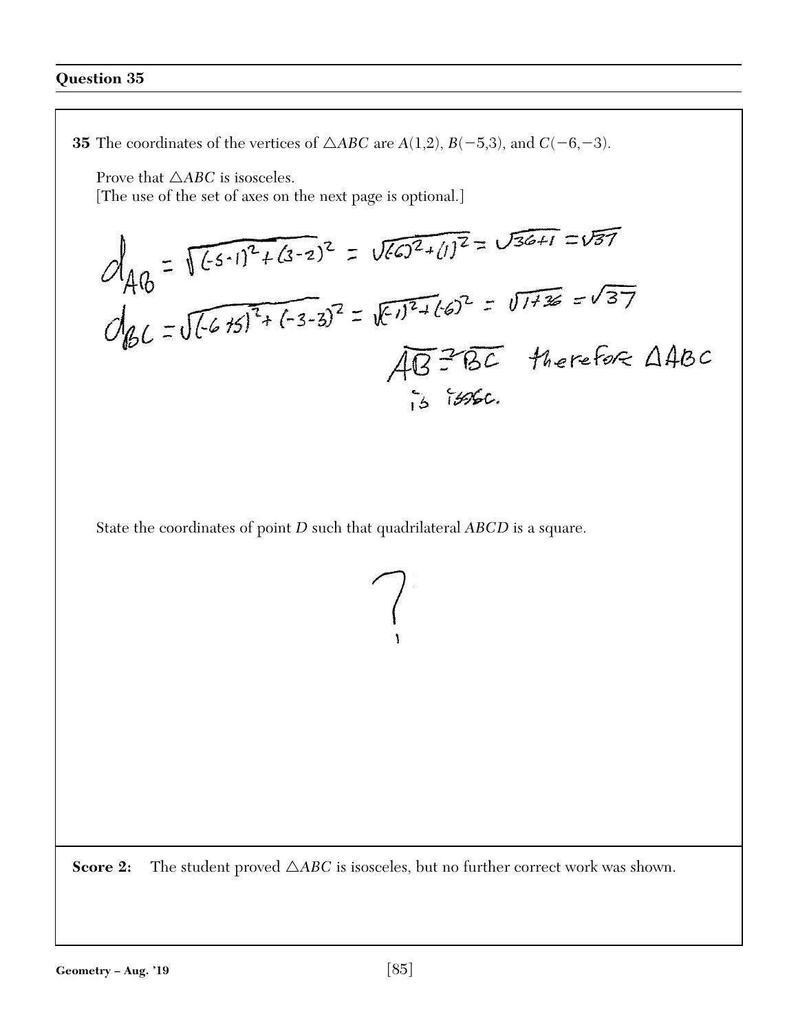## Question 35

**35** The coordinates of the vertices of $\triangle ABC$ are $A(1,2)$, $B(-5,3)$, and $C(-6,-3)$.

Prove that $\triangle ABC$ is isosceles.
[The use of the set of axes on the next page is optional.]

$$d_{AB} = \sqrt{(-5-1)^2+(3-2)^2} = \sqrt{(-6)^2+(1)^2} = \sqrt{36+1} = \sqrt{37}$$

$$d_{BC} = \sqrt{(-6+5)^2+(-3-3)^2} = \sqrt{(-1)^2+(-6)^2} = \sqrt{1+36} = \sqrt{37}$$

$\overline{AB} \cong \overline{BC}$ therefore $\triangle ABC$ is isosc.

State the coordinates of point $D$ such that quadrilateral $ABCD$ is a square.

?

**Score 2:** The student proved $\triangle ABC$ is isosceles, but no further correct work was shown.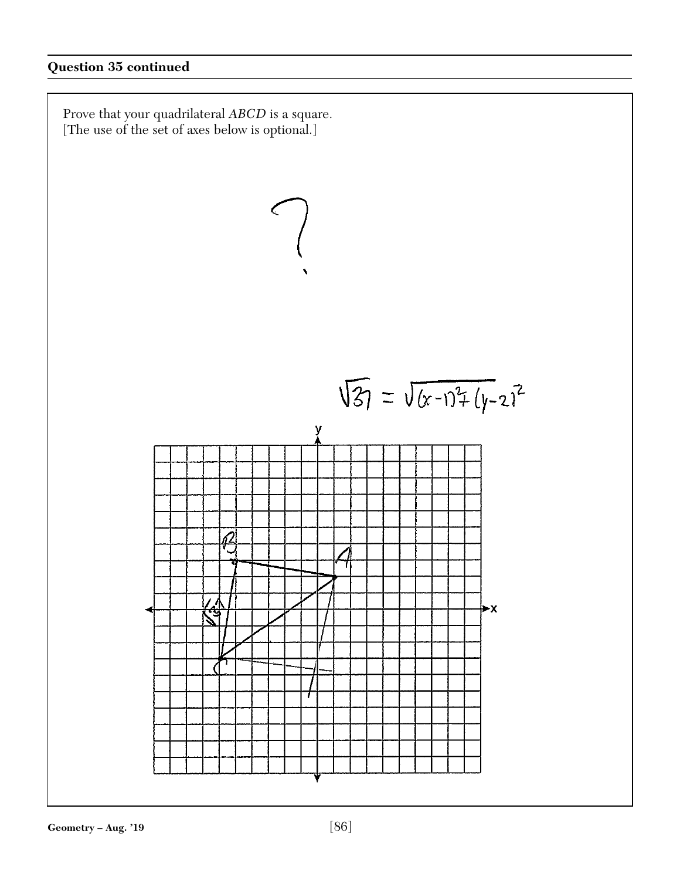**Question 35 continued**

Prove that your quadrilateral *ABCD* is a square.
[The use of the set of axes below is optional.]

?

$\sqrt{37} = \sqrt{(x-1)^2+(y-2)^2}$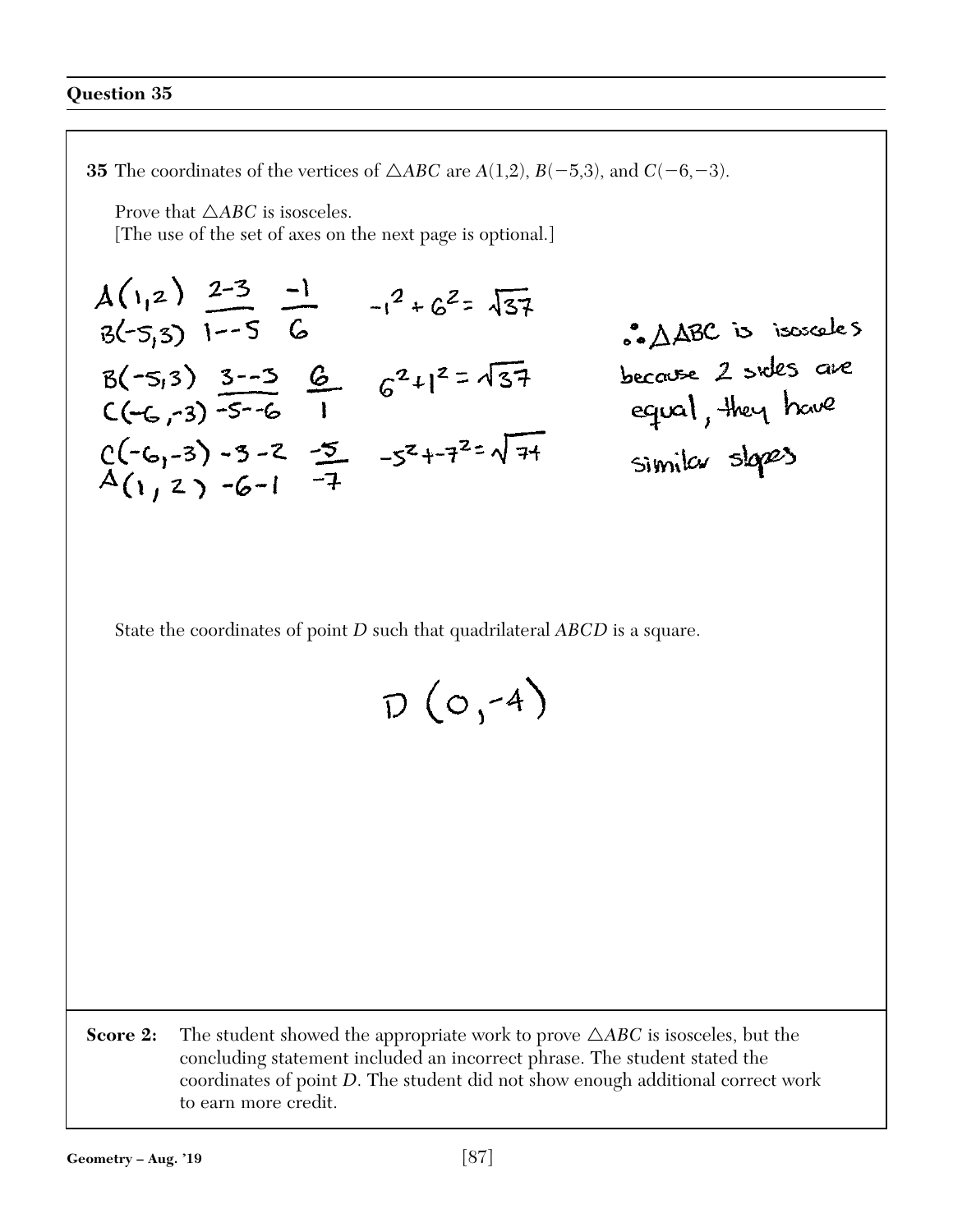## Question 35

**35** The coordinates of the vertices of $\triangle ABC$ are $A(1,2)$, $B(-5,3)$, and $C(-6,-3)$.

Prove that $\triangle ABC$ is isosceles.
[The use of the set of axes on the next page is optional.]

$A(1,2)$ $\frac{2-3}{1--5}$ $\frac{-1}{6}$ $-1^2+6^2=\sqrt{37}$
$B(-5,3)$

$B(-5,3)$ $\frac{3--3}{-5--6}$ $\frac{6}{1}$ $6^2+1^2=\sqrt{37}$
$C(-6,-3)$

$C(-6,-3)$ $\frac{-3-2}{-6-1}$ $\frac{-5}{-7}$ $-5^2+-7^2=\sqrt{74}$
$A(1,2)$

$\therefore \triangle ABC$ is isosceles because 2 sides are equal, they have similar slopes

State the coordinates of point $D$ such that quadrilateral $ABCD$ is a square.

$D(0,-4)$

**Score 2:** The student showed the appropriate work to prove $\triangle ABC$ is isosceles, but the concluding statement included an incorrect phrase. The student stated the coordinates of point $D$. The student did not show enough additional correct work to earn more credit.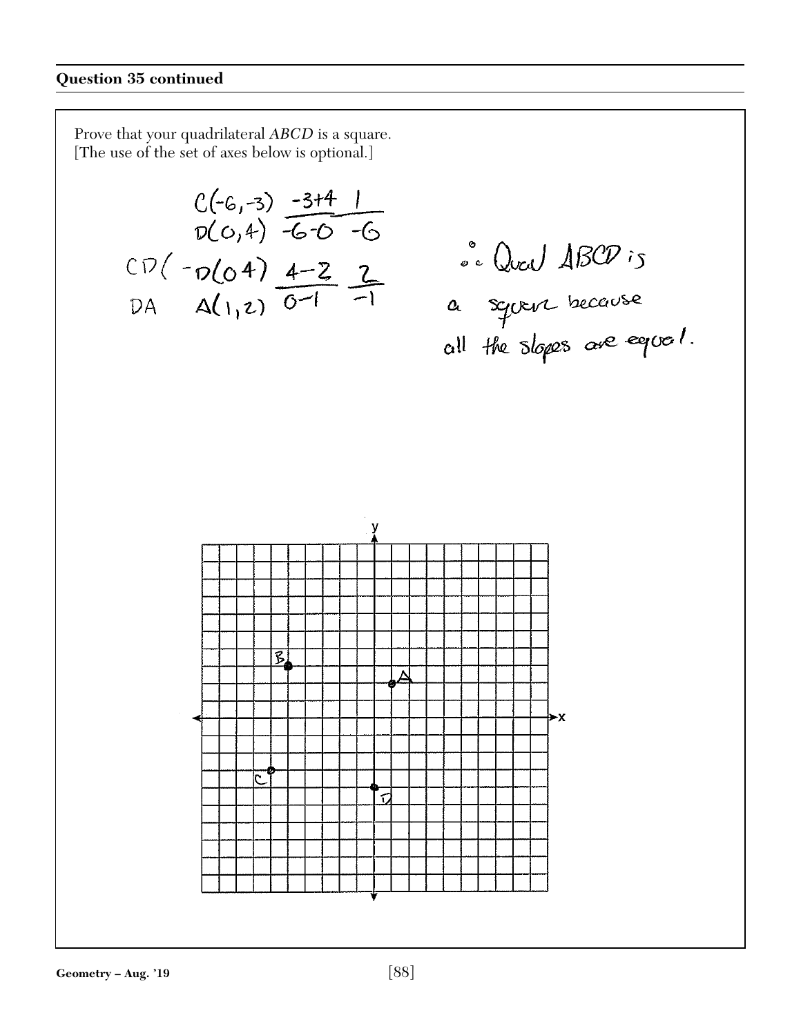**Question 35 continued**

Prove that your quadrilateral *ABCD* is a square.
[The use of the set of axes below is optional.]

$C(-6,-3)$ $\frac{-3+4}{-6-0}$ $\frac{1}{-6}$
$D(0,4)$

CD( $-D(0\,4)$ $\frac{4-2}{0-1}$ $\frac{2}{-1}$
DA $A(1,2)$

∴ Quad ABCD is a square because all the slopes are equal.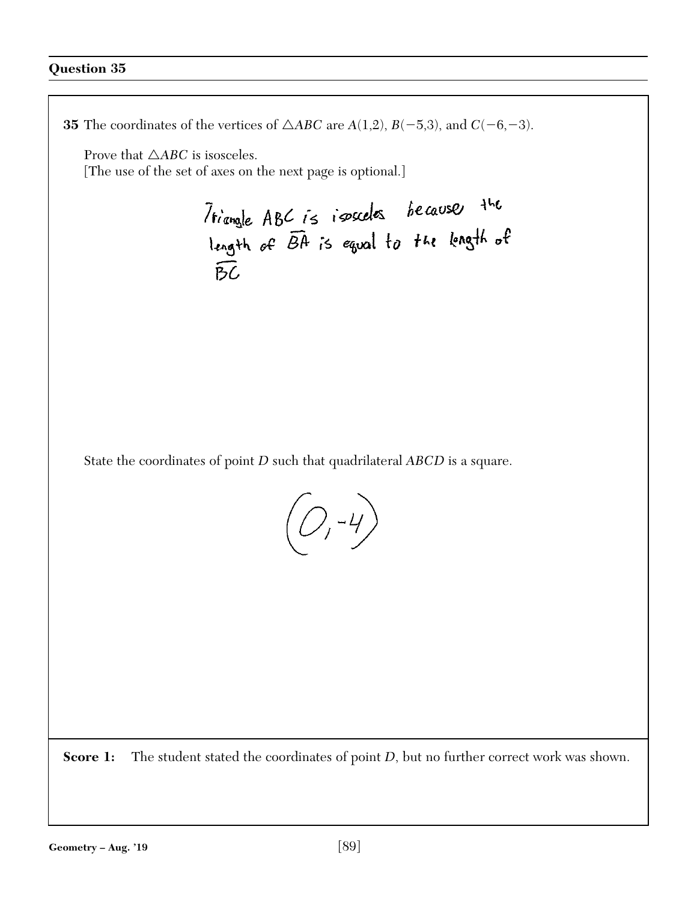## Question 35

**35** The coordinates of the vertices of $\triangle ABC$ are $A(1,2)$, $B(-5,3)$, and $C(-6,-3)$.

Prove that $\triangle ABC$ is isosceles.
[The use of the set of axes on the next page is optional.]

Triangle ABC is isosceles because the length of $\overline{BA}$ is equal to the length of $\overline{BC}$

State the coordinates of point $D$ such that quadrilateral $ABCD$ is a square.

$(0,-4)$

**Score 1:** The student stated the coordinates of point $D$, but no further correct work was shown.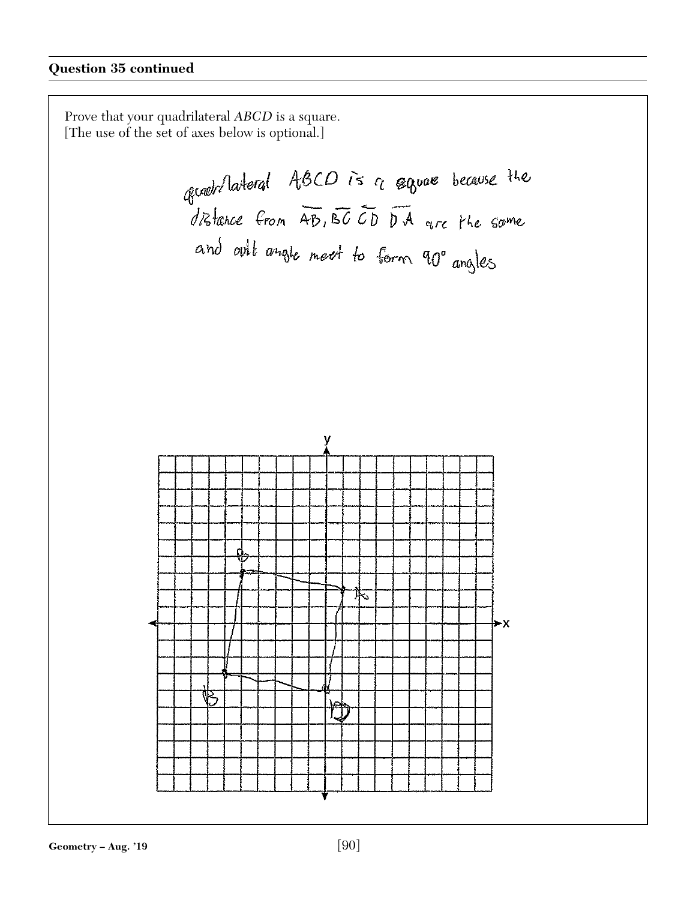**Question 35 continued**

Prove that your quadrilateral *ABCD* is a square.
[The use of the set of axes below is optional.]

quadrilateral ABCD is a square because the distance from $\overline{AB}$, $\overline{BC}$ $\overline{CD}$ $\overline{DA}$ are the same and all angle meet to form 90° angles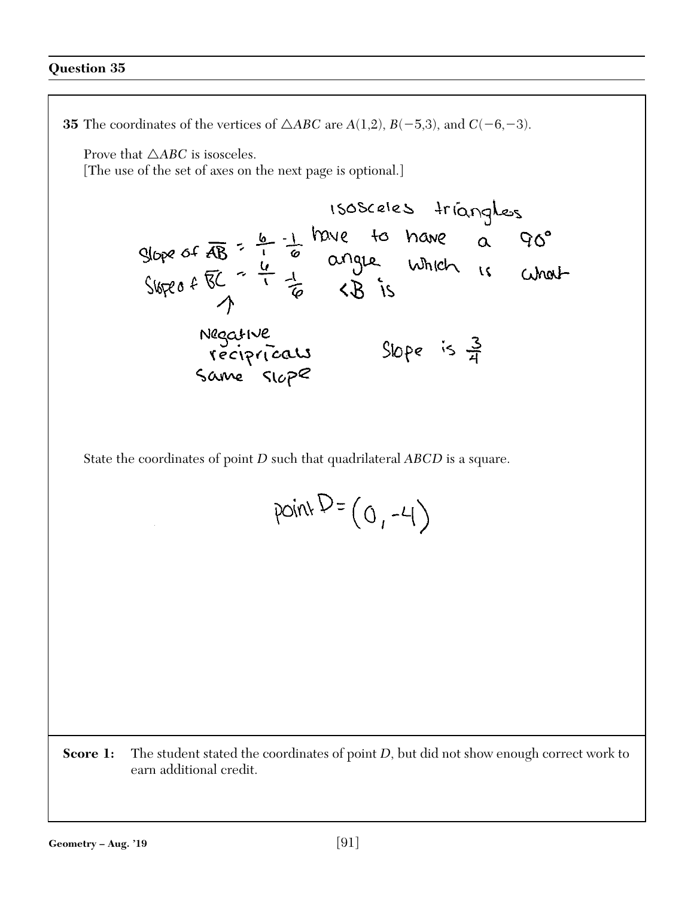## Question 35

**35** The coordinates of the vertices of $\triangle ABC$ are $A(1,2)$, $B(-5,3)$, and $C(-6,-3)$.

Prove that $\triangle ABC$ is isosceles.
[The use of the set of axes on the next page is optional.]

Slope of $\overline{AB} = \frac{6}{1} \; \frac{-1}{6}$

Slope of $\overline{BC} = \frac{6}{1} \; \frac{-1}{6}$

↑

Negative recipricals same slope

isosceles triangles have to have a 90° angle which is what <B is

Slope is $\frac{3}{4}$

State the coordinates of point $D$ such that quadrilateral $ABCD$ is a square.

point $D = (0, -4)$

**Score 1:** The student stated the coordinates of point $D$, but did not show enough correct work to earn additional credit.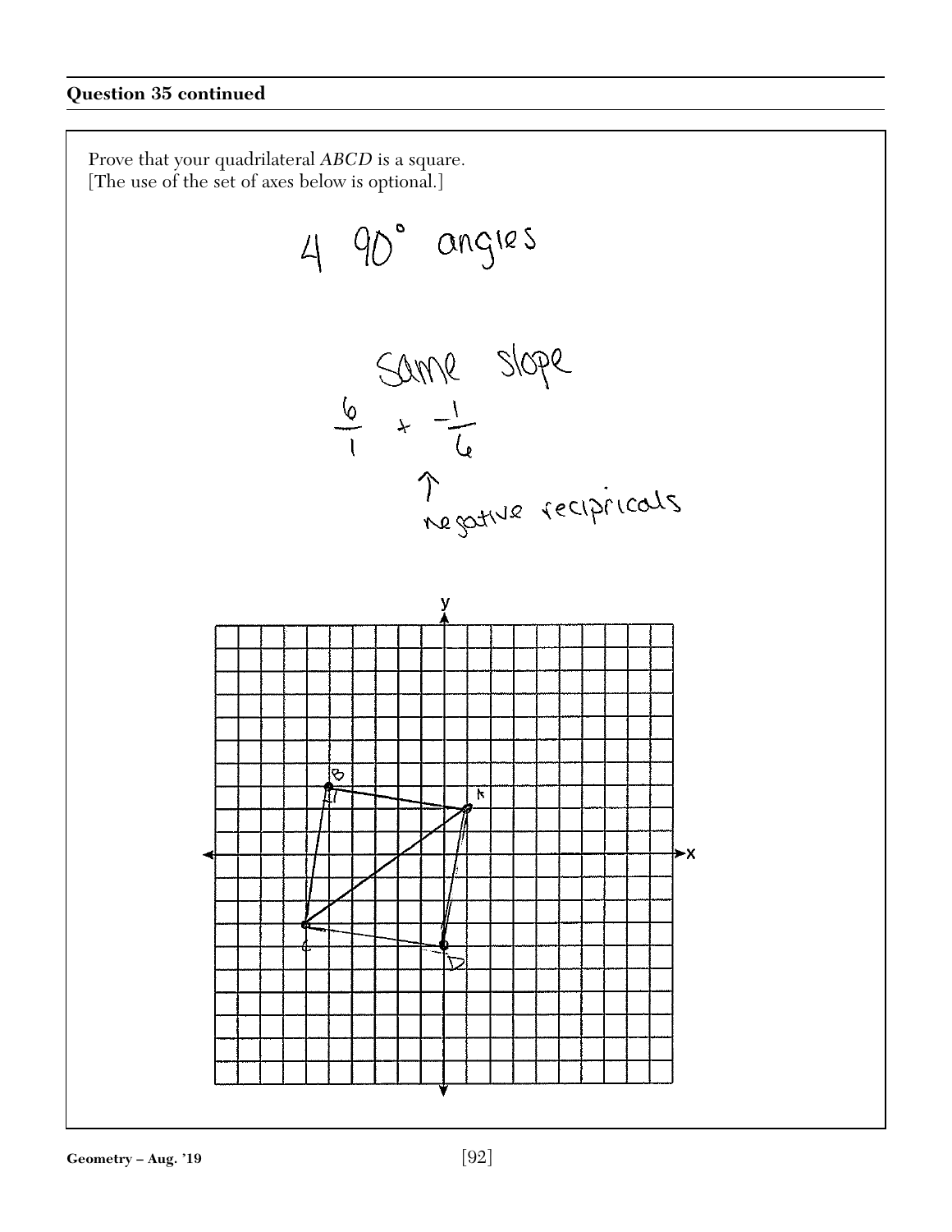**Question 35 continued**

Prove that your quadrilateral *ABCD* is a square.
[The use of the set of axes below is optional.]

4 90° angles

Same slope

$\frac{6}{1}$ + $-\frac{1}{6}$

↑ negative recipricals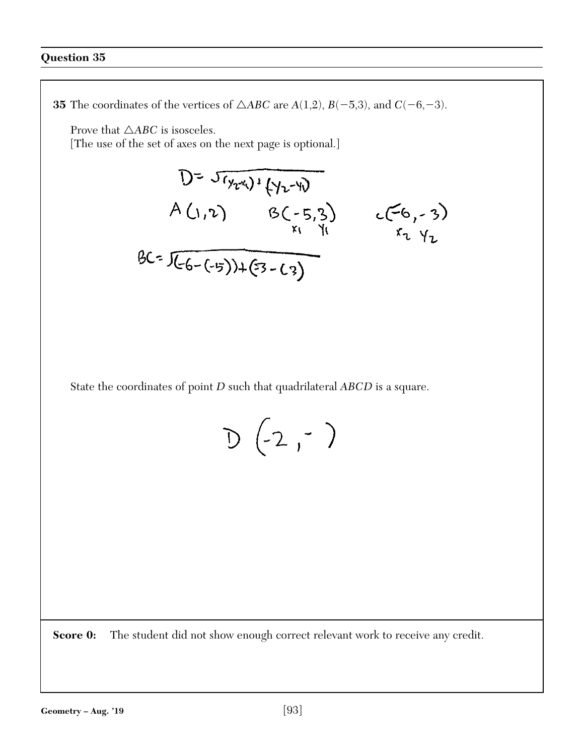## Question 35

**35** The coordinates of the vertices of $\triangle ABC$ are $A(1,2)$, $B(-5,3)$, and $C(-6,-3)$.

Prove that $\triangle ABC$ is isosceles.
[The use of the set of axes on the next page is optional.]

$D = \sqrt{(y_2 - x_1) + (y_2 - y_1)}$

$A(1,2)$ $\quad B(-5,3)$ $\quad C(-6,-3)$

$\quad\quad\quad\quad\;\; x_1 \;\; y_1 \quad\quad\quad\; x_2 \;\; y_2$

$BC = \sqrt{(-6-(-5)) + (-3-(3))}$

State the coordinates of point $D$ such that quadrilateral $ABCD$ is a square.

$D(-2, - \;)$

**Score 0:** The student did not show enough correct relevant work to receive any credit.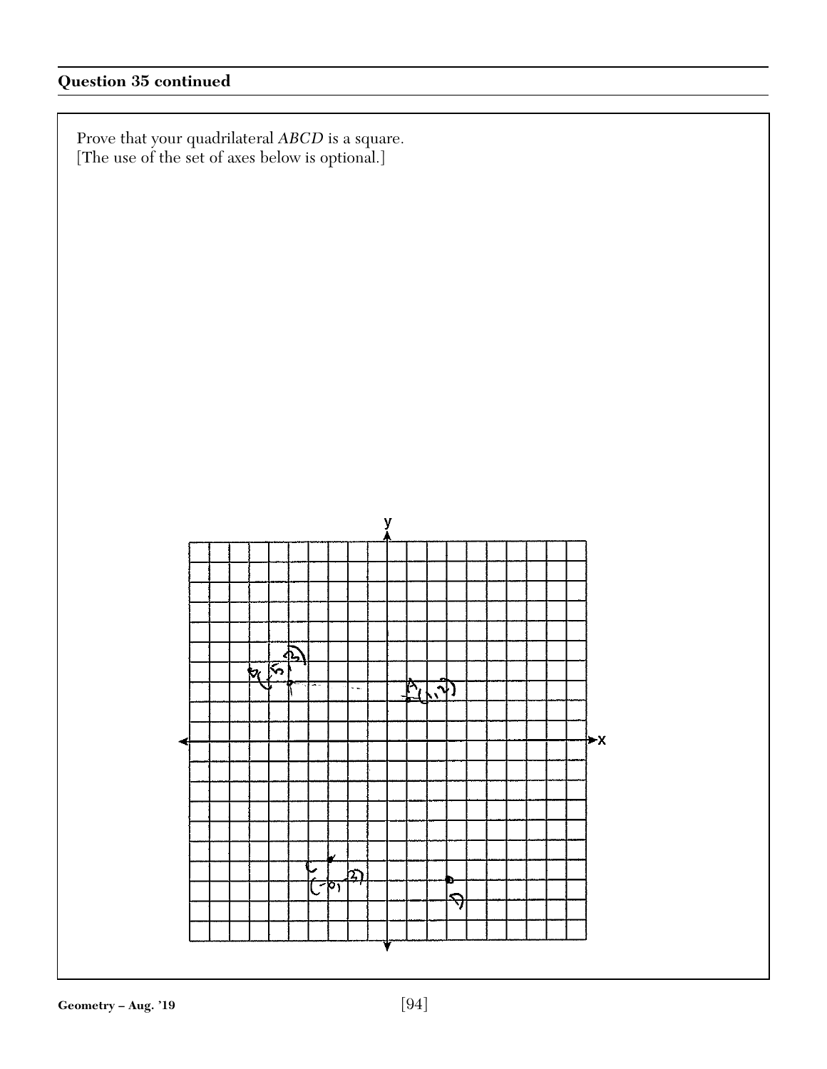### Question 35 continued

Prove that your quadrilateral *ABCD* is a square.
[The use of the set of axes below is optional.]

y

x